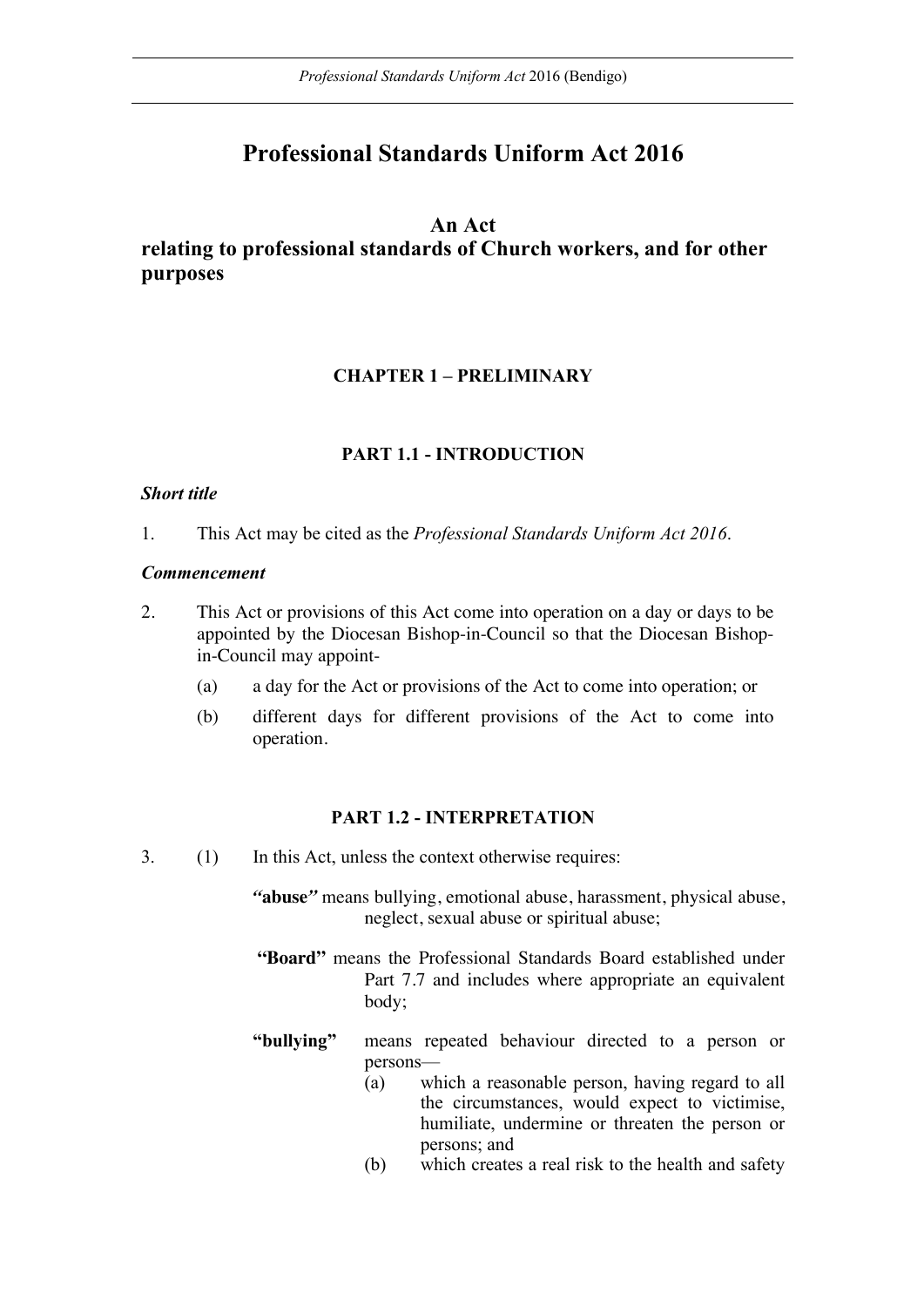# Professional Standards Uniform Act 2016

## An Act
## relating to professional standards of Church workers, and for other purposes

### CHAPTER 1 – PRELIMINARY

#### PART 1.1 - INTRODUCTION

***Short title***

1. This Act may be cited as the *Professional Standards Uniform Act 2016*.

***Commencement***

2. This Act or provisions of this Act come into operation on a day or days to be appointed by the Diocesan Bishop-in-Council so that the Diocesan Bishop-in-Council may appoint-
   - (a) a day for the Act or provisions of the Act to come into operation; or
   - (b) different days for different provisions of the Act to come into operation.

#### PART 1.2 - INTERPRETATION

3. (1) In this Act, unless the context otherwise requires:

   ***"abuse"*** means bullying, emotional abuse, harassment, physical abuse, neglect, sexual abuse or spiritual abuse;

   **"Board"** means the Professional Standards Board established under Part 7.7 and includes where appropriate an equivalent body;

   **"bullying"** means repeated behaviour directed to a person or persons—
   - (a) which a reasonable person, having regard to all the circumstances, would expect to victimise, humiliate, undermine or threaten the person or persons; and
   - (b) which creates a real risk to the health and safety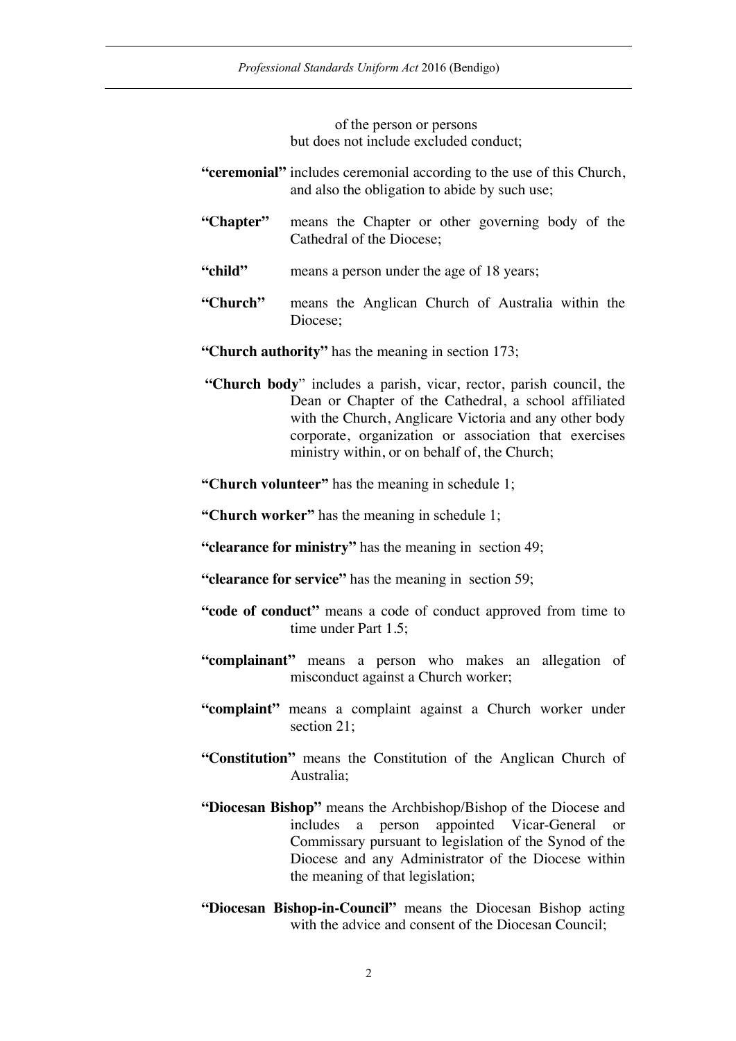of the person or persons
but does not include excluded conduct;

**"ceremonial"** includes ceremonial according to the use of this Church, and also the obligation to abide by such use;

**"Chapter"** means the Chapter or other governing body of the Cathedral of the Diocese;

**"child"** means a person under the age of 18 years;

**"Church"** means the Anglican Church of Australia within the Diocese;

**"Church authority"** has the meaning in section 173;

**"Church body"** includes a parish, vicar, rector, parish council, the Dean or Chapter of the Cathedral, a school affiliated with the Church, Anglicare Victoria and any other body corporate, organization or association that exercises ministry within, or on behalf of, the Church;

**"Church volunteer"** has the meaning in schedule 1;

**"Church worker"** has the meaning in schedule 1;

**"clearance for ministry"** has the meaning in section 49;

**"clearance for service"** has the meaning in section 59;

**"code of conduct"** means a code of conduct approved from time to time under Part 1.5;

**"complainant"** means a person who makes an allegation of misconduct against a Church worker;

**"complaint"** means a complaint against a Church worker under section 21;

**"Constitution"** means the Constitution of the Anglican Church of Australia;

**"Diocesan Bishop"** means the Archbishop/Bishop of the Diocese and includes a person appointed Vicar-General or Commissary pursuant to legislation of the Synod of the Diocese and any Administrator of the Diocese within the meaning of that legislation;

**"Diocesan Bishop-in-Council"** means the Diocesan Bishop acting with the advice and consent of the Diocesan Council;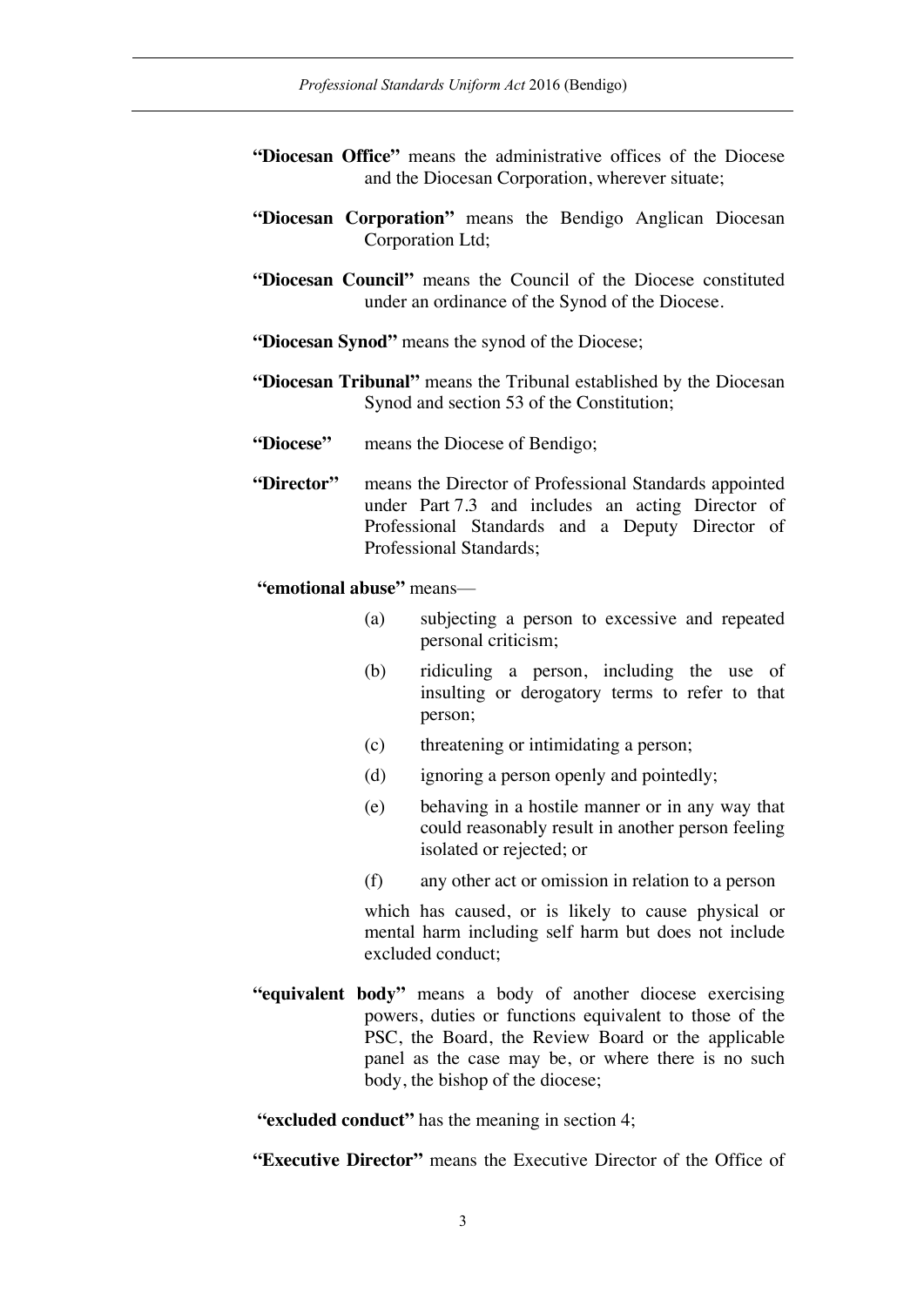**"Diocesan Office"** means the administrative offices of the Diocese and the Diocesan Corporation, wherever situate;

**"Diocesan Corporation"** means the Bendigo Anglican Diocesan Corporation Ltd;

**"Diocesan Council"** means the Council of the Diocese constituted under an ordinance of the Synod of the Diocese.

**"Diocesan Synod"** means the synod of the Diocese;

**"Diocesan Tribunal"** means the Tribunal established by the Diocesan Synod and section 53 of the Constitution;

**"Diocese"** means the Diocese of Bendigo;

**"Director"** means the Director of Professional Standards appointed under Part 7.3 and includes an acting Director of Professional Standards and a Deputy Director of Professional Standards;

**"emotional abuse"** means—

(a) subjecting a person to excessive and repeated personal criticism;

(b) ridiculing a person, including the use of insulting or derogatory terms to refer to that person;

(c) threatening or intimidating a person;

(d) ignoring a person openly and pointedly;

(e) behaving in a hostile manner or in any way that could reasonably result in another person feeling isolated or rejected; or

(f) any other act or omission in relation to a person

which has caused, or is likely to cause physical or mental harm including self harm but does not include excluded conduct;

**"equivalent body"** means a body of another diocese exercising powers, duties or functions equivalent to those of the PSC, the Board, the Review Board or the applicable panel as the case may be, or where there is no such body, the bishop of the diocese;

**"excluded conduct"** has the meaning in section 4;

**"Executive Director"** means the Executive Director of the Office of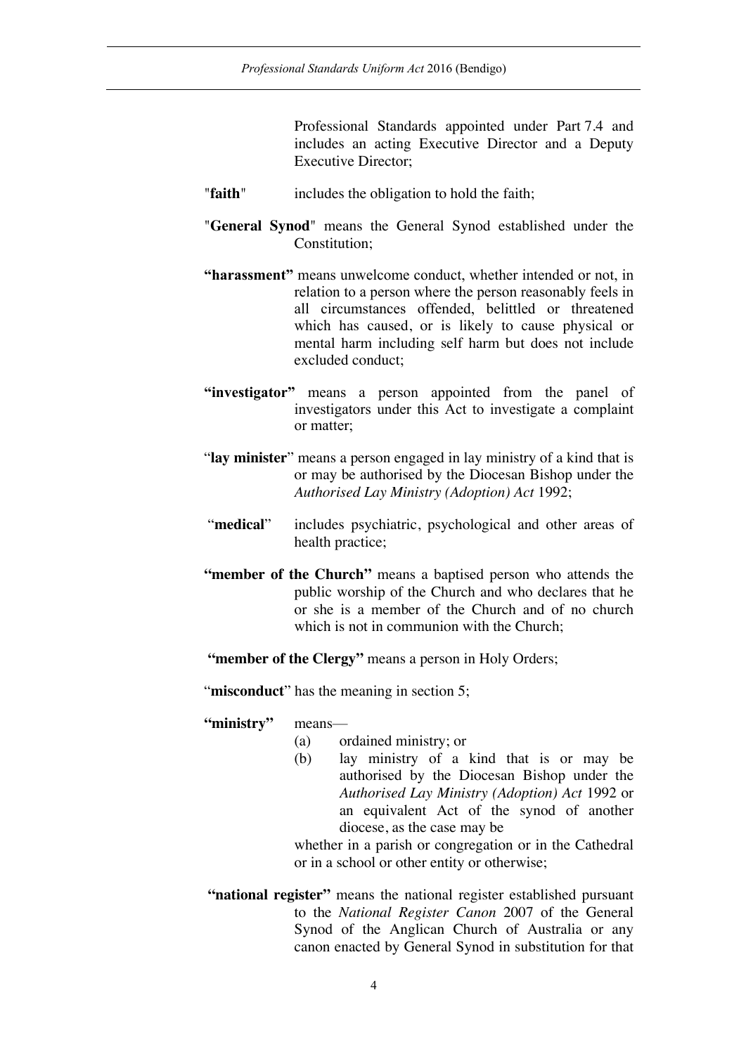Professional Standards appointed under Part 7.4 and includes an acting Executive Director and a Deputy Executive Director;

"**faith**" includes the obligation to hold the faith;

"**General Synod**" means the General Synod established under the Constitution;

**"harassment"** means unwelcome conduct, whether intended or not, in relation to a person where the person reasonably feels in all circumstances offended, belittled or threatened which has caused, or is likely to cause physical or mental harm including self harm but does not include excluded conduct;

**"investigator"** means a person appointed from the panel of investigators under this Act to investigate a complaint or matter;

"**lay minister**" means a person engaged in lay ministry of a kind that is or may be authorised by the Diocesan Bishop under the *Authorised Lay Ministry (Adoption) Act* 1992;

"**medical**" includes psychiatric, psychological and other areas of health practice;

**"member of the Church"** means a baptised person who attends the public worship of the Church and who declares that he or she is a member of the Church and of no church which is not in communion with the Church;

**"member of the Clergy"** means a person in Holy Orders;

"**misconduct**" has the meaning in section 5;

**"ministry"** means—

(a) ordained ministry; or

(b) lay ministry of a kind that is or may be authorised by the Diocesan Bishop under the *Authorised Lay Ministry (Adoption) Act* 1992 or an equivalent Act of the synod of another diocese, as the case may be

whether in a parish or congregation or in the Cathedral or in a school or other entity or otherwise;

**"national register"** means the national register established pursuant to the *National Register Canon* 2007 of the General Synod of the Anglican Church of Australia or any canon enacted by General Synod in substitution for that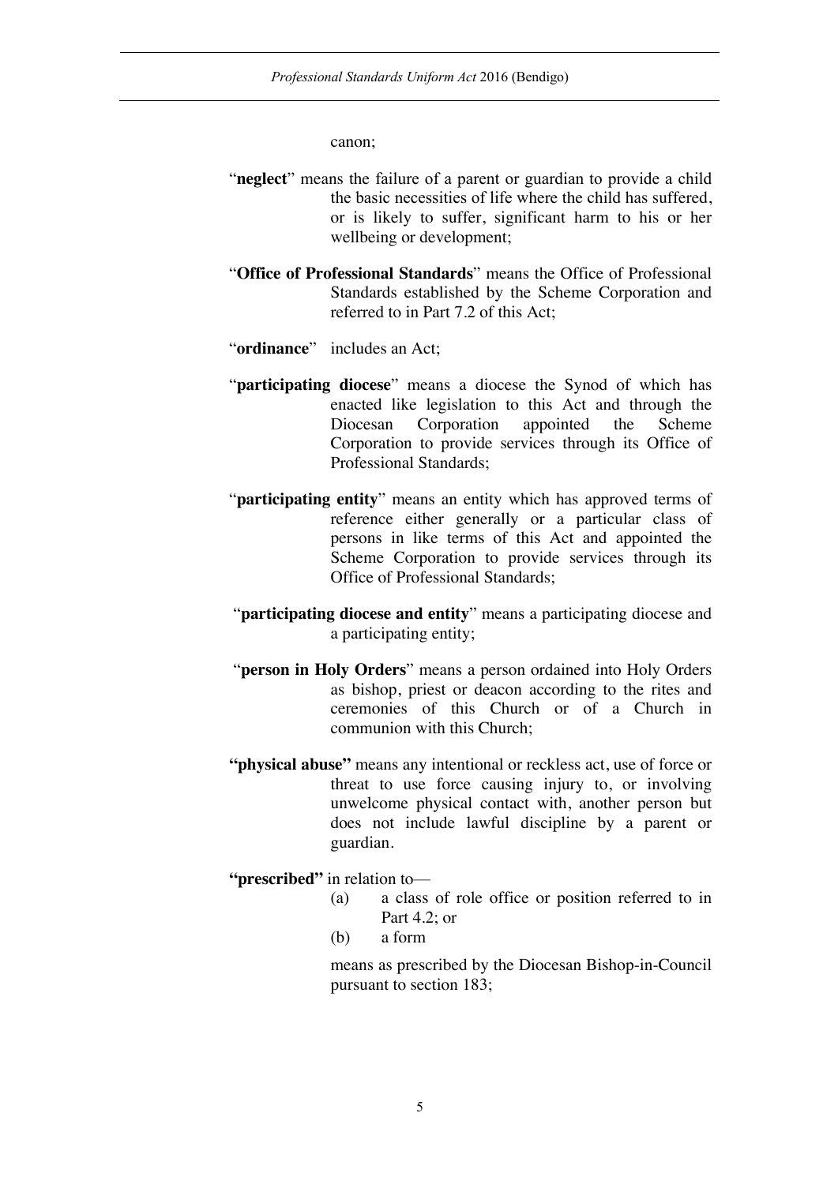canon;

"**neglect**" means the failure of a parent or guardian to provide a child the basic necessities of life where the child has suffered, or is likely to suffer, significant harm to his or her wellbeing or development;

"**Office of Professional Standards**" means the Office of Professional Standards established by the Scheme Corporation and referred to in Part 7.2 of this Act;

"**ordinance**" includes an Act;

"**participating diocese**" means a diocese the Synod of which has enacted like legislation to this Act and through the Diocesan Corporation appointed the Scheme Corporation to provide services through its Office of Professional Standards;

"**participating entity**" means an entity which has approved terms of reference either generally or a particular class of persons in like terms of this Act and appointed the Scheme Corporation to provide services through its Office of Professional Standards;

"**participating diocese and entity**" means a participating diocese and a participating entity;

"**person in Holy Orders**" means a person ordained into Holy Orders as bishop, priest or deacon according to the rites and ceremonies of this Church or of a Church in communion with this Church;

**"physical abuse"** means any intentional or reckless act, use of force or threat to use force causing injury to, or involving unwelcome physical contact with, another person but does not include lawful discipline by a parent or guardian.

**"prescribed"** in relation to—

(a) a class of role office or position referred to in Part 4.2; or

(b) a form

means as prescribed by the Diocesan Bishop-in-Council pursuant to section 183;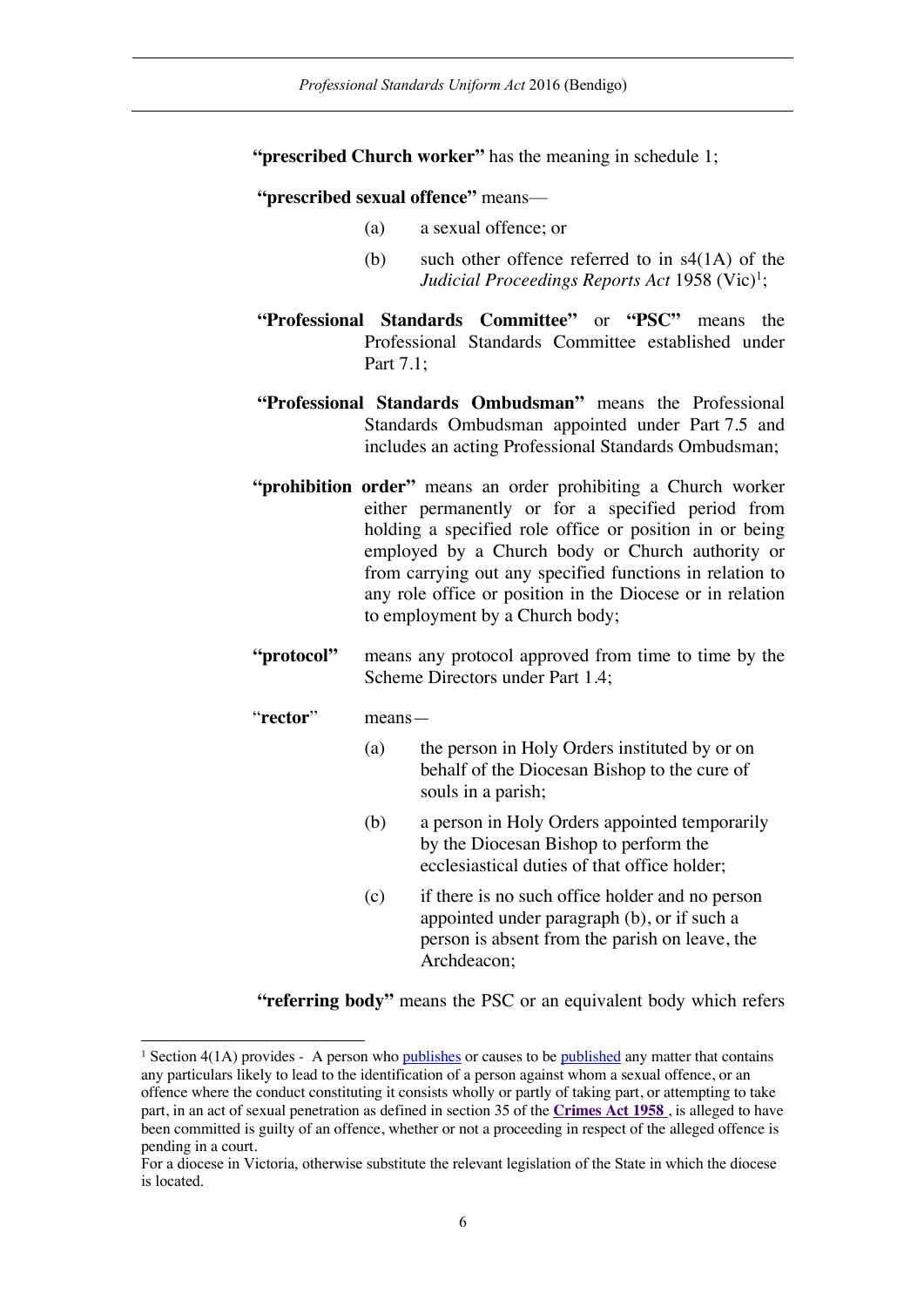**"prescribed Church worker"** has the meaning in schedule 1;

**"prescribed sexual offence"** means—

(a) a sexual offence; or

(b) such other offence referred to in s4(1A) of the *Judicial Proceedings Reports Act* 1958 (Vic)[1];

**"Professional Standards Committee"** or **"PSC"** means the Professional Standards Committee established under Part 7.1;

**"Professional Standards Ombudsman"** means the Professional Standards Ombudsman appointed under Part 7.5 and includes an acting Professional Standards Ombudsman;

**"prohibition order"** means an order prohibiting a Church worker either permanently or for a specified period from holding a specified role office or position in or being employed by a Church body or Church authority or from carrying out any specified functions in relation to any role office or position in the Diocese or in relation to employment by a Church body;

**"protocol"** means any protocol approved from time to time by the Scheme Directors under Part 1.4;

"**rector**" means—

(a) the person in Holy Orders instituted by or on behalf of the Diocesan Bishop to the cure of souls in a parish;

(b) a person in Holy Orders appointed temporarily by the Diocesan Bishop to perform the ecclesiastical duties of that office holder;

(c) if there is no such office holder and no person appointed under paragraph (b), or if such a person is absent from the parish on leave, the Archdeacon;

**"referring body"** means the PSC or an equivalent body which refers

---

[1] Section 4(1A) provides - A person who publishes or causes to be published any matter that contains any particulars likely to lead to the identification of a person against whom a sexual offence, or an offence where the conduct constituting it consists wholly or partly of taking part, or attempting to take part, in an act of sexual penetration as defined in section 35 of the **Crimes Act 1958** , is alleged to have been committed is guilty of an offence, whether or not a proceeding in respect of the alleged offence is pending in a court.
For a diocese in Victoria, otherwise substitute the relevant legislation of the State in which the diocese is located.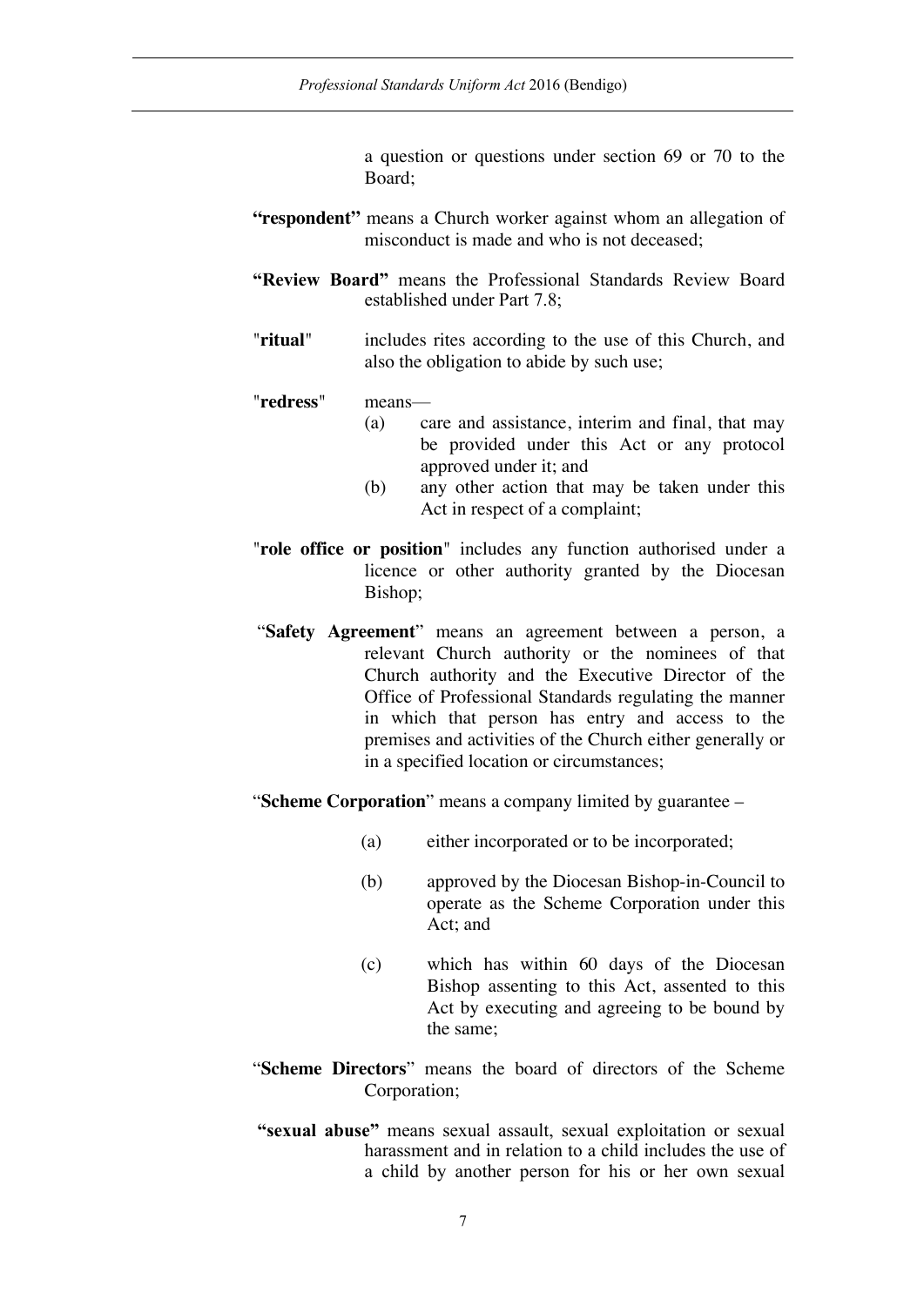a question or questions under section 69 or 70 to the Board;

**"respondent"** means a Church worker against whom an allegation of misconduct is made and who is not deceased;

**"Review Board"** means the Professional Standards Review Board established under Part 7.8;

"**ritual**" includes rites according to the use of this Church, and also the obligation to abide by such use;

"**redress**" means—

(a) care and assistance, interim and final, that may be provided under this Act or any protocol approved under it; and

(b) any other action that may be taken under this Act in respect of a complaint;

"**role office or position**" includes any function authorised under a licence or other authority granted by the Diocesan Bishop;

"**Safety Agreement**" means an agreement between a person, a relevant Church authority or the nominees of that Church authority and the Executive Director of the Office of Professional Standards regulating the manner in which that person has entry and access to the premises and activities of the Church either generally or in a specified location or circumstances;

"**Scheme Corporation**" means a company limited by guarantee –

(a) either incorporated or to be incorporated;

(b) approved by the Diocesan Bishop-in-Council to operate as the Scheme Corporation under this Act; and

(c) which has within 60 days of the Diocesan Bishop assenting to this Act, assented to this Act by executing and agreeing to be bound by the same;

"**Scheme Directors**" means the board of directors of the Scheme Corporation;

**"sexual abuse"** means sexual assault, sexual exploitation or sexual harassment and in relation to a child includes the use of a child by another person for his or her own sexual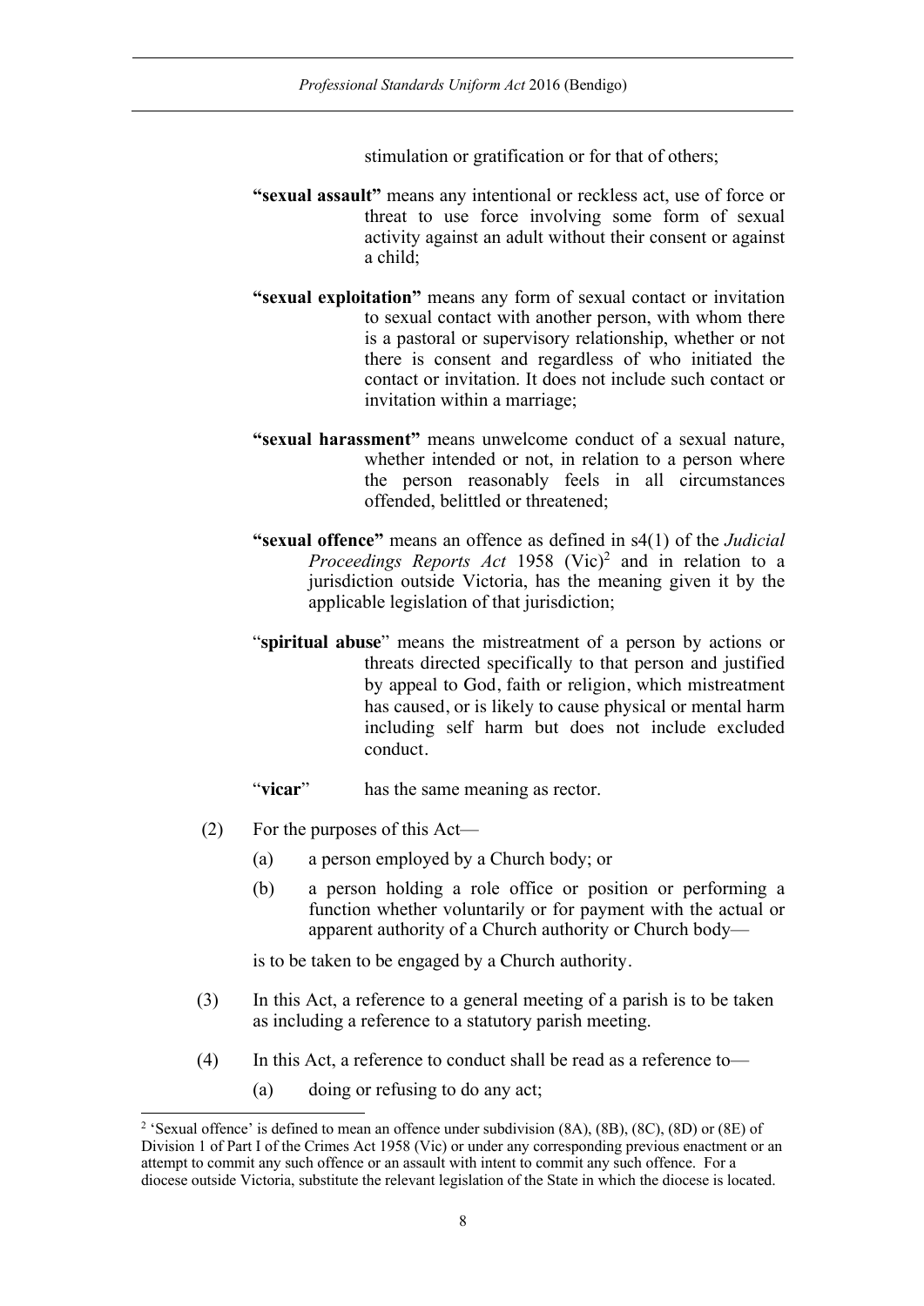stimulation or gratification or for that of others;

**"sexual assault"** means any intentional or reckless act, use of force or threat to use force involving some form of sexual activity against an adult without their consent or against a child;

**"sexual exploitation"** means any form of sexual contact or invitation to sexual contact with another person, with whom there is a pastoral or supervisory relationship, whether or not there is consent and regardless of who initiated the contact or invitation. It does not include such contact or invitation within a marriage;

**"sexual harassment"** means unwelcome conduct of a sexual nature, whether intended or not, in relation to a person where the person reasonably feels in all circumstances offended, belittled or threatened;

**"sexual offence"** means an offence as defined in s4(1) of the *Judicial Proceedings Reports Act* 1958 (Vic)[2] and in relation to a jurisdiction outside Victoria, has the meaning given it by the applicable legislation of that jurisdiction;

"**spiritual abuse**" means the mistreatment of a person by actions or threats directed specifically to that person and justified by appeal to God, faith or religion, which mistreatment has caused, or is likely to cause physical or mental harm including self harm but does not include excluded conduct.

"**vicar**" has the same meaning as rector.

(2) For the purposes of this Act—

(a) a person employed by a Church body; or

(b) a person holding a role office or position or performing a function whether voluntarily or for payment with the actual or apparent authority of a Church authority or Church body—

is to be taken to be engaged by a Church authority.

(3) In this Act, a reference to a general meeting of a parish is to be taken as including a reference to a statutory parish meeting.

(4) In this Act, a reference to conduct shall be read as a reference to—

(a) doing or refusing to do any act;

---

[2] 'Sexual offence' is defined to mean an offence under subdivision (8A), (8B), (8C), (8D) or (8E) of Division 1 of Part I of the Crimes Act 1958 (Vic) or under any corresponding previous enactment or an attempt to commit any such offence or an assault with intent to commit any such offence. For a diocese outside Victoria, substitute the relevant legislation of the State in which the diocese is located.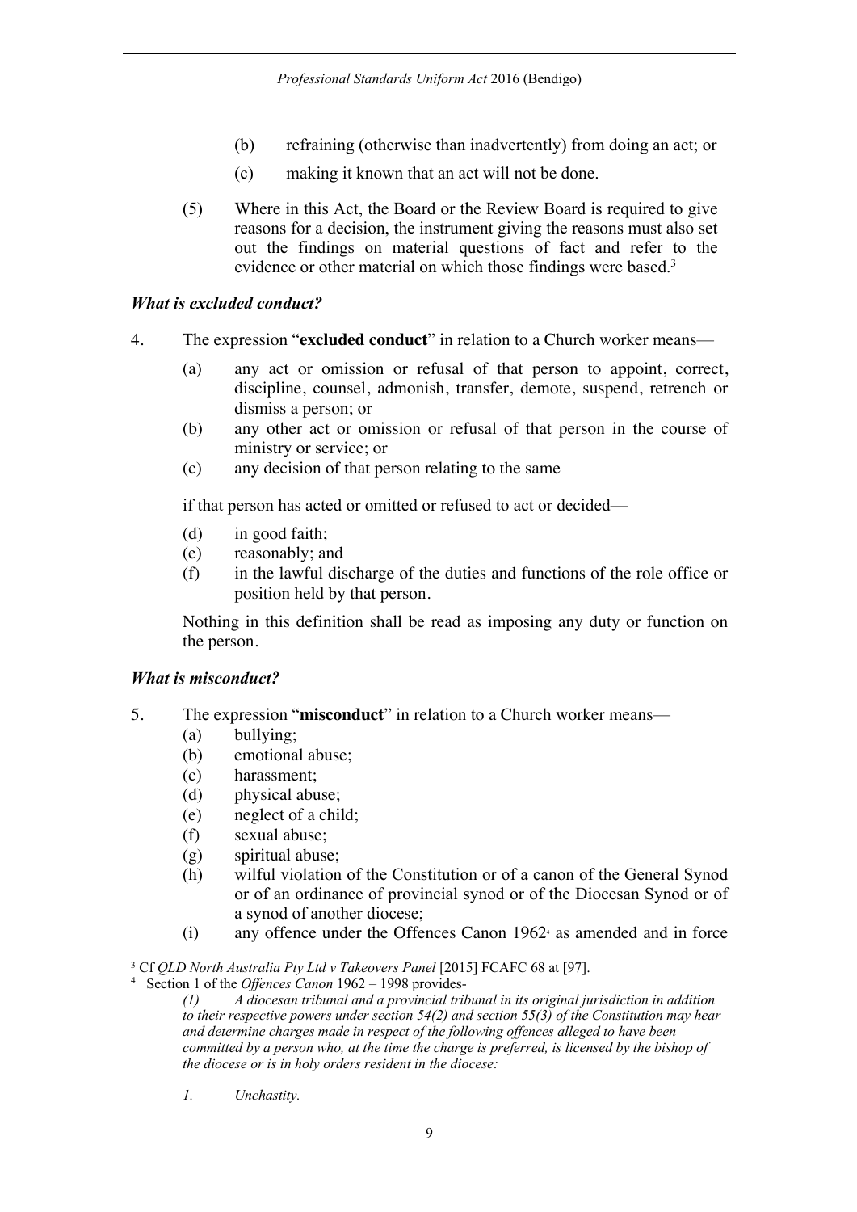(b) refraining (otherwise than inadvertently) from doing an act; or

(c) making it known that an act will not be done.

(5) Where in this Act, the Board or the Review Board is required to give reasons for a decision, the instrument giving the reasons must also set out the findings on material questions of fact and refer to the evidence or other material on which those findings were based.[3]

### *What is excluded conduct?*

4. The expression "**excluded conduct**" in relation to a Church worker means—

(a) any act or omission or refusal of that person to appoint, correct, discipline, counsel, admonish, transfer, demote, suspend, retrench or dismiss a person; or

(b) any other act or omission or refusal of that person in the course of ministry or service; or

(c) any decision of that person relating to the same

if that person has acted or omitted or refused to act or decided—

(d) in good faith;

(e) reasonably; and

(f) in the lawful discharge of the duties and functions of the role office or position held by that person.

Nothing in this definition shall be read as imposing any duty or function on the person.

### *What is misconduct?*

5. The expression "**misconduct**" in relation to a Church worker means—

(a) bullying;

(b) emotional abuse;

(c) harassment;

(d) physical abuse;

(e) neglect of a child;

(f) sexual abuse;

(g) spiritual abuse;

(h) wilful violation of the Constitution or of a canon of the General Synod or of an ordinance of provincial synod or of the Diocesan Synod or of a synod of another diocese;

(i) any offence under the Offences Canon 1962[4] as amended and in force

---

[3] Cf *QLD North Australia Pty Ltd v Takeovers Panel* [2015] FCAFC 68 at [97].

[4] Section 1 of the *Offences Canon* 1962 – 1998 provides-

*(1) A diocesan tribunal and a provincial tribunal in its original jurisdiction in addition to their respective powers under section 54(2) and section 55(3) of the Constitution may hear and determine charges made in respect of the following offences alleged to have been committed by a person who, at the time the charge is preferred, is licensed by the bishop of the diocese or is in holy orders resident in the diocese:*

*1. Unchastity.*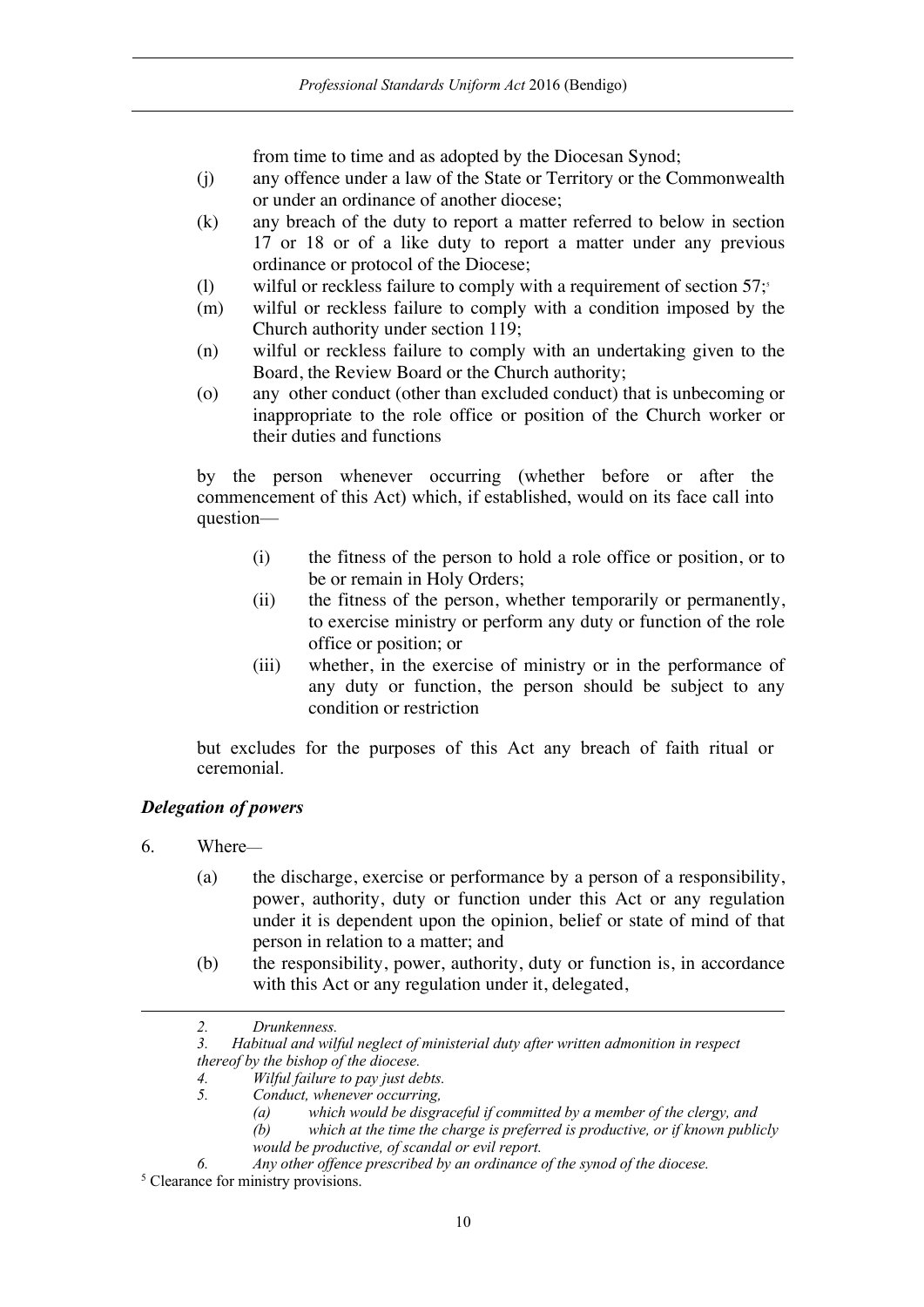from time to time and as adopted by the Diocesan Synod;

(j) any offence under a law of the State or Territory or the Commonwealth or under an ordinance of another diocese;

(k) any breach of the duty to report a matter referred to below in section 17 or 18 or of a like duty to report a matter under any previous ordinance or protocol of the Diocese;

(l) wilful or reckless failure to comply with a requirement of section 57;[5]

(m) wilful or reckless failure to comply with a condition imposed by the Church authority under section 119;

(n) wilful or reckless failure to comply with an undertaking given to the Board, the Review Board or the Church authority;

(o) any other conduct (other than excluded conduct) that is unbecoming or inappropriate to the role office or position of the Church worker or their duties and functions

by the person whenever occurring (whether before or after the commencement of this Act) which, if established, would on its face call into question—

(i) the fitness of the person to hold a role office or position, or to be or remain in Holy Orders;

(ii) the fitness of the person, whether temporarily or permanently, to exercise ministry or perform any duty or function of the role office or position; or

(iii) whether, in the exercise of ministry or in the performance of any duty or function, the person should be subject to any condition or restriction

but excludes for the purposes of this Act any breach of faith ritual or ceremonial.

### *Delegation of powers*

6. Where—

(a) the discharge, exercise or performance by a person of a responsibility, power, authority, duty or function under this Act or any regulation under it is dependent upon the opinion, belief or state of mind of that person in relation to a matter; and

(b) the responsibility, power, authority, duty or function is, in accordance with this Act or any regulation under it, delegated,

---

*2. Drunkenness.*
*3. Habitual and wilful neglect of ministerial duty after written admonition in respect thereof by the bishop of the diocese.*
*4. Wilful failure to pay just debts.*
*5. Conduct, whenever occurring,*
*(a) which would be disgraceful if committed by a member of the clergy, and*
*(b) which at the time the charge is preferred is productive, or if known publicly would be productive, of scandal or evil report.*
*6. Any other offence prescribed by an ordinance of the synod of the diocese.*

[5] Clearance for ministry provisions.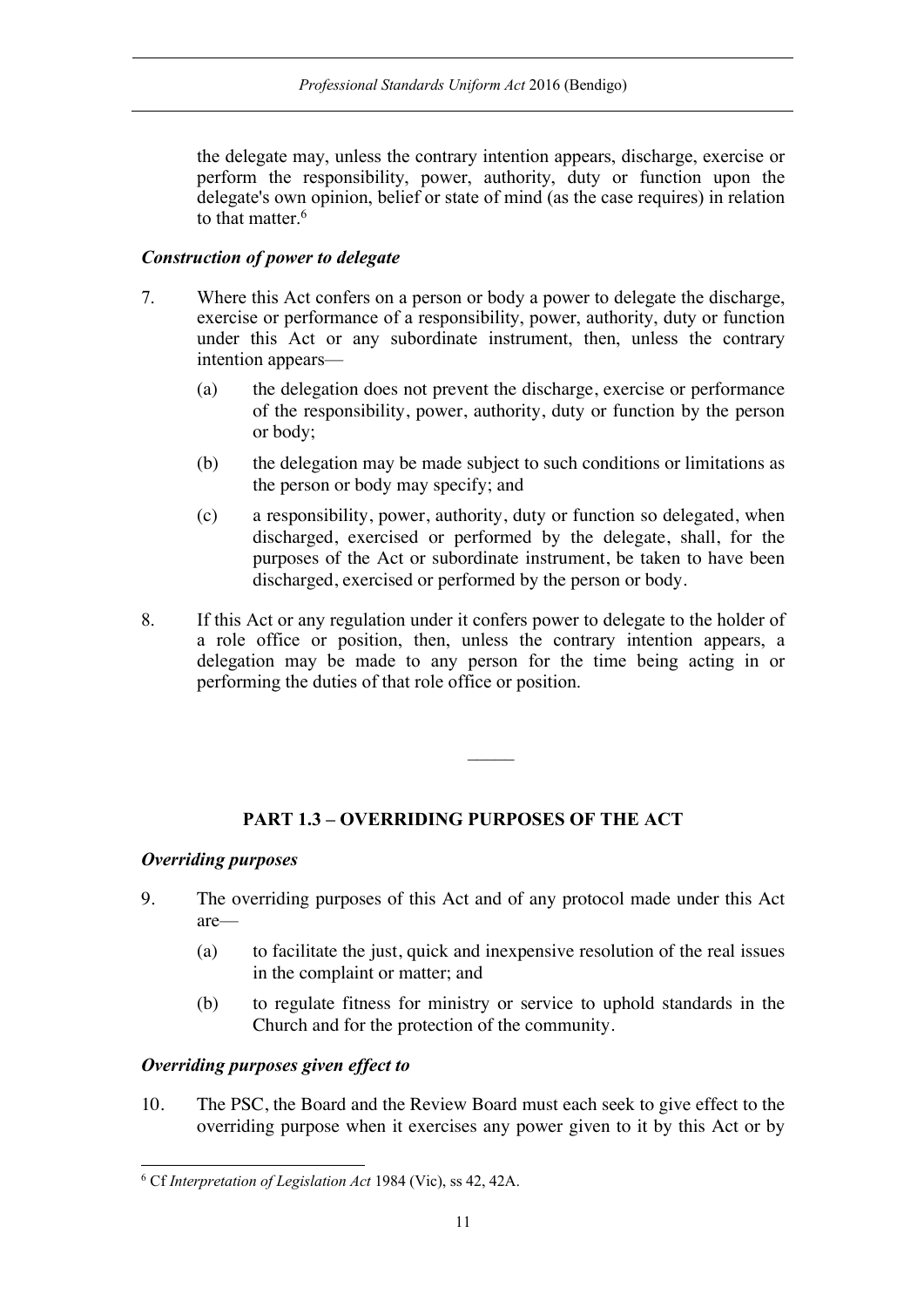the delegate may, unless the contrary intention appears, discharge, exercise or perform the responsibility, power, authority, duty or function upon the delegate's own opinion, belief or state of mind (as the case requires) in relation to that matter.[6]

***Construction of power to delegate***

7. Where this Act confers on a person or body a power to delegate the discharge, exercise or performance of a responsibility, power, authority, duty or function under this Act or any subordinate instrument, then, unless the contrary intention appears—

   (a) the delegation does not prevent the discharge, exercise or performance of the responsibility, power, authority, duty or function by the person or body;

   (b) the delegation may be made subject to such conditions or limitations as the person or body may specify; and

   (c) a responsibility, power, authority, duty or function so delegated, when discharged, exercised or performed by the delegate, shall, for the purposes of the Act or subordinate instrument, be taken to have been discharged, exercised or performed by the person or body.

8. If this Act or any regulation under it confers power to delegate to the holder of a role office or position, then, unless the contrary intention appears, a delegation may be made to any person for the time being acting in or performing the duties of that role office or position.

---

## PART 1.3 – OVERRIDING PURPOSES OF THE ACT

***Overriding purposes***

9. The overriding purposes of this Act and of any protocol made under this Act are—

   (a) to facilitate the just, quick and inexpensive resolution of the real issues in the complaint or matter; and

   (b) to regulate fitness for ministry or service to uphold standards in the Church and for the protection of the community.

***Overriding purposes given effect to***

10. The PSC, the Board and the Review Board must each seek to give effect to the overriding purpose when it exercises any power given to it by this Act or by

[6] Cf *Interpretation of Legislation Act* 1984 (Vic), ss 42, 42A.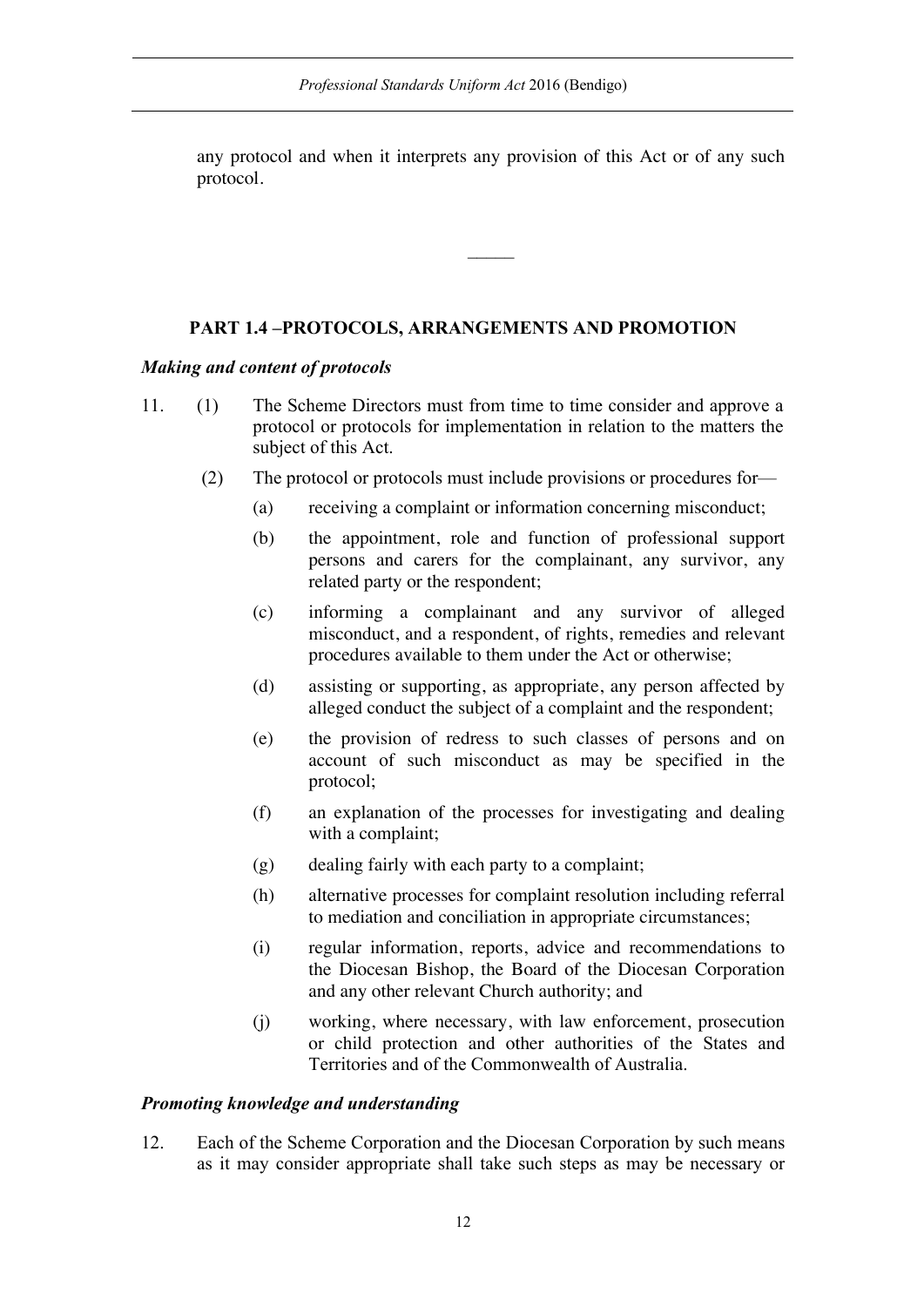any protocol and when it interprets any provision of this Act or of any such protocol.

---

## PART 1.4 –PROTOCOLS, ARRANGEMENTS AND PROMOTION

***Making and content of protocols***

11. (1) The Scheme Directors must from time to time consider and approve a protocol or protocols for implementation in relation to the matters the subject of this Act.

(2) The protocol or protocols must include provisions or procedures for—

(a) receiving a complaint or information concerning misconduct;

(b) the appointment, role and function of professional support persons and carers for the complainant, any survivor, any related party or the respondent;

(c) informing a complainant and any survivor of alleged misconduct, and a respondent, of rights, remedies and relevant procedures available to them under the Act or otherwise;

(d) assisting or supporting, as appropriate, any person affected by alleged conduct the subject of a complaint and the respondent;

(e) the provision of redress to such classes of persons and on account of such misconduct as may be specified in the protocol;

(f) an explanation of the processes for investigating and dealing with a complaint;

(g) dealing fairly with each party to a complaint;

(h) alternative processes for complaint resolution including referral to mediation and conciliation in appropriate circumstances;

(i) regular information, reports, advice and recommendations to the Diocesan Bishop, the Board of the Diocesan Corporation and any other relevant Church authority; and

(j) working, where necessary, with law enforcement, prosecution or child protection and other authorities of the States and Territories and of the Commonwealth of Australia.

***Promoting knowledge and understanding***

12. Each of the Scheme Corporation and the Diocesan Corporation by such means as it may consider appropriate shall take such steps as may be necessary or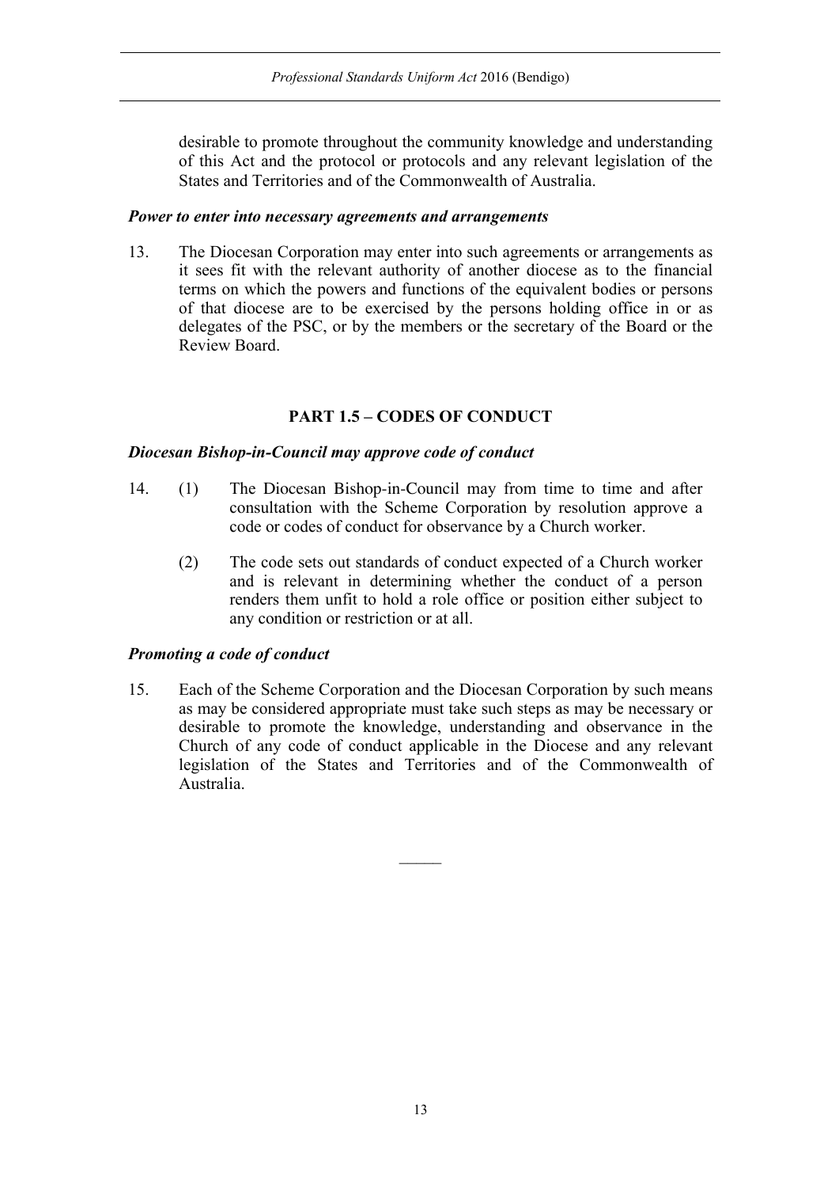desirable to promote throughout the community knowledge and understanding of this Act and the protocol or protocols and any relevant legislation of the States and Territories and of the Commonwealth of Australia.

***Power to enter into necessary agreements and arrangements***

13. The Diocesan Corporation may enter into such agreements or arrangements as it sees fit with the relevant authority of another diocese as to the financial terms on which the powers and functions of the equivalent bodies or persons of that diocese are to be exercised by the persons holding office in or as delegates of the PSC, or by the members or the secretary of the Board or the Review Board.

## PART 1.5 – CODES OF CONDUCT

***Diocesan Bishop-in-Council may approve code of conduct***

14. (1) The Diocesan Bishop-in-Council may from time to time and after consultation with the Scheme Corporation by resolution approve a code or codes of conduct for observance by a Church worker.

    (2) The code sets out standards of conduct expected of a Church worker and is relevant in determining whether the conduct of a person renders them unfit to hold a role office or position either subject to any condition or restriction or at all.

***Promoting a code of conduct***

15. Each of the Scheme Corporation and the Diocesan Corporation by such means as may be considered appropriate must take such steps as may be necessary or desirable to promote the knowledge, understanding and observance in the Church of any code of conduct applicable in the Diocese and any relevant legislation of the States and Territories and of the Commonwealth of Australia.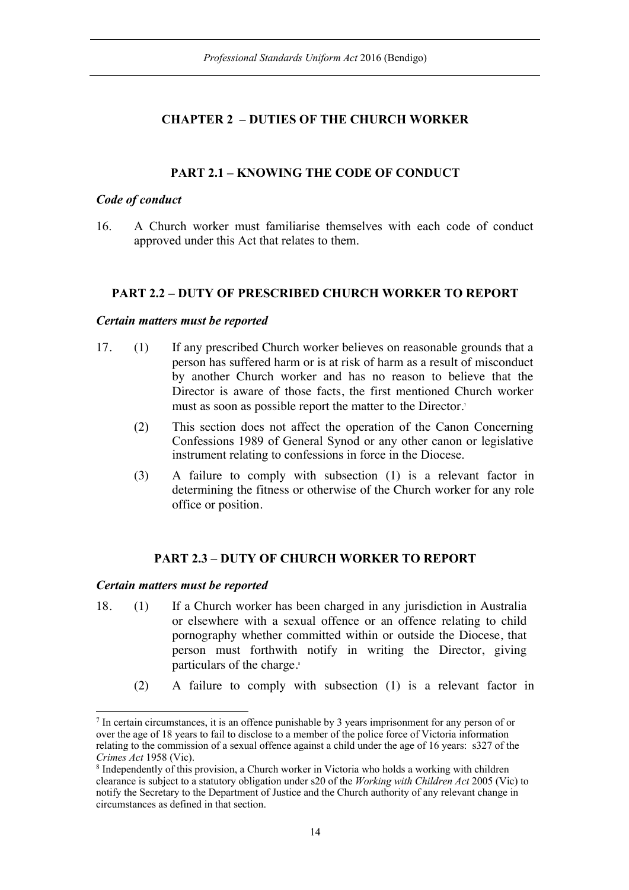## CHAPTER 2 – DUTIES OF THE CHURCH WORKER

### PART 2.1 – KNOWING THE CODE OF CONDUCT

*Code of conduct*

16. A Church worker must familiarise themselves with each code of conduct approved under this Act that relates to them.

### PART 2.2 – DUTY OF PRESCRIBED CHURCH WORKER TO REPORT

*Certain matters must be reported*

17. (1) If any prescribed Church worker believes on reasonable grounds that a person has suffered harm or is at risk of harm as a result of misconduct by another Church worker and has no reason to believe that the Director is aware of those facts, the first mentioned Church worker must as soon as possible report the matter to the Director.[7]

(2) This section does not affect the operation of the Canon Concerning Confessions 1989 of General Synod or any other canon or legislative instrument relating to confessions in force in the Diocese.

(3) A failure to comply with subsection (1) is a relevant factor in determining the fitness or otherwise of the Church worker for any role office or position.

### PART 2.3 – DUTY OF CHURCH WORKER TO REPORT

*Certain matters must be reported*

18. (1) If a Church worker has been charged in any jurisdiction in Australia or elsewhere with a sexual offence or an offence relating to child pornography whether committed within or outside the Diocese, that person must forthwith notify in writing the Director, giving particulars of the charge.[8]

(2) A failure to comply with subsection (1) is a relevant factor in

---

[7] In certain circumstances, it is an offence punishable by 3 years imprisonment for any person of or over the age of 18 years to fail to disclose to a member of the police force of Victoria information relating to the commission of a sexual offence against a child under the age of 16 years: s327 of the *Crimes Act* 1958 (Vic).

[8] Independently of this provision, a Church worker in Victoria who holds a working with children clearance is subject to a statutory obligation under s20 of the *Working with Children Act* 2005 (Vic) to notify the Secretary to the Department of Justice and the Church authority of any relevant change in circumstances as defined in that section.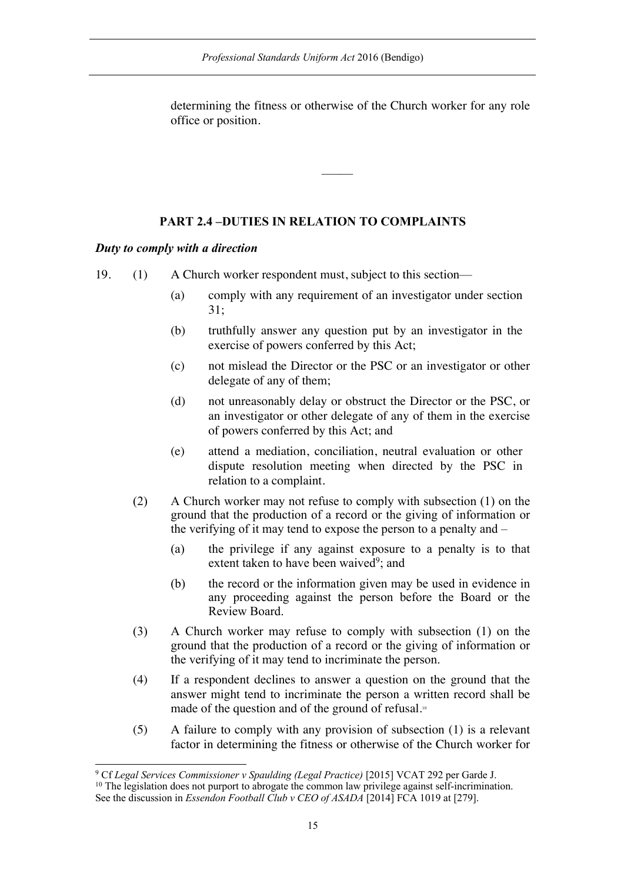determining the fitness or otherwise of the Church worker for any role office or position.

―――

## PART 2.4 –DUTIES IN RELATION TO COMPLAINTS

***Duty to comply with a direction***

19. (1) A Church worker respondent must, subject to this section—

    (a) comply with any requirement of an investigator under section 31;

    (b) truthfully answer any question put by an investigator in the exercise of powers conferred by this Act;

    (c) not mislead the Director or the PSC or an investigator or other delegate of any of them;

    (d) not unreasonably delay or obstruct the Director or the PSC, or an investigator or other delegate of any of them in the exercise of powers conferred by this Act; and

    (e) attend a mediation, conciliation, neutral evaluation or other dispute resolution meeting when directed by the PSC in relation to a complaint.

(2) A Church worker may not refuse to comply with subsection (1) on the ground that the production of a record or the giving of information or the verifying of it may tend to expose the person to a penalty and –

    (a) the privilege if any against exposure to a penalty is to that extent taken to have been waived[9]; and

    (b) the record or the information given may be used in evidence in any proceeding against the person before the Board or the Review Board.

(3) A Church worker may refuse to comply with subsection (1) on the ground that the production of a record or the giving of information or the verifying of it may tend to incriminate the person.

(4) If a respondent declines to answer a question on the ground that the answer might tend to incriminate the person a written record shall be made of the question and of the ground of refusal.[10]

(5) A failure to comply with any provision of subsection (1) is a relevant factor in determining the fitness or otherwise of the Church worker for

---

[9] Cf *Legal Services Commissioner v Spaulding (Legal Practice)* [2015] VCAT 292 per Garde J.

[10] The legislation does not purport to abrogate the common law privilege against self-incrimination. See the discussion in *Essendon Football Club v CEO of ASADA* [2014] FCA 1019 at [279].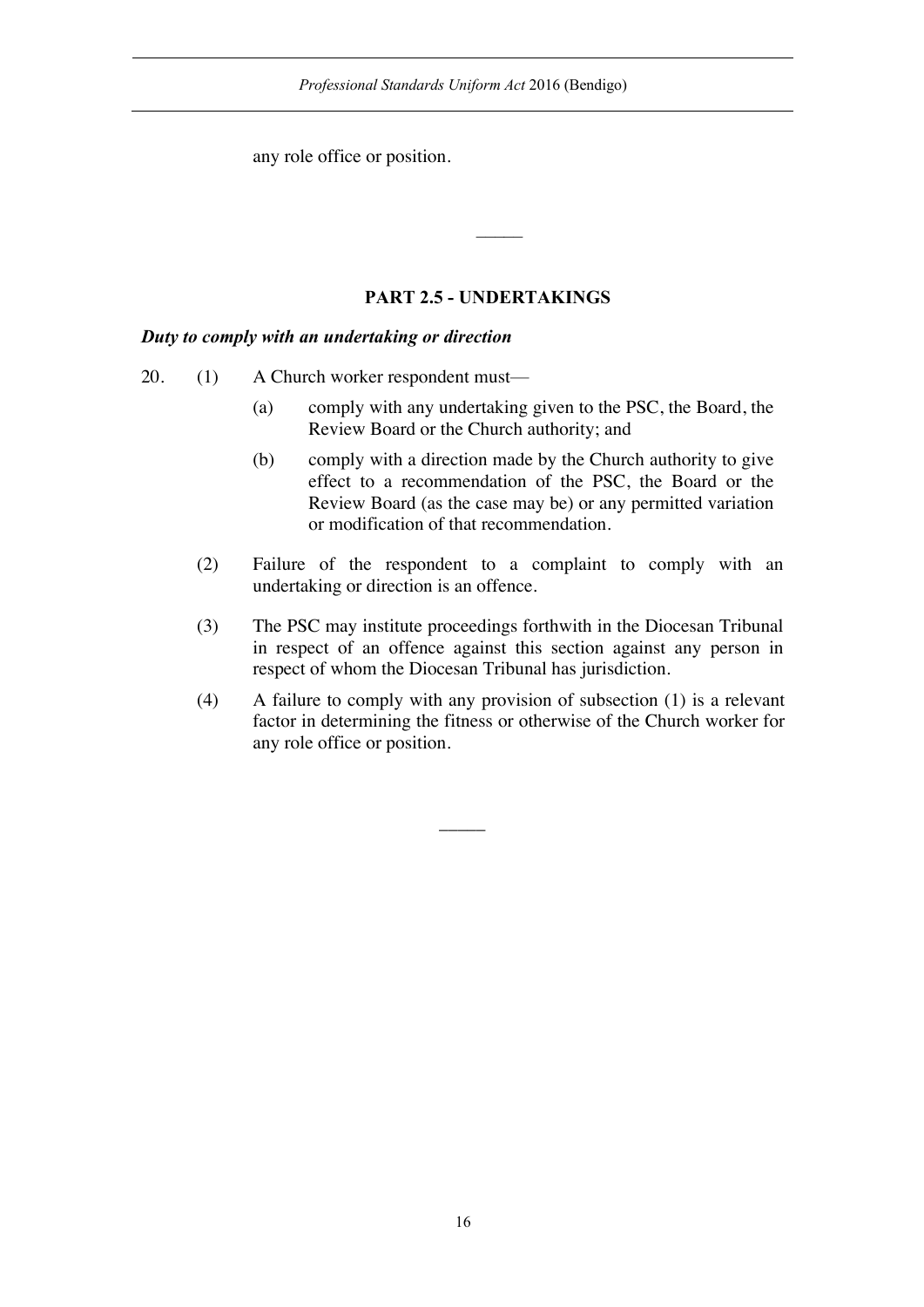any role office or position.

———

## PART 2.5 - UNDERTAKINGS

***Duty to comply with an undertaking or direction***

20. (1) A Church worker respondent must—

    (a) comply with any undertaking given to the PSC, the Board, the Review Board or the Church authority; and

    (b) comply with a direction made by the Church authority to give effect to a recommendation of the PSC, the Board or the Review Board (as the case may be) or any permitted variation or modification of that recommendation.

(2) Failure of the respondent to a complaint to comply with an undertaking or direction is an offence.

(3) The PSC may institute proceedings forthwith in the Diocesan Tribunal in respect of an offence against this section against any person in respect of whom the Diocesan Tribunal has jurisdiction.

(4) A failure to comply with any provision of subsection (1) is a relevant factor in determining the fitness or otherwise of the Church worker for any role office or position.

———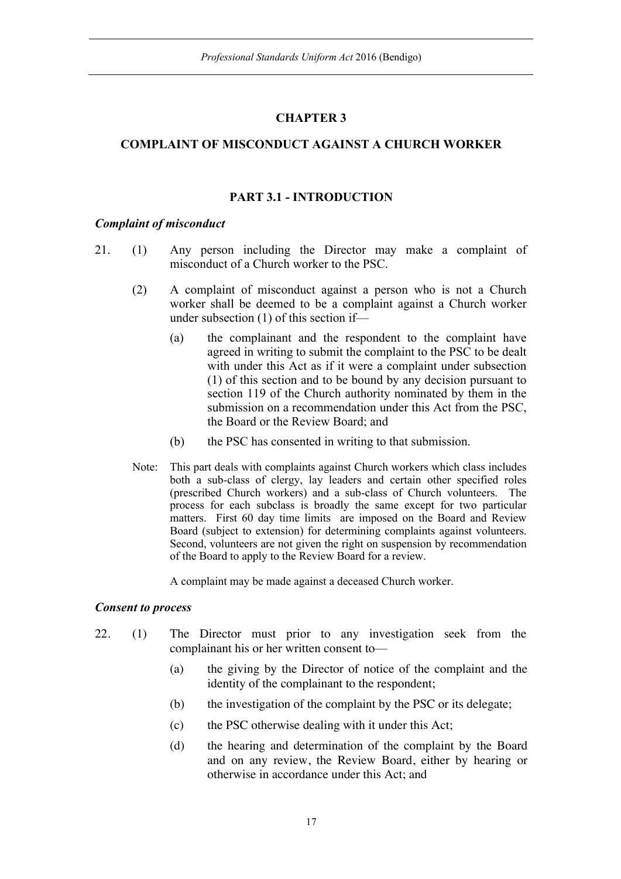# CHAPTER 3

## COMPLAINT OF MISCONDUCT AGAINST A CHURCH WORKER

### PART 3.1 - INTRODUCTION

***Complaint of misconduct***

21. (1) Any person including the Director may make a complaint of misconduct of a Church worker to the PSC.

(2) A complaint of misconduct against a person who is not a Church worker shall be deemed to be a complaint against a Church worker under subsection (1) of this section if—

(a) the complainant and the respondent to the complaint have agreed in writing to submit the complaint to the PSC to be dealt with under this Act as if it were a complaint under subsection (1) of this section and to be bound by any decision pursuant to section 119 of the Church authority nominated by them in the submission on a recommendation under this Act from the PSC, the Board or the Review Board; and

(b) the PSC has consented in writing to that submission.

Note: This part deals with complaints against Church workers which class includes both a sub-class of clergy, lay leaders and certain other specified roles (prescribed Church workers) and a sub-class of Church volunteers. The process for each subclass is broadly the same except for two particular matters. First 60 day time limits are imposed on the Board and Review Board (subject to extension) for determining complaints against volunteers. Second, volunteers are not given the right on suspension by recommendation of the Board to apply to the Review Board for a review.

A complaint may be made against a deceased Church worker.

***Consent to process***

22. (1) The Director must prior to any investigation seek from the complainant his or her written consent to—

(a) the giving by the Director of notice of the complaint and the identity of the complainant to the respondent;

(b) the investigation of the complaint by the PSC or its delegate;

(c) the PSC otherwise dealing with it under this Act;

(d) the hearing and determination of the complaint by the Board and on any review, the Review Board, either by hearing or otherwise in accordance under this Act; and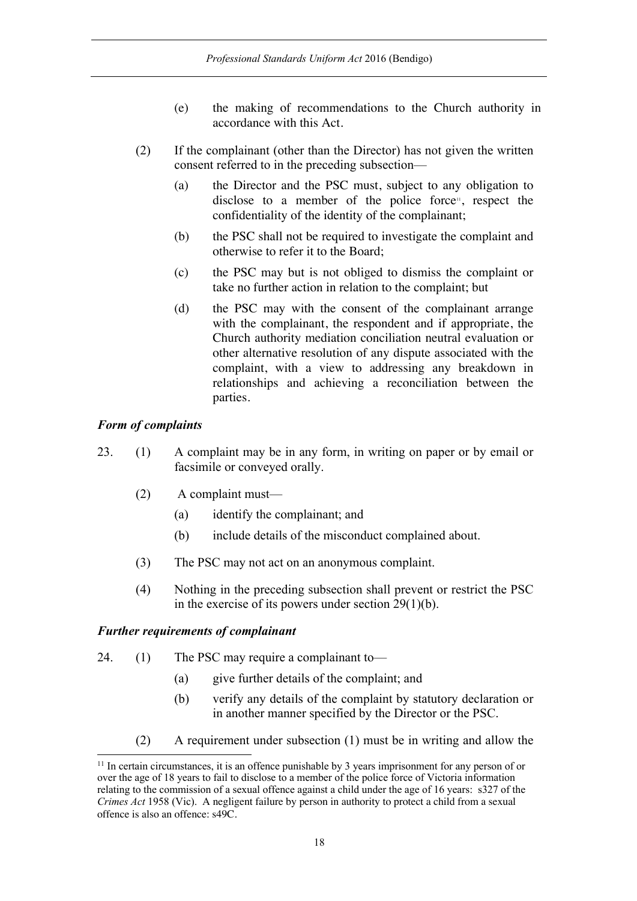(e) the making of recommendations to the Church authority in accordance with this Act.

(2) If the complainant (other than the Director) has not given the written consent referred to in the preceding subsection—

(a) the Director and the PSC must, subject to any obligation to disclose to a member of the police force[11], respect the confidentiality of the identity of the complainant;

(b) the PSC shall not be required to investigate the complaint and otherwise to refer it to the Board;

(c) the PSC may but is not obliged to dismiss the complaint or take no further action in relation to the complaint; but

(d) the PSC may with the consent of the complainant arrange with the complainant, the respondent and if appropriate, the Church authority mediation conciliation neutral evaluation or other alternative resolution of any dispute associated with the complaint, with a view to addressing any breakdown in relationships and achieving a reconciliation between the parties.

### *Form of complaints*

23. (1) A complaint may be in any form, in writing on paper or by email or facsimile or conveyed orally.

(2) A complaint must—

(a) identify the complainant; and

(b) include details of the misconduct complained about.

(3) The PSC may not act on an anonymous complaint.

(4) Nothing in the preceding subsection shall prevent or restrict the PSC in the exercise of its powers under section 29(1)(b).

### *Further requirements of complainant*

24. (1) The PSC may require a complainant to—

(a) give further details of the complaint; and

(b) verify any details of the complaint by statutory declaration or in another manner specified by the Director or the PSC.

(2) A requirement under subsection (1) must be in writing and allow the

---

[11] In certain circumstances, it is an offence punishable by 3 years imprisonment for any person of or over the age of 18 years to fail to disclose to a member of the police force of Victoria information relating to the commission of a sexual offence against a child under the age of 16 years: s327 of the *Crimes Act* 1958 (Vic). A negligent failure by person in authority to protect a child from a sexual offence is also an offence: s49C.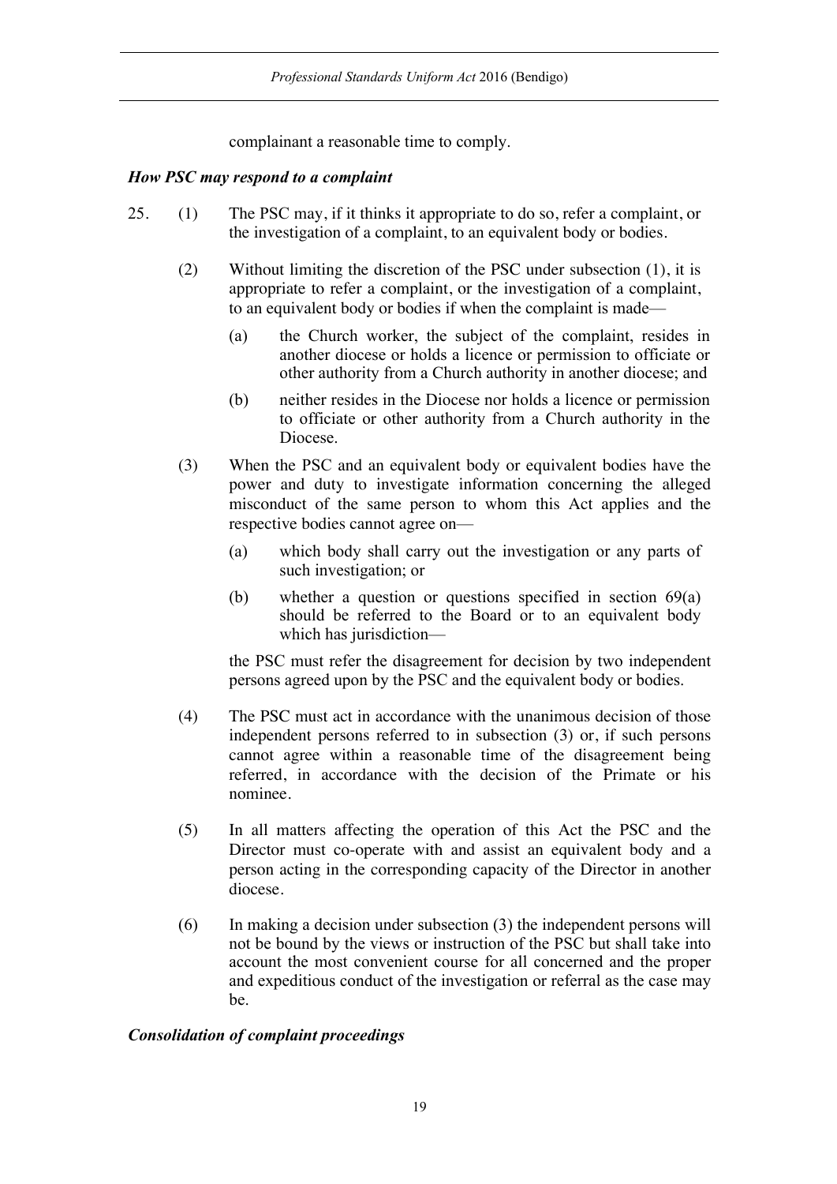complainant a reasonable time to comply.

***How PSC may respond to a complaint***

25. (1) The PSC may, if it thinks it appropriate to do so, refer a complaint, or the investigation of a complaint, to an equivalent body or bodies.

(2) Without limiting the discretion of the PSC under subsection (1), it is appropriate to refer a complaint, or the investigation of a complaint, to an equivalent body or bodies if when the complaint is made—

(a) the Church worker, the subject of the complaint, resides in another diocese or holds a licence or permission to officiate or other authority from a Church authority in another diocese; and

(b) neither resides in the Diocese nor holds a licence or permission to officiate or other authority from a Church authority in the Diocese.

(3) When the PSC and an equivalent body or equivalent bodies have the power and duty to investigate information concerning the alleged misconduct of the same person to whom this Act applies and the respective bodies cannot agree on—

(a) which body shall carry out the investigation or any parts of such investigation; or

(b) whether a question or questions specified in section 69(a) should be referred to the Board or to an equivalent body which has jurisdiction—

the PSC must refer the disagreement for decision by two independent persons agreed upon by the PSC and the equivalent body or bodies.

(4) The PSC must act in accordance with the unanimous decision of those independent persons referred to in subsection (3) or, if such persons cannot agree within a reasonable time of the disagreement being referred, in accordance with the decision of the Primate or his nominee.

(5) In all matters affecting the operation of this Act the PSC and the Director must co-operate with and assist an equivalent body and a person acting in the corresponding capacity of the Director in another diocese.

(6) In making a decision under subsection (3) the independent persons will not be bound by the views or instruction of the PSC but shall take into account the most convenient course for all concerned and the proper and expeditious conduct of the investigation or referral as the case may be.

***Consolidation of complaint proceedings***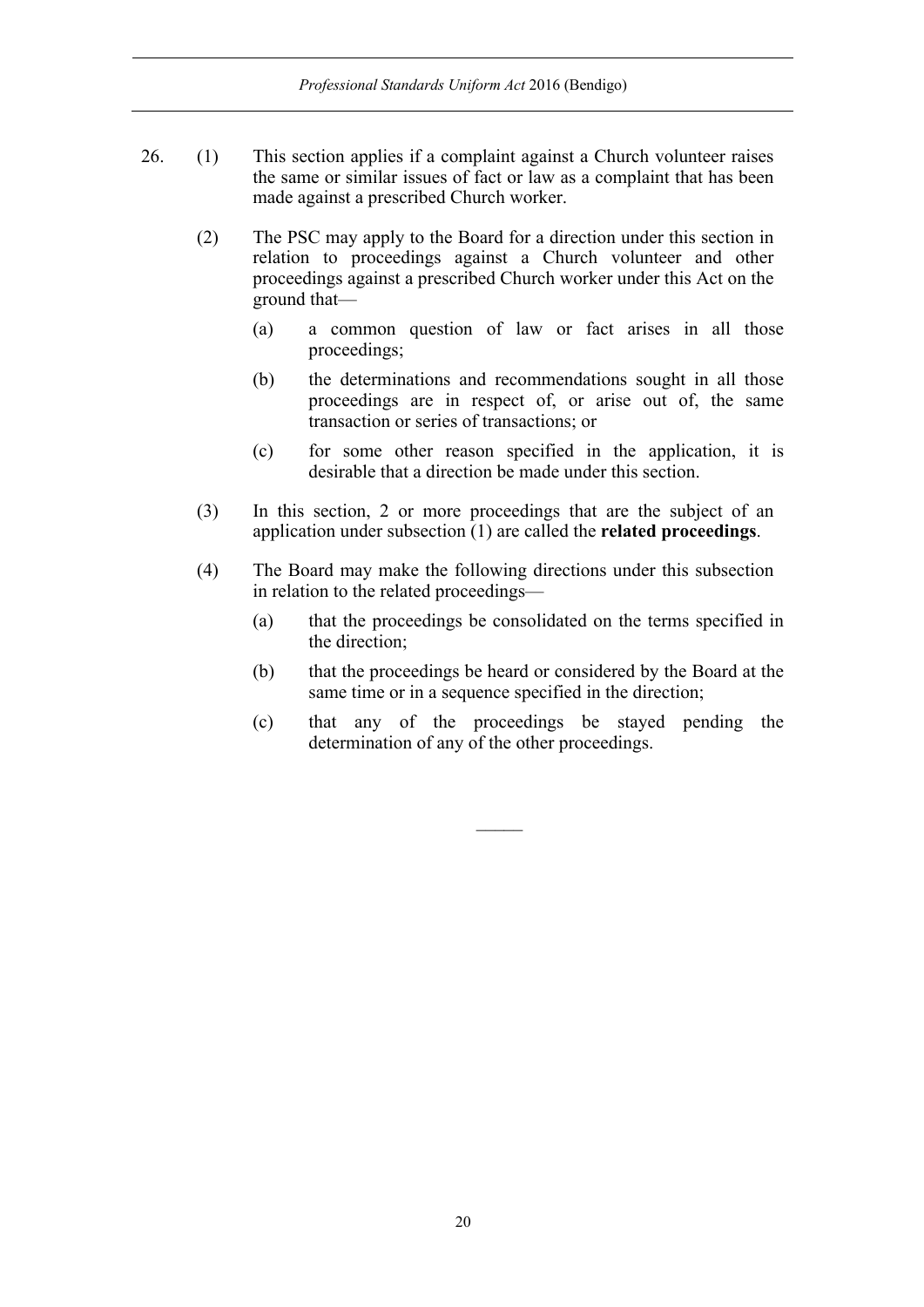26. (1) This section applies if a complaint against a Church volunteer raises the same or similar issues of fact or law as a complaint that has been made against a prescribed Church worker.

(2) The PSC may apply to the Board for a direction under this section in relation to proceedings against a Church volunteer and other proceedings against a prescribed Church worker under this Act on the ground that—

(a) a common question of law or fact arises in all those proceedings;

(b) the determinations and recommendations sought in all those proceedings are in respect of, or arise out of, the same transaction or series of transactions; or

(c) for some other reason specified in the application, it is desirable that a direction be made under this section.

(3) In this section, 2 or more proceedings that are the subject of an application under subsection (1) are called the **related proceedings**.

(4) The Board may make the following directions under this subsection in relation to the related proceedings—

(a) that the proceedings be consolidated on the terms specified in the direction;

(b) that the proceedings be heard or considered by the Board at the same time or in a sequence specified in the direction;

(c) that any of the proceedings be stayed pending the determination of any of the other proceedings.

———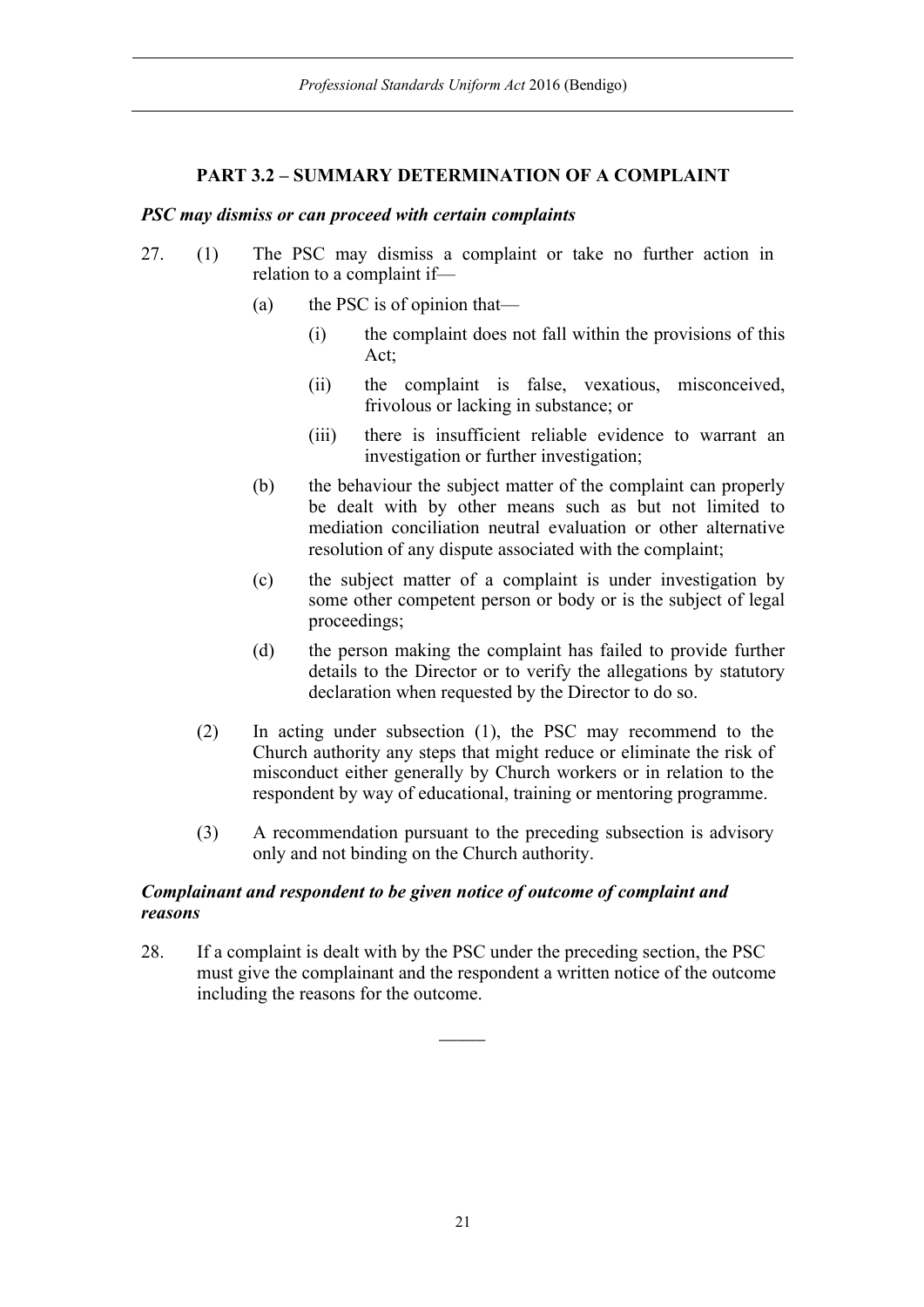## PART 3.2 – SUMMARY DETERMINATION OF A COMPLAINT

### *PSC may dismiss or can proceed with certain complaints*

27. (1) The PSC may dismiss a complaint or take no further action in relation to a complaint if—

    (a) the PSC is of opinion that—

        (i) the complaint does not fall within the provisions of this Act;

        (ii) the complaint is false, vexatious, misconceived, frivolous or lacking in substance; or

        (iii) there is insufficient reliable evidence to warrant an investigation or further investigation;

    (b) the behaviour the subject matter of the complaint can properly be dealt with by other means such as but not limited to mediation conciliation neutral evaluation or other alternative resolution of any dispute associated with the complaint;

    (c) the subject matter of a complaint is under investigation by some other competent person or body or is the subject of legal proceedings;

    (d) the person making the complaint has failed to provide further details to the Director or to verify the allegations by statutory declaration when requested by the Director to do so.

    (2) In acting under subsection (1), the PSC may recommend to the Church authority any steps that might reduce or eliminate the risk of misconduct either generally by Church workers or in relation to the respondent by way of educational, training or mentoring programme.

    (3) A recommendation pursuant to the preceding subsection is advisory only and not binding on the Church authority.

### *Complainant and respondent to be given notice of outcome of complaint and reasons*

28. If a complaint is dealt with by the PSC under the preceding section, the PSC must give the complainant and the respondent a written notice of the outcome including the reasons for the outcome.

_____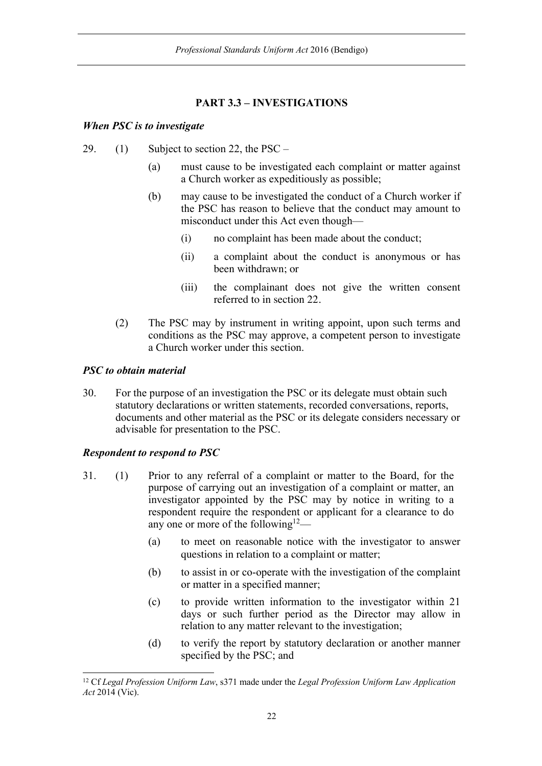## PART 3.3 – INVESTIGATIONS

***When PSC is to investigate***

29. (1) Subject to section 22, the PSC –

    (a) must cause to be investigated each complaint or matter against a Church worker as expeditiously as possible;

    (b) may cause to be investigated the conduct of a Church worker if the PSC has reason to believe that the conduct may amount to misconduct under this Act even though—

    (i) no complaint has been made about the conduct;

    (ii) a complaint about the conduct is anonymous or has been withdrawn; or

    (iii) the complainant does not give the written consent referred to in section 22.

    (2) The PSC may by instrument in writing appoint, upon such terms and conditions as the PSC may approve, a competent person to investigate a Church worker under this section.

***PSC to obtain material***

30. For the purpose of an investigation the PSC or its delegate must obtain such statutory declarations or written statements, recorded conversations, reports, documents and other material as the PSC or its delegate considers necessary or advisable for presentation to the PSC.

***Respondent to respond to PSC***

31. (1) Prior to any referral of a complaint or matter to the Board, for the purpose of carrying out an investigation of a complaint or matter, an investigator appointed by the PSC may by notice in writing to a respondent require the respondent or applicant for a clearance to do any one or more of the following[12]—

    (a) to meet on reasonable notice with the investigator to answer questions in relation to a complaint or matter;

    (b) to assist in or co-operate with the investigation of the complaint or matter in a specified manner;

    (c) to provide written information to the investigator within 21 days or such further period as the Director may allow in relation to any matter relevant to the investigation;

    (d) to verify the report by statutory declaration or another manner specified by the PSC; and

[12] Cf *Legal Profession Uniform Law*, s371 made under the *Legal Profession Uniform Law Application Act* 2014 (Vic).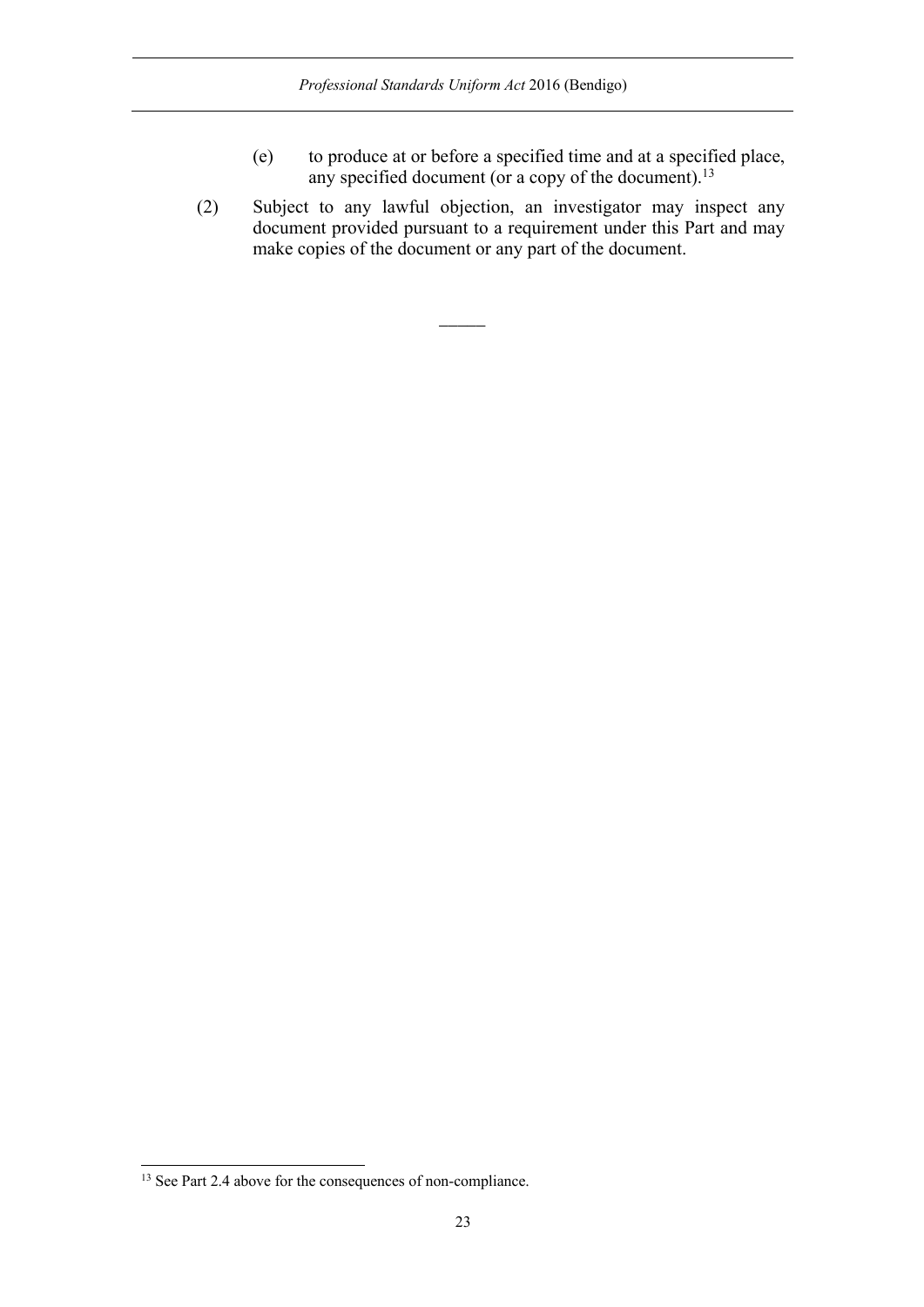(e) to produce at or before a specified time and at a specified place, any specified document (or a copy of the document).[13]

(2) Subject to any lawful objection, an investigator may inspect any document provided pursuant to a requirement under this Part and may make copies of the document or any part of the document.

———

[13] See Part 2.4 above for the consequences of non-compliance.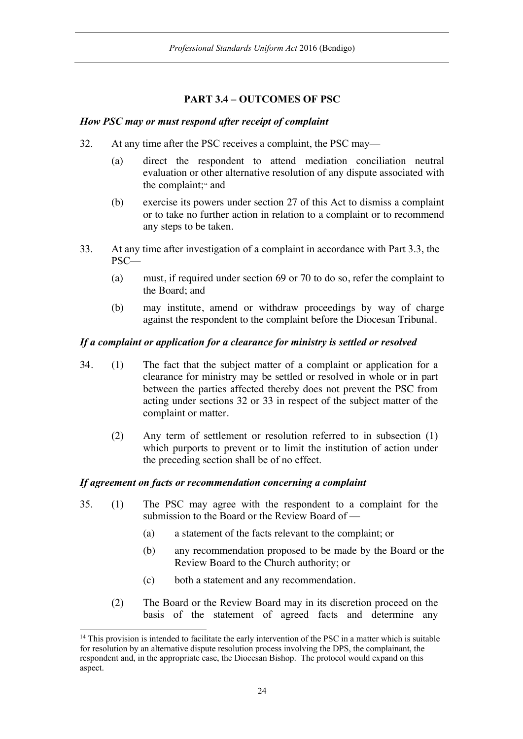## PART 3.4 – OUTCOMES OF PSC

***How PSC may or must respond after receipt of complaint***

32. At any time after the PSC receives a complaint, the PSC may—

    (a) direct the respondent to attend mediation conciliation neutral evaluation or other alternative resolution of any dispute associated with the complaint;[14] and

    (b) exercise its powers under section 27 of this Act to dismiss a complaint or to take no further action in relation to a complaint or to recommend any steps to be taken.

33. At any time after investigation of a complaint in accordance with Part 3.3, the PSC—

    (a) must, if required under section 69 or 70 to do so, refer the complaint to the Board; and

    (b) may institute, amend or withdraw proceedings by way of charge against the respondent to the complaint before the Diocesan Tribunal.

***If a complaint or application for a clearance for ministry is settled or resolved***

34. (1) The fact that the subject matter of a complaint or application for a clearance for ministry may be settled or resolved in whole or in part between the parties affected thereby does not prevent the PSC from acting under sections 32 or 33 in respect of the subject matter of the complaint or matter.

    (2) Any term of settlement or resolution referred to in subsection (1) which purports to prevent or to limit the institution of action under the preceding section shall be of no effect.

***If agreement on facts or recommendation concerning a complaint***

35. (1) The PSC may agree with the respondent to a complaint for the submission to the Board or the Review Board of —

    (a) a statement of the facts relevant to the complaint; or

    (b) any recommendation proposed to be made by the Board or the Review Board to the Church authority; or

    (c) both a statement and any recommendation.

    (2) The Board or the Review Board may in its discretion proceed on the basis of the statement of agreed facts and determine any

---

[14] This provision is intended to facilitate the early intervention of the PSC in a matter which is suitable for resolution by an alternative dispute resolution process involving the DPS, the complainant, the respondent and, in the appropriate case, the Diocesan Bishop. The protocol would expand on this aspect.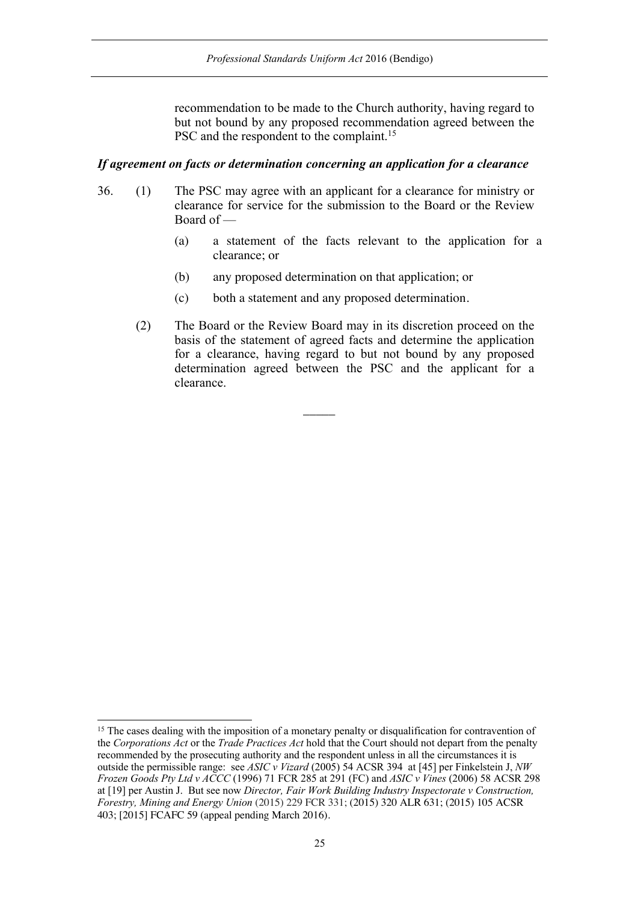recommendation to be made to the Church authority, having regard to but not bound by any proposed recommendation agreed between the PSC and the respondent to the complaint.[15]

### *If agreement on facts or determination concerning an application for a clearance*

36. (1) The PSC may agree with an applicant for a clearance for ministry or clearance for service for the submission to the Board or the Review Board of —

    (a) a statement of the facts relevant to the application for a clearance; or

    (b) any proposed determination on that application; or

    (c) both a statement and any proposed determination.

    (2) The Board or the Review Board may in its discretion proceed on the basis of the statement of agreed facts and determine the application for a clearance, having regard to but not bound by any proposed determination agreed between the PSC and the applicant for a clearance.

―――

[15] The cases dealing with the imposition of a monetary penalty or disqualification for contravention of the *Corporations Act* or the *Trade Practices Act* hold that the Court should not depart from the penalty recommended by the prosecuting authority and the respondent unless in all the circumstances it is outside the permissible range: see *ASIC v Vizard* (2005) 54 ACSR 394 at [45] per Finkelstein J, *NW Frozen Goods Pty Ltd v ACCC* (1996) 71 FCR 285 at 291 (FC) and *ASIC v Vines* (2006) 58 ACSR 298 at [19] per Austin J. But see now *Director, Fair Work Building Industry Inspectorate v Construction, Forestry, Mining and Energy Union* (2015) 229 FCR 331; (2015) 320 ALR 631; (2015) 105 ACSR 403; [2015] FCAFC 59 (appeal pending March 2016).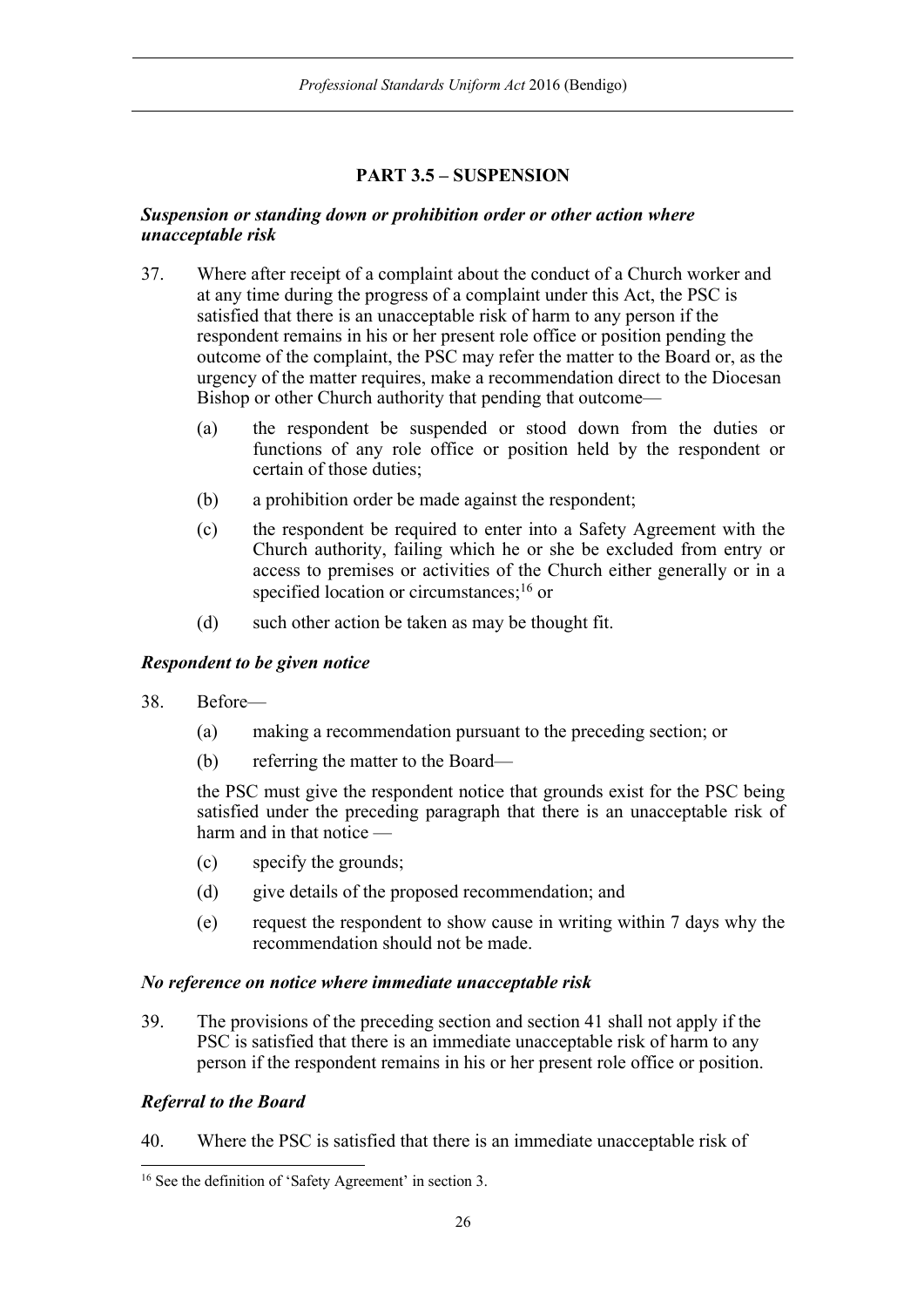## PART 3.5 – SUSPENSION

***Suspension or standing down or prohibition order or other action where unacceptable risk***

37. Where after receipt of a complaint about the conduct of a Church worker and at any time during the progress of a complaint under this Act, the PSC is satisfied that there is an unacceptable risk of harm to any person if the respondent remains in his or her present role office or position pending the outcome of the complaint, the PSC may refer the matter to the Board or, as the urgency of the matter requires, make a recommendation direct to the Diocesan Bishop or other Church authority that pending that outcome—

    (a) the respondent be suspended or stood down from the duties or functions of any role office or position held by the respondent or certain of those duties;

    (b) a prohibition order be made against the respondent;

    (c) the respondent be required to enter into a Safety Agreement with the Church authority, failing which he or she be excluded from entry or access to premises or activities of the Church either generally or in a specified location or circumstances;[16] or

    (d) such other action be taken as may be thought fit.

***Respondent to be given notice***

38. Before—

    (a) making a recommendation pursuant to the preceding section; or

    (b) referring the matter to the Board—

    the PSC must give the respondent notice that grounds exist for the PSC being satisfied under the preceding paragraph that there is an unacceptable risk of harm and in that notice —

    (c) specify the grounds;

    (d) give details of the proposed recommendation; and

    (e) request the respondent to show cause in writing within 7 days why the recommendation should not be made.

***No reference on notice where immediate unacceptable risk***

39. The provisions of the preceding section and section 41 shall not apply if the PSC is satisfied that there is an immediate unacceptable risk of harm to any person if the respondent remains in his or her present role office or position.

***Referral to the Board***

40. Where the PSC is satisfied that there is an immediate unacceptable risk of

[16] See the definition of 'Safety Agreement' in section 3.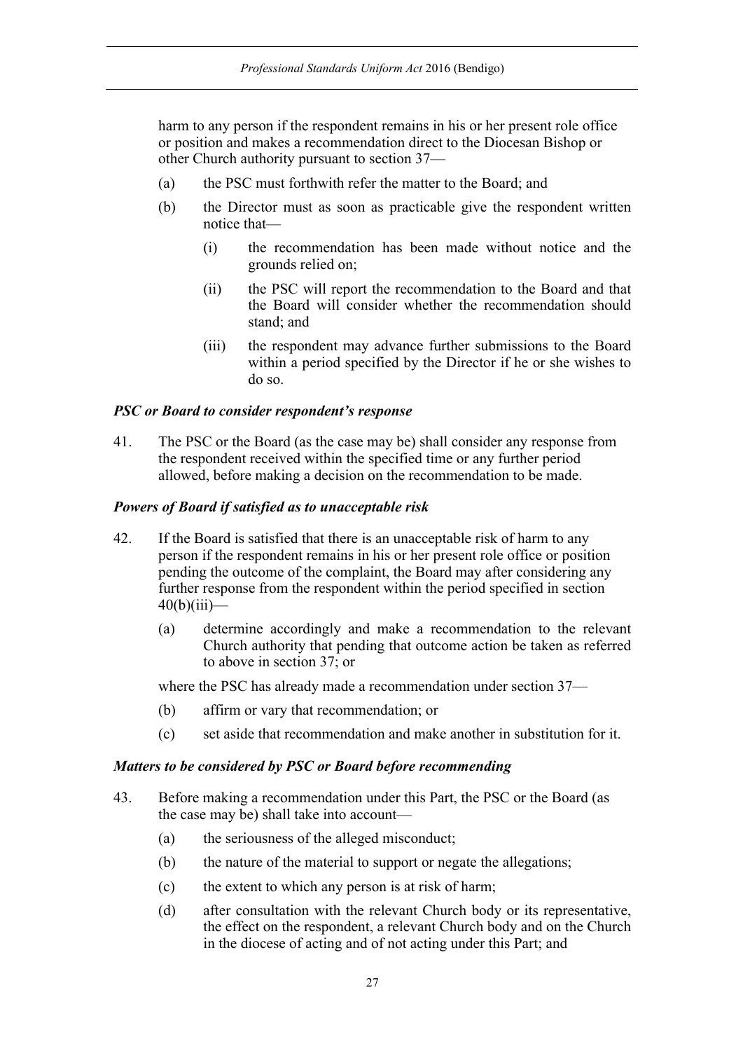harm to any person if the respondent remains in his or her present role office or position and makes a recommendation direct to the Diocesan Bishop or other Church authority pursuant to section 37—

(a) the PSC must forthwith refer the matter to the Board; and

(b) the Director must as soon as practicable give the respondent written notice that—

   (i) the recommendation has been made without notice and the grounds relied on;

   (ii) the PSC will report the recommendation to the Board and that the Board will consider whether the recommendation should stand; and

   (iii) the respondent may advance further submissions to the Board within a period specified by the Director if he or she wishes to do so.

***PSC or Board to consider respondent's response***

41. The PSC or the Board (as the case may be) shall consider any response from the respondent received within the specified time or any further period allowed, before making a decision on the recommendation to be made.

***Powers of Board if satisfied as to unacceptable risk***

42. If the Board is satisfied that there is an unacceptable risk of harm to any person if the respondent remains in his or her present role office or position pending the outcome of the complaint, the Board may after considering any further response from the respondent within the period specified in section 40(b)(iii)—

(a) determine accordingly and make a recommendation to the relevant Church authority that pending that outcome action be taken as referred to above in section 37; or

where the PSC has already made a recommendation under section 37—

(b) affirm or vary that recommendation; or

(c) set aside that recommendation and make another in substitution for it.

***Matters to be considered by PSC or Board before recommending***

43. Before making a recommendation under this Part, the PSC or the Board (as the case may be) shall take into account—

(a) the seriousness of the alleged misconduct;

(b) the nature of the material to support or negate the allegations;

(c) the extent to which any person is at risk of harm;

(d) after consultation with the relevant Church body or its representative, the effect on the respondent, a relevant Church body and on the Church in the diocese of acting and of not acting under this Part; and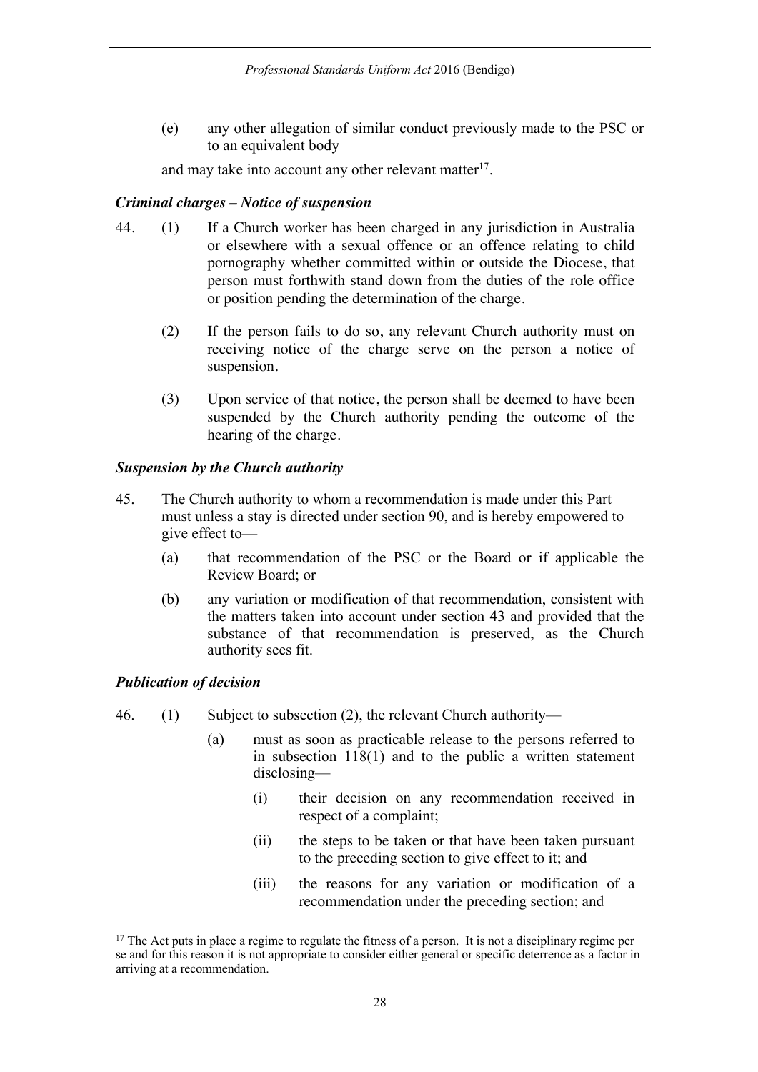(e) any other allegation of similar conduct previously made to the PSC or to an equivalent body

and may take into account any other relevant matter[17].

***Criminal charges – Notice of suspension***

44. (1) If a Church worker has been charged in any jurisdiction in Australia or elsewhere with a sexual offence or an offence relating to child pornography whether committed within or outside the Diocese, that person must forthwith stand down from the duties of the role office or position pending the determination of the charge.

(2) If the person fails to do so, any relevant Church authority must on receiving notice of the charge serve on the person a notice of suspension.

(3) Upon service of that notice, the person shall be deemed to have been suspended by the Church authority pending the outcome of the hearing of the charge.

***Suspension by the Church authority***

45. The Church authority to whom a recommendation is made under this Part must unless a stay is directed under section 90, and is hereby empowered to give effect to—

(a) that recommendation of the PSC or the Board or if applicable the Review Board; or

(b) any variation or modification of that recommendation, consistent with the matters taken into account under section 43 and provided that the substance of that recommendation is preserved, as the Church authority sees fit.

***Publication of decision***

46. (1) Subject to subsection (2), the relevant Church authority—

(a) must as soon as practicable release to the persons referred to in subsection 118(1) and to the public a written statement disclosing—

(i) their decision on any recommendation received in respect of a complaint;

(ii) the steps to be taken or that have been taken pursuant to the preceding section to give effect to it; and

(iii) the reasons for any variation or modification of a recommendation under the preceding section; and

---

[17] The Act puts in place a regime to regulate the fitness of a person. It is not a disciplinary regime per se and for this reason it is not appropriate to consider either general or specific deterrence as a factor in arriving at a recommendation.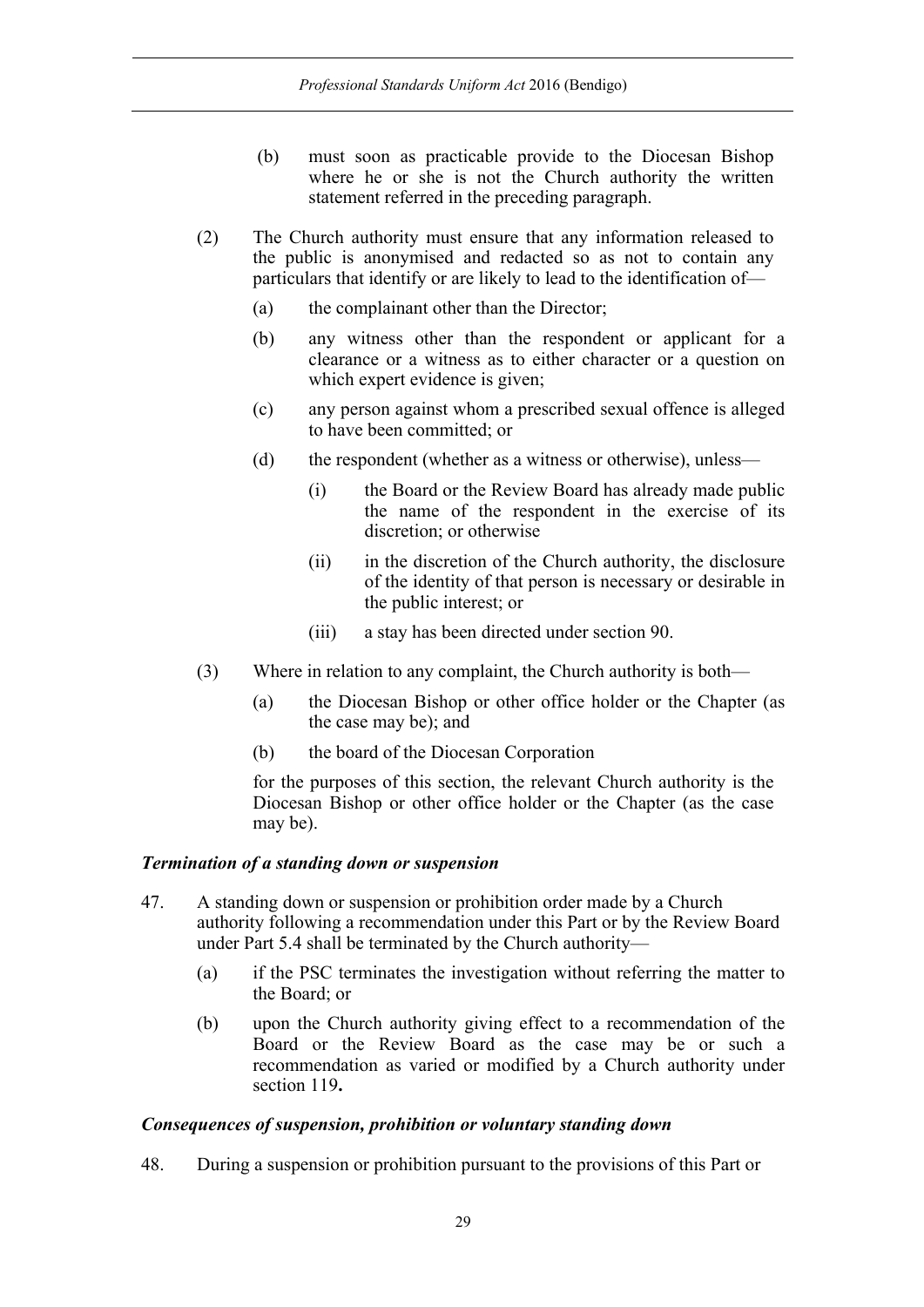(b) must soon as practicable provide to the Diocesan Bishop where he or she is not the Church authority the written statement referred in the preceding paragraph.

(2) The Church authority must ensure that any information released to the public is anonymised and redacted so as not to contain any particulars that identify or are likely to lead to the identification of—

(a) the complainant other than the Director;

(b) any witness other than the respondent or applicant for a clearance or a witness as to either character or a question on which expert evidence is given;

(c) any person against whom a prescribed sexual offence is alleged to have been committed; or

(d) the respondent (whether as a witness or otherwise), unless—

(i) the Board or the Review Board has already made public the name of the respondent in the exercise of its discretion; or otherwise

(ii) in the discretion of the Church authority, the disclosure of the identity of that person is necessary or desirable in the public interest; or

(iii) a stay has been directed under section 90.

(3) Where in relation to any complaint, the Church authority is both—

(a) the Diocesan Bishop or other office holder or the Chapter (as the case may be); and

(b) the board of the Diocesan Corporation

for the purposes of this section, the relevant Church authority is the Diocesan Bishop or other office holder or the Chapter (as the case may be).

***Termination of a standing down or suspension***

47. A standing down or suspension or prohibition order made by a Church authority following a recommendation under this Part or by the Review Board under Part 5.4 shall be terminated by the Church authority—

(a) if the PSC terminates the investigation without referring the matter to the Board; or

(b) upon the Church authority giving effect to a recommendation of the Board or the Review Board as the case may be or such a recommendation as varied or modified by a Church authority under section 119**.**

***Consequences of suspension, prohibition or voluntary standing down***

48. During a suspension or prohibition pursuant to the provisions of this Part or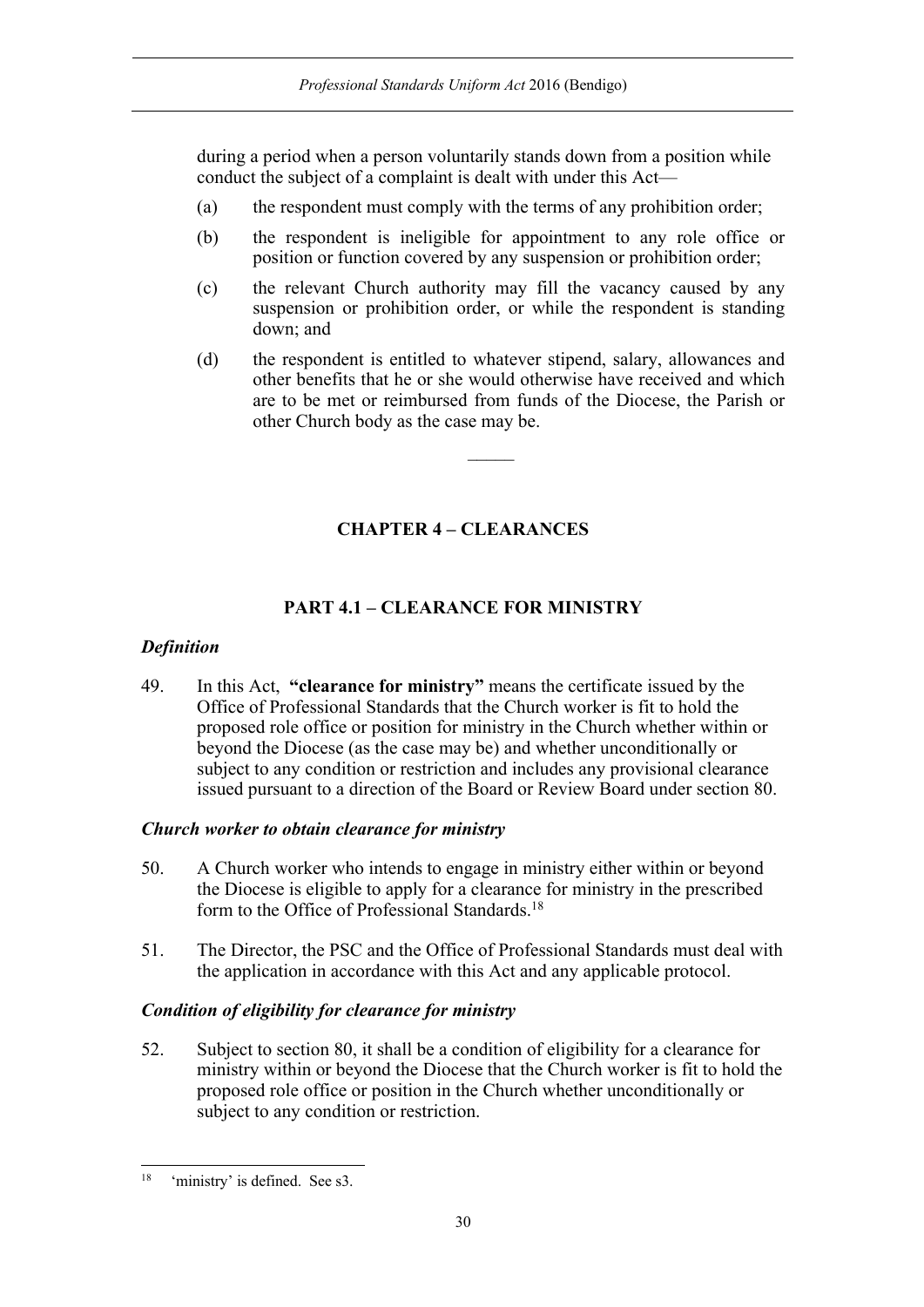during a period when a person voluntarily stands down from a position while conduct the subject of a complaint is dealt with under this Act—

(a) the respondent must comply with the terms of any prohibition order;

(b) the respondent is ineligible for appointment to any role office or position or function covered by any suspension or prohibition order;

(c) the relevant Church authority may fill the vacancy caused by any suspension or prohibition order, or while the respondent is standing down; and

(d) the respondent is entitled to whatever stipend, salary, allowances and other benefits that he or she would otherwise have received and which are to be met or reimbursed from funds of the Diocese, the Parish or other Church body as the case may be.

---

## CHAPTER 4 – CLEARANCES

### PART 4.1 – CLEARANCE FOR MINISTRY

#### *Definition*

49. In this Act, **"clearance for ministry"** means the certificate issued by the Office of Professional Standards that the Church worker is fit to hold the proposed role office or position for ministry in the Church whether within or beyond the Diocese (as the case may be) and whether unconditionally or subject to any condition or restriction and includes any provisional clearance issued pursuant to a direction of the Board or Review Board under section 80.

#### *Church worker to obtain clearance for ministry*

50. A Church worker who intends to engage in ministry either within or beyond the Diocese is eligible to apply for a clearance for ministry in the prescribed form to the Office of Professional Standards.[18]

51. The Director, the PSC and the Office of Professional Standards must deal with the application in accordance with this Act and any applicable protocol.

#### *Condition of eligibility for clearance for ministry*

52. Subject to section 80, it shall be a condition of eligibility for a clearance for ministry within or beyond the Diocese that the Church worker is fit to hold the proposed role office or position in the Church whether unconditionally or subject to any condition or restriction.

---

[18] 'ministry' is defined. See s3.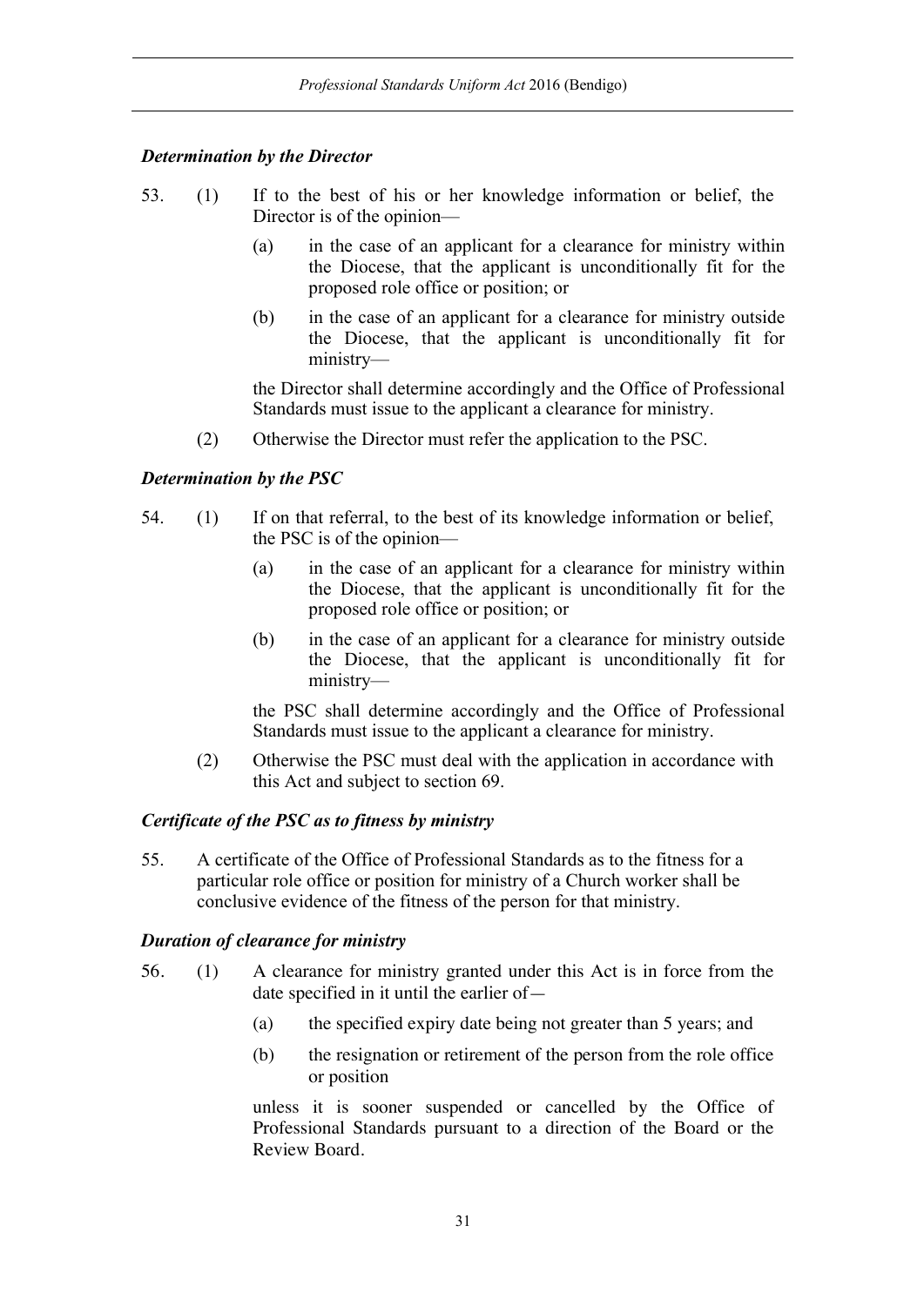### *Determination by the Director*

53. (1) If to the best of his or her knowledge information or belief, the Director is of the opinion—

 (a) in the case of an applicant for a clearance for ministry within the Diocese, that the applicant is unconditionally fit for the proposed role office or position; or

 (b) in the case of an applicant for a clearance for ministry outside the Diocese, that the applicant is unconditionally fit for ministry—

 the Director shall determine accordingly and the Office of Professional Standards must issue to the applicant a clearance for ministry.

 (2) Otherwise the Director must refer the application to the PSC.

### *Determination by the PSC*

54. (1) If on that referral, to the best of its knowledge information or belief, the PSC is of the opinion—

 (a) in the case of an applicant for a clearance for ministry within the Diocese, that the applicant is unconditionally fit for the proposed role office or position; or

 (b) in the case of an applicant for a clearance for ministry outside the Diocese, that the applicant is unconditionally fit for ministry—

 the PSC shall determine accordingly and the Office of Professional Standards must issue to the applicant a clearance for ministry.

 (2) Otherwise the PSC must deal with the application in accordance with this Act and subject to section 69.

### *Certificate of the PSC as to fitness by ministry*

55. A certificate of the Office of Professional Standards as to the fitness for a particular role office or position for ministry of a Church worker shall be conclusive evidence of the fitness of the person for that ministry.

### *Duration of clearance for ministry*

56. (1) A clearance for ministry granted under this Act is in force from the date specified in it until the earlier of—

 (a) the specified expiry date being not greater than 5 years; and

 (b) the resignation or retirement of the person from the role office or position

 unless it is sooner suspended or cancelled by the Office of Professional Standards pursuant to a direction of the Board or the Review Board.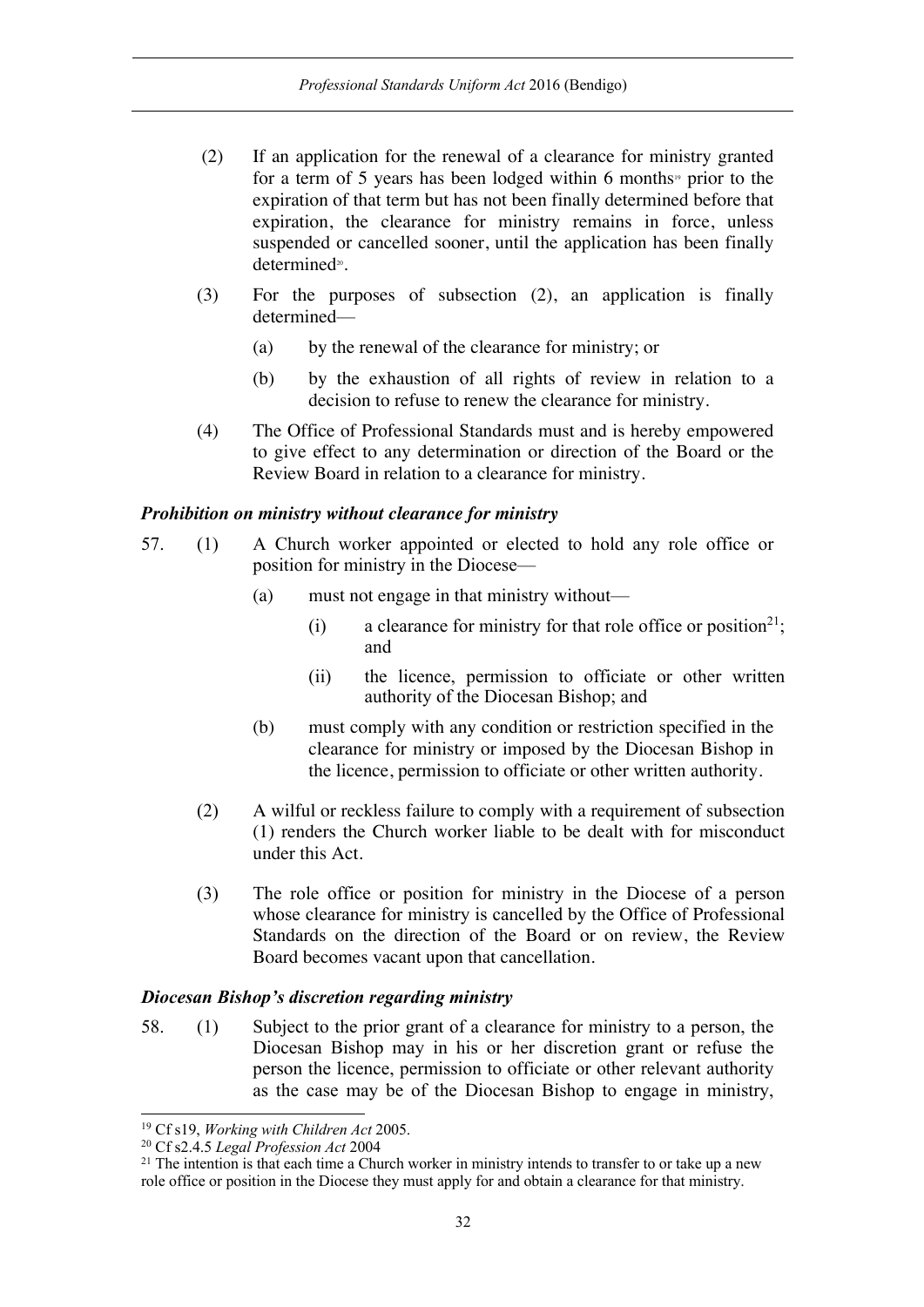(2) If an application for the renewal of a clearance for ministry granted for a term of 5 years has been lodged within 6 months[19] prior to the expiration of that term but has not been finally determined before that expiration, the clearance for ministry remains in force, unless suspended or cancelled sooner, until the application has been finally determined[20].

(3) For the purposes of subsection (2), an application is finally determined—

(a) by the renewal of the clearance for ministry; or

(b) by the exhaustion of all rights of review in relation to a decision to refuse to renew the clearance for ministry.

(4) The Office of Professional Standards must and is hereby empowered to give effect to any determination or direction of the Board or the Review Board in relation to a clearance for ministry.

***Prohibition on ministry without clearance for ministry***

57. (1) A Church worker appointed or elected to hold any role office or position for ministry in the Diocese—

(a) must not engage in that ministry without—

(i) a clearance for ministry for that role office or position[21]; and

(ii) the licence, permission to officiate or other written authority of the Diocesan Bishop; and

(b) must comply with any condition or restriction specified in the clearance for ministry or imposed by the Diocesan Bishop in the licence, permission to officiate or other written authority.

(2) A wilful or reckless failure to comply with a requirement of subsection (1) renders the Church worker liable to be dealt with for misconduct under this Act.

(3) The role office or position for ministry in the Diocese of a person whose clearance for ministry is cancelled by the Office of Professional Standards on the direction of the Board or on review, the Review Board becomes vacant upon that cancellation.

***Diocesan Bishop's discretion regarding ministry***

58. (1) Subject to the prior grant of a clearance for ministry to a person, the Diocesan Bishop may in his or her discretion grant or refuse the person the licence, permission to officiate or other relevant authority as the case may be of the Diocesan Bishop to engage in ministry,

---

[19] Cf s19, *Working with Children Act* 2005.

[20] Cf s2.4.5 *Legal Profession Act* 2004

[21] The intention is that each time a Church worker in ministry intends to transfer to or take up a new role office or position in the Diocese they must apply for and obtain a clearance for that ministry.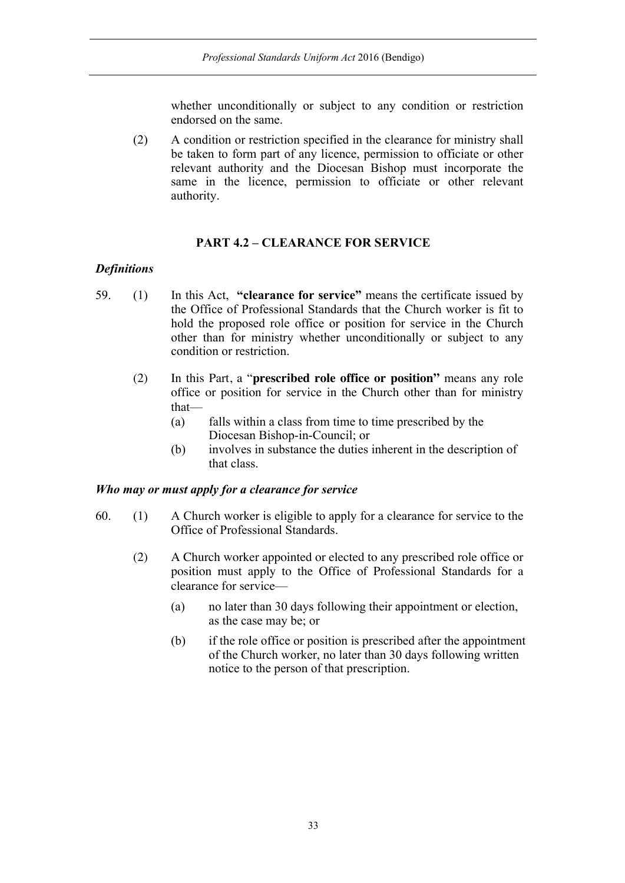whether unconditionally or subject to any condition or restriction endorsed on the same.

(2) A condition or restriction specified in the clearance for ministry shall be taken to form part of any licence, permission to officiate or other relevant authority and the Diocesan Bishop must incorporate the same in the licence, permission to officiate or other relevant authority.

## PART 4.2 – CLEARANCE FOR SERVICE

### *Definitions*

59. (1) In this Act, **"clearance for service"** means the certificate issued by the Office of Professional Standards that the Church worker is fit to hold the proposed role office or position for service in the Church other than for ministry whether unconditionally or subject to any condition or restriction.

(2) In this Part, a "**prescribed role office or position"** means any role office or position for service in the Church other than for ministry that—

(a) falls within a class from time to time prescribed by the Diocesan Bishop-in-Council; or

(b) involves in substance the duties inherent in the description of that class.

### *Who may or must apply for a clearance for service*

60. (1) A Church worker is eligible to apply for a clearance for service to the Office of Professional Standards.

(2) A Church worker appointed or elected to any prescribed role office or position must apply to the Office of Professional Standards for a clearance for service—

(a) no later than 30 days following their appointment or election, as the case may be; or

(b) if the role office or position is prescribed after the appointment of the Church worker, no later than 30 days following written notice to the person of that prescription.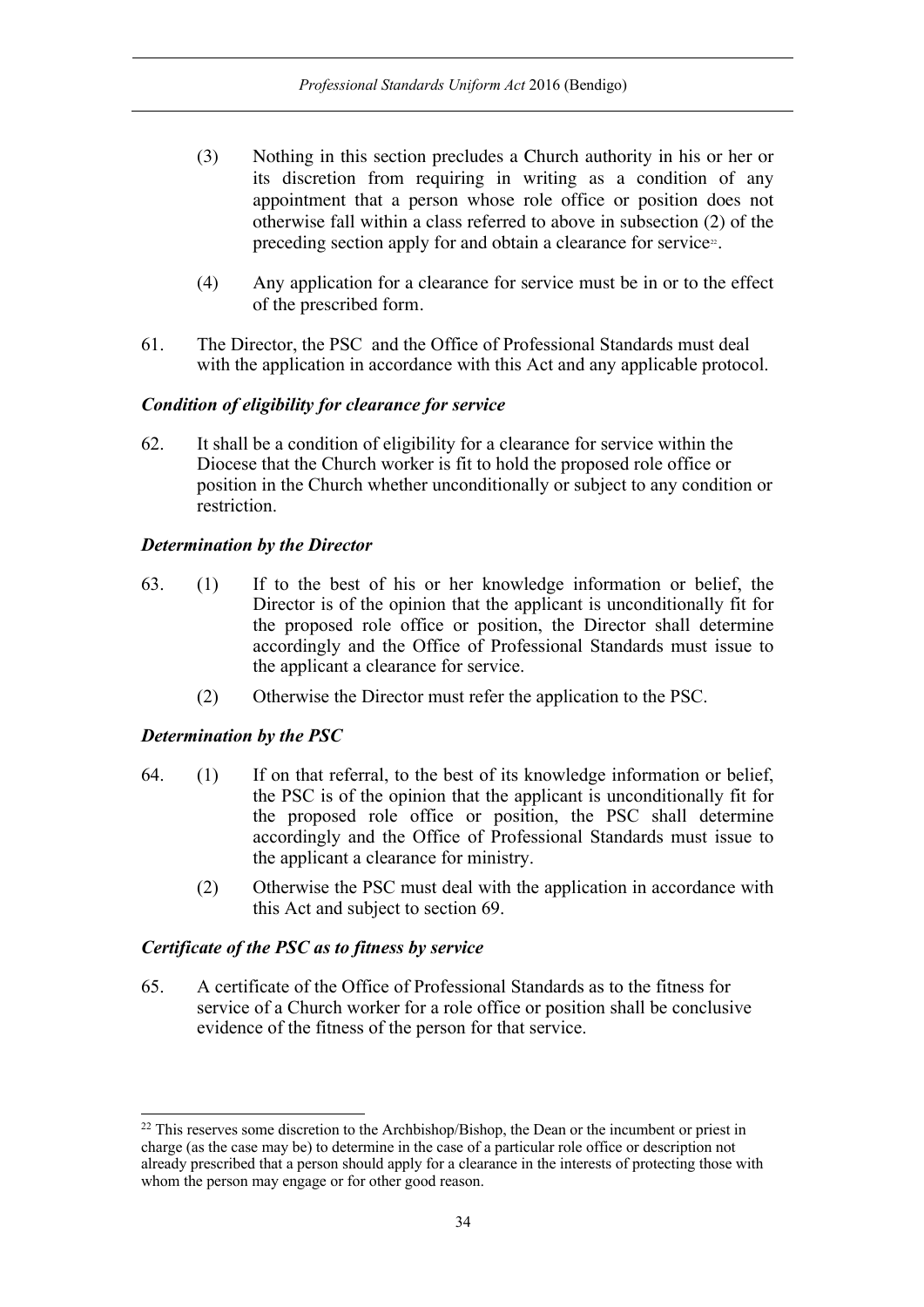(3) Nothing in this section precludes a Church authority in his or her or its discretion from requiring in writing as a condition of any appointment that a person whose role office or position does not otherwise fall within a class referred to above in subsection (2) of the preceding section apply for and obtain a clearance for service[22].

(4) Any application for a clearance for service must be in or to the effect of the prescribed form.

61. The Director, the PSC and the Office of Professional Standards must deal with the application in accordance with this Act and any applicable protocol.

***Condition of eligibility for clearance for service***

62. It shall be a condition of eligibility for a clearance for service within the Diocese that the Church worker is fit to hold the proposed role office or position in the Church whether unconditionally or subject to any condition or restriction.

***Determination by the Director***

63. (1) If to the best of his or her knowledge information or belief, the Director is of the opinion that the applicant is unconditionally fit for the proposed role office or position, the Director shall determine accordingly and the Office of Professional Standards must issue to the applicant a clearance for service.

(2) Otherwise the Director must refer the application to the PSC.

***Determination by the PSC***

64. (1) If on that referral, to the best of its knowledge information or belief, the PSC is of the opinion that the applicant is unconditionally fit for the proposed role office or position, the PSC shall determine accordingly and the Office of Professional Standards must issue to the applicant a clearance for ministry.

(2) Otherwise the PSC must deal with the application in accordance with this Act and subject to section 69.

***Certificate of the PSC as to fitness by service***

65. A certificate of the Office of Professional Standards as to the fitness for service of a Church worker for a role office or position shall be conclusive evidence of the fitness of the person for that service.

---

[22] This reserves some discretion to the Archbishop/Bishop, the Dean or the incumbent or priest in charge (as the case may be) to determine in the case of a particular role office or description not already prescribed that a person should apply for a clearance in the interests of protecting those with whom the person may engage or for other good reason.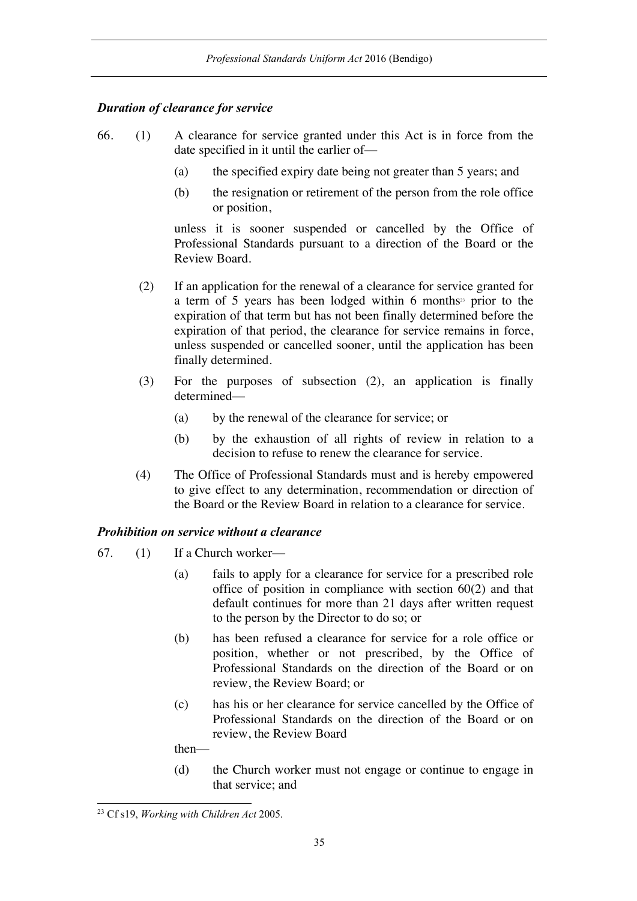### *Duration of clearance for service*

66. (1) A clearance for service granted under this Act is in force from the date specified in it until the earlier of—

   (a) the specified expiry date being not greater than 5 years; and

   (b) the resignation or retirement of the person from the role office or position,

   unless it is sooner suspended or cancelled by the Office of Professional Standards pursuant to a direction of the Board or the Review Board.

   (2) If an application for the renewal of a clearance for service granted for a term of 5 years has been lodged within 6 months[23] prior to the expiration of that term but has not been finally determined before the expiration of that period, the clearance for service remains in force, unless suspended or cancelled sooner, until the application has been finally determined.

   (3) For the purposes of subsection (2), an application is finally determined—

   (a) by the renewal of the clearance for service; or

   (b) by the exhaustion of all rights of review in relation to a decision to refuse to renew the clearance for service.

   (4) The Office of Professional Standards must and is hereby empowered to give effect to any determination, recommendation or direction of the Board or the Review Board in relation to a clearance for service.

### *Prohibition on service without a clearance*

67. (1) If a Church worker—

   (a) fails to apply for a clearance for service for a prescribed role office of position in compliance with section 60(2) and that default continues for more than 21 days after written request to the person by the Director to do so; or

   (b) has been refused a clearance for service for a role office or position, whether or not prescribed, by the Office of Professional Standards on the direction of the Board or on review, the Review Board; or

   (c) has his or her clearance for service cancelled by the Office of Professional Standards on the direction of the Board or on review, the Review Board

   then—

   (d) the Church worker must not engage or continue to engage in that service; and

---

[23] Cf s19, *Working with Children Act* 2005.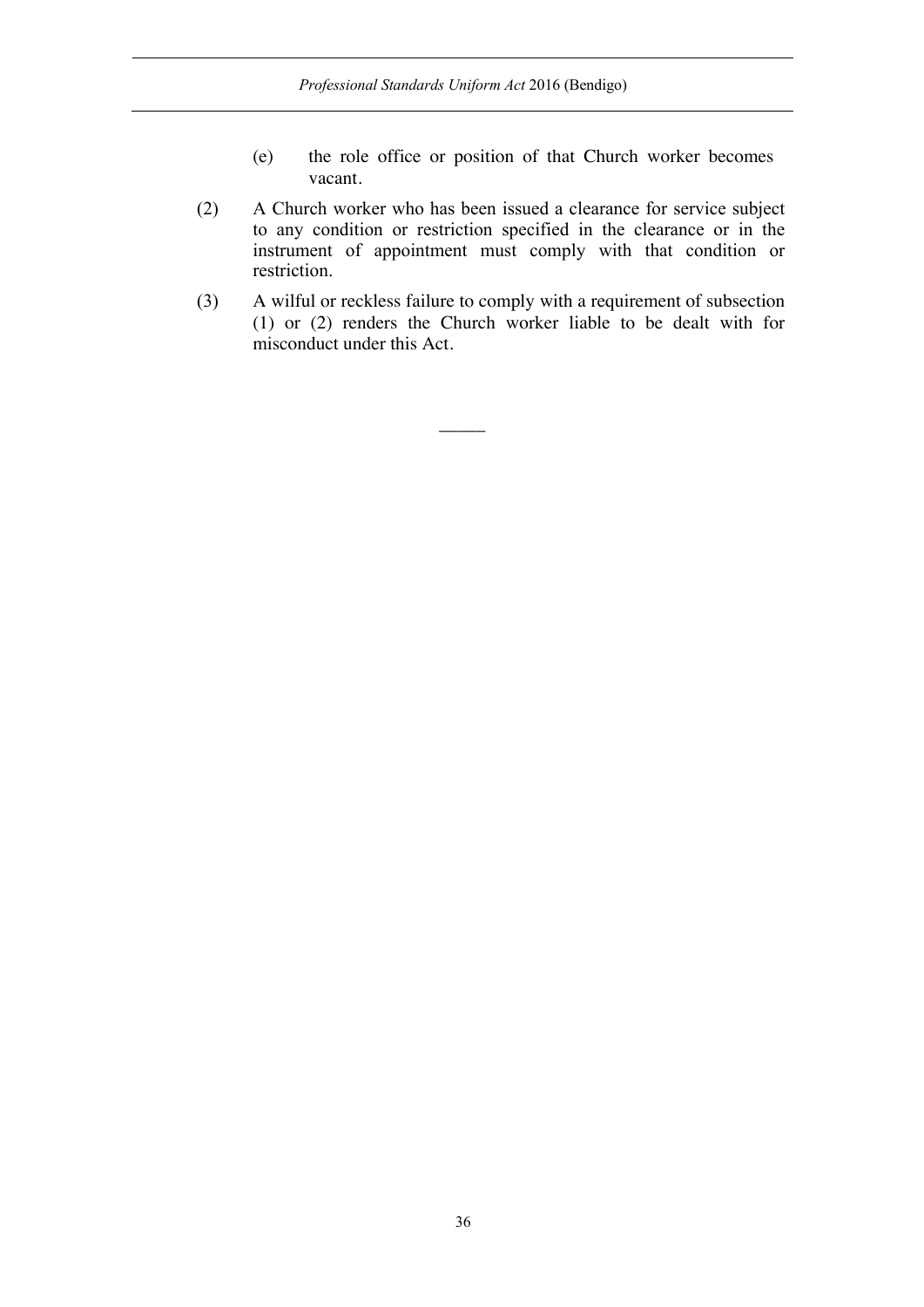(e) the role office or position of that Church worker becomes vacant.

(2) A Church worker who has been issued a clearance for service subject to any condition or restriction specified in the clearance or in the instrument of appointment must comply with that condition or restriction.

(3) A wilful or reckless failure to comply with a requirement of subsection (1) or (2) renders the Church worker liable to be dealt with for misconduct under this Act.

———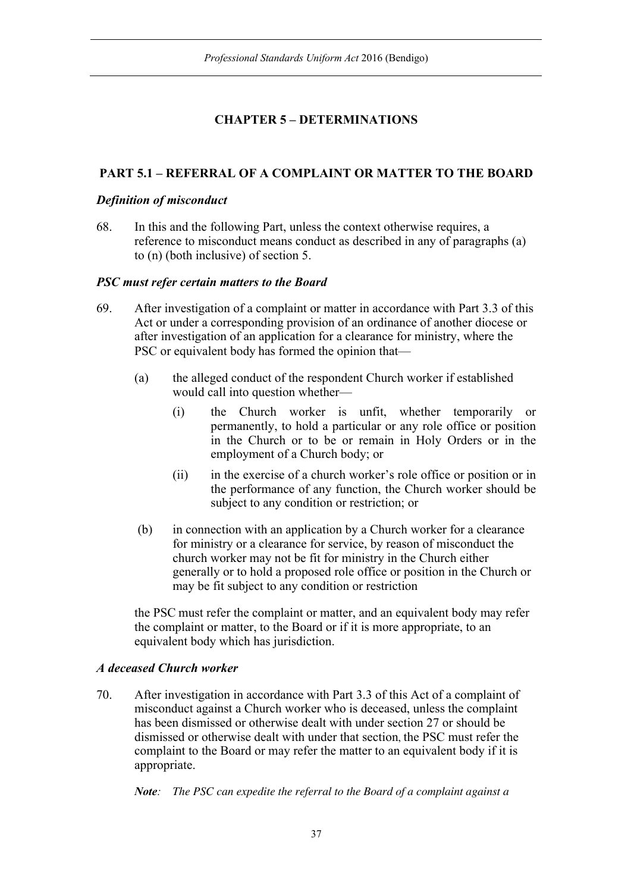## CHAPTER 5 – DETERMINATIONS

### PART 5.1 – REFERRAL OF A COMPLAINT OR MATTER TO THE BOARD

***Definition of misconduct***

68. In this and the following Part, unless the context otherwise requires, a reference to misconduct means conduct as described in any of paragraphs (a) to (n) (both inclusive) of section 5.

***PSC must refer certain matters to the Board***

69. After investigation of a complaint or matter in accordance with Part 3.3 of this Act or under a corresponding provision of an ordinance of another diocese or after investigation of an application for a clearance for ministry, where the PSC or equivalent body has formed the opinion that—

    (a) the alleged conduct of the respondent Church worker if established would call into question whether—

        (i) the Church worker is unfit, whether temporarily or permanently, to hold a particular or any role office or position in the Church or to be or remain in Holy Orders or in the employment of a Church body; or

        (ii) in the exercise of a church worker's role office or position or in the performance of any function, the Church worker should be subject to any condition or restriction; or

    (b) in connection with an application by a Church worker for a clearance for ministry or a clearance for service, by reason of misconduct the church worker may not be fit for ministry in the Church either generally or to hold a proposed role office or position in the Church or may be fit subject to any condition or restriction

    the PSC must refer the complaint or matter, and an equivalent body may refer the complaint or matter, to the Board or if it is more appropriate, to an equivalent body which has jurisdiction.

***A deceased Church worker***

70. After investigation in accordance with Part 3.3 of this Act of a complaint of misconduct against a Church worker who is deceased, unless the complaint has been dismissed or otherwise dealt with under section 27 or should be dismissed or otherwise dealt with under that section, the PSC must refer the complaint to the Board or may refer the matter to an equivalent body if it is appropriate.

    ***Note**: The PSC can expedite the referral to the Board of a complaint against a*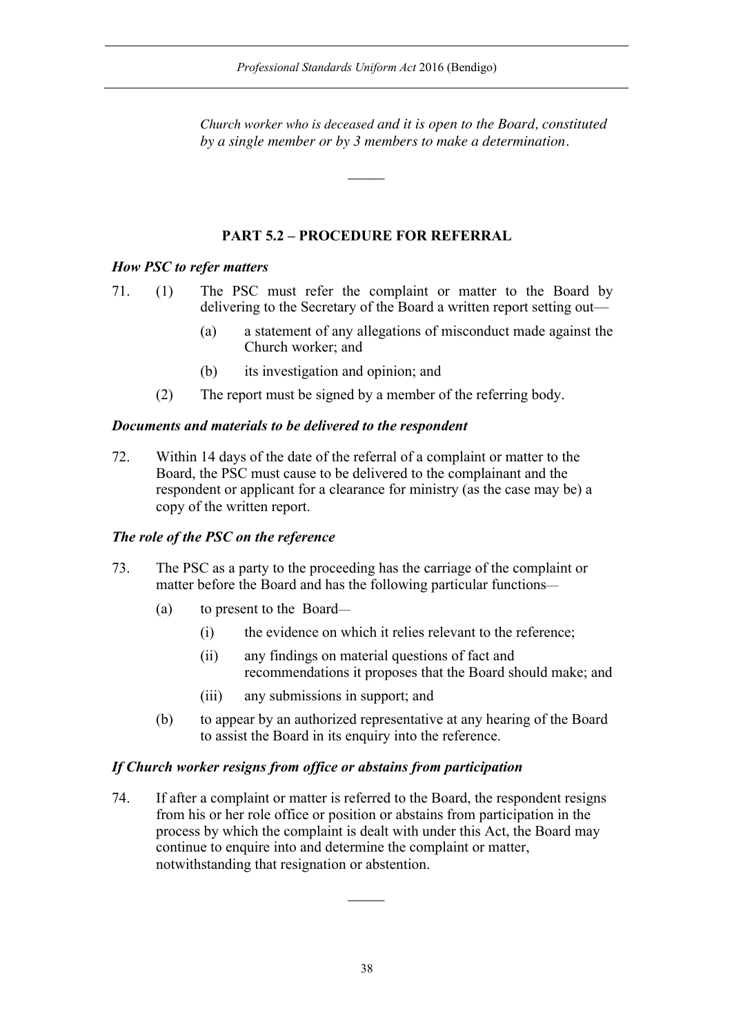*Church worker who is deceased and it is open to the Board, constituted by a single member or by 3 members to make a determination.*

―――

## PART 5.2 – PROCEDURE FOR REFERRAL

***How PSC to refer matters***

71. (1) The PSC must refer the complaint or matter to the Board by delivering to the Secretary of the Board a written report setting out—

 (a) a statement of any allegations of misconduct made against the Church worker; and

 (b) its investigation and opinion; and

 (2) The report must be signed by a member of the referring body.

***Documents and materials to be delivered to the respondent***

72. Within 14 days of the date of the referral of a complaint or matter to the Board, the PSC must cause to be delivered to the complainant and the respondent or applicant for a clearance for ministry (as the case may be) a copy of the written report.

***The role of the PSC on the reference***

73. The PSC as a party to the proceeding has the carriage of the complaint or matter before the Board and has the following particular functions—

 (a) to present to the Board—

  (i) the evidence on which it relies relevant to the reference;

  (ii) any findings on material questions of fact and recommendations it proposes that the Board should make; and

  (iii) any submissions in support; and

 (b) to appear by an authorized representative at any hearing of the Board to assist the Board in its enquiry into the reference.

***If Church worker resigns from office or abstains from participation***

74. If after a complaint or matter is referred to the Board, the respondent resigns from his or her role office or position or abstains from participation in the process by which the complaint is dealt with under this Act, the Board may continue to enquire into and determine the complaint or matter, notwithstanding that resignation or abstention.

―――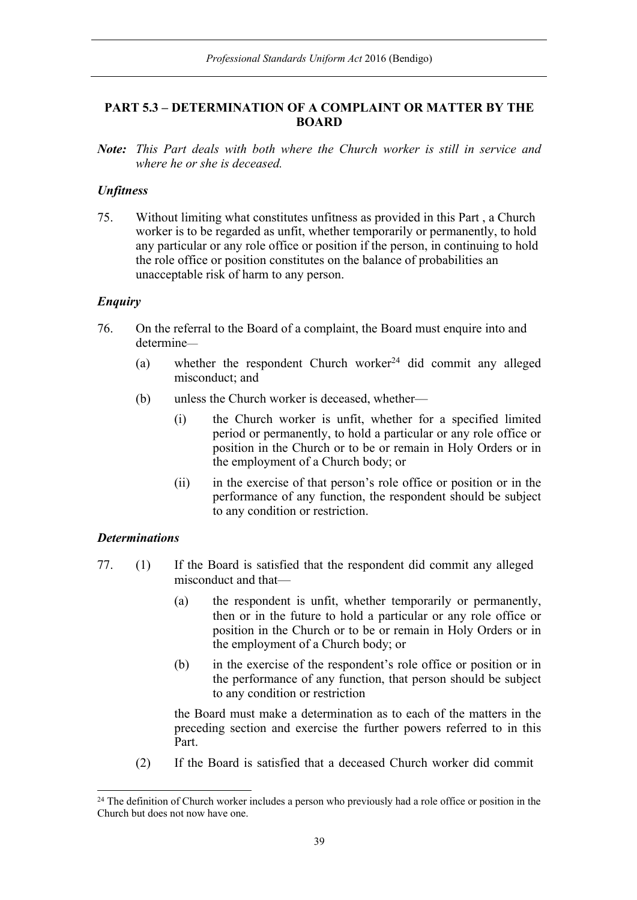## PART 5.3 – DETERMINATION OF A COMPLAINT OR MATTER BY THE BOARD

***Note:*** *This Part deals with both where the Church worker is still in service and where he or she is deceased.*

### *Unfitness*

75. Without limiting what constitutes unfitness as provided in this Part , a Church worker is to be regarded as unfit, whether temporarily or permanently, to hold any particular or any role office or position if the person, in continuing to hold the role office or position constitutes on the balance of probabilities an unacceptable risk of harm to any person.

### *Enquiry*

76. On the referral to the Board of a complaint, the Board must enquire into and determine—

    (a) whether the respondent Church worker[24] did commit any alleged misconduct; and

    (b) unless the Church worker is deceased, whether—

        (i) the Church worker is unfit, whether for a specified limited period or permanently, to hold a particular or any role office or position in the Church or to be or remain in Holy Orders or in the employment of a Church body; or

        (ii) in the exercise of that person's role office or position or in the performance of any function, the respondent should be subject to any condition or restriction.

### *Determinations*

77. (1) If the Board is satisfied that the respondent did commit any alleged misconduct and that—

    (a) the respondent is unfit, whether temporarily or permanently, then or in the future to hold a particular or any role office or position in the Church or to be or remain in Holy Orders or in the employment of a Church body; or

    (b) in the exercise of the respondent's role office or position or in the performance of any function, that person should be subject to any condition or restriction

    the Board must make a determination as to each of the matters in the preceding section and exercise the further powers referred to in this Part.

    (2) If the Board is satisfied that a deceased Church worker did commit

---

[24] The definition of Church worker includes a person who previously had a role office or position in the Church but does not now have one.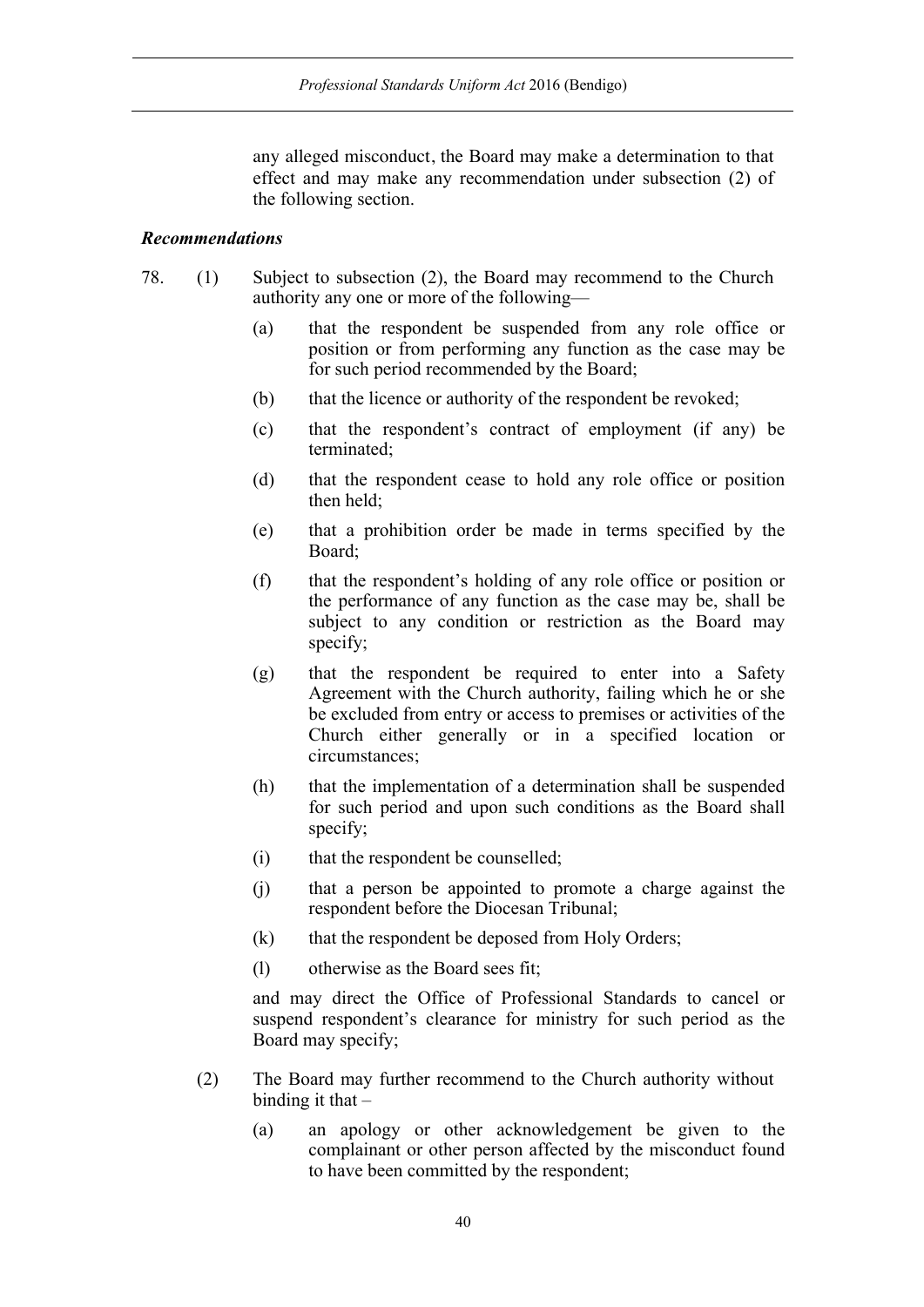any alleged misconduct, the Board may make a determination to that effect and may make any recommendation under subsection (2) of the following section.

### *Recommendations*

78. (1) Subject to subsection (2), the Board may recommend to the Church authority any one or more of the following—

   (a) that the respondent be suspended from any role office or position or from performing any function as the case may be for such period recommended by the Board;

   (b) that the licence or authority of the respondent be revoked;

   (c) that the respondent's contract of employment (if any) be terminated;

   (d) that the respondent cease to hold any role office or position then held;

   (e) that a prohibition order be made in terms specified by the Board;

   (f) that the respondent's holding of any role office or position or the performance of any function as the case may be, shall be subject to any condition or restriction as the Board may specify;

   (g) that the respondent be required to enter into a Safety Agreement with the Church authority, failing which he or she be excluded from entry or access to premises or activities of the Church either generally or in a specified location or circumstances;

   (h) that the implementation of a determination shall be suspended for such period and upon such conditions as the Board shall specify;

   (i) that the respondent be counselled;

   (j) that a person be appointed to promote a charge against the respondent before the Diocesan Tribunal;

   (k) that the respondent be deposed from Holy Orders;

   (l) otherwise as the Board sees fit;

   and may direct the Office of Professional Standards to cancel or suspend respondent's clearance for ministry for such period as the Board may specify;

   (2) The Board may further recommend to the Church authority without binding it that –

   (a) an apology or other acknowledgement be given to the complainant or other person affected by the misconduct found to have been committed by the respondent;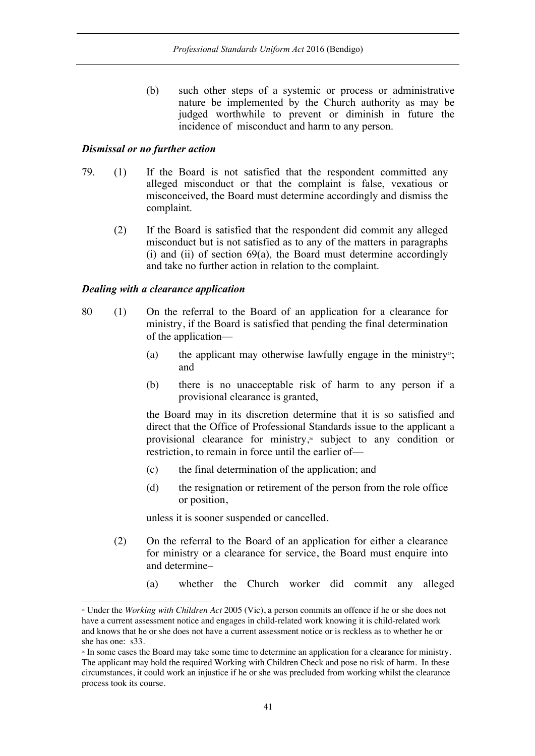(b) such other steps of a systemic or process or administrative nature be implemented by the Church authority as may be judged worthwhile to prevent or diminish in future the incidence of misconduct and harm to any person.

***Dismissal or no further action***

79. (1) If the Board is not satisfied that the respondent committed any alleged misconduct or that the complaint is false, vexatious or misconceived, the Board must determine accordingly and dismiss the complaint.

(2) If the Board is satisfied that the respondent did commit any alleged misconduct but is not satisfied as to any of the matters in paragraphs (i) and (ii) of section 69(a), the Board must determine accordingly and take no further action in relation to the complaint.

***Dealing with a clearance application***

80 (1) On the referral to the Board of an application for a clearance for ministry, if the Board is satisfied that pending the final determination of the application—

(a) the applicant may otherwise lawfully engage in the ministry[25]; and

(b) there is no unacceptable risk of harm to any person if a provisional clearance is granted,

the Board may in its discretion determine that it is so satisfied and direct that the Office of Professional Standards issue to the applicant a provisional clearance for ministry,[26] subject to any condition or restriction, to remain in force until the earlier of—

(c) the final determination of the application; and

(d) the resignation or retirement of the person from the role office or position,

unless it is sooner suspended or cancelled.

(2) On the referral to the Board of an application for either a clearance for ministry or a clearance for service, the Board must enquire into and determine–

(a) whether the Church worker did commit any alleged

---

[25] Under the *Working with Children Act* 2005 (Vic), a person commits an offence if he or she does not have a current assessment notice and engages in child-related work knowing it is child-related work and knows that he or she does not have a current assessment notice or is reckless as to whether he or she has one: s33.

[26] In some cases the Board may take some time to determine an application for a clearance for ministry. The applicant may hold the required Working with Children Check and pose no risk of harm. In these circumstances, it could work an injustice if he or she was precluded from working whilst the clearance process took its course.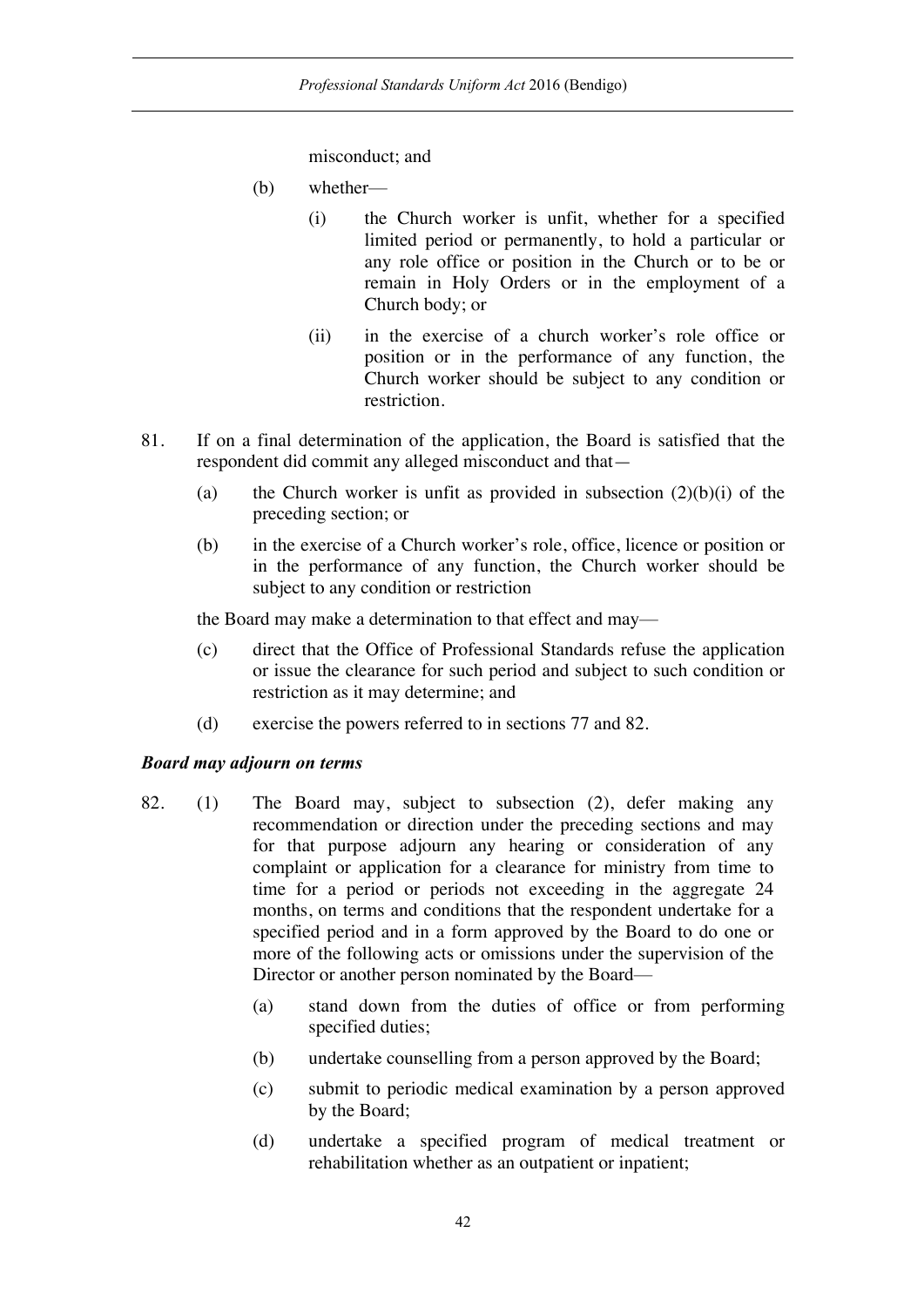misconduct; and

(b) whether—

(i) the Church worker is unfit, whether for a specified limited period or permanently, to hold a particular or any role office or position in the Church or to be or remain in Holy Orders or in the employment of a Church body; or

(ii) in the exercise of a church worker's role office or position or in the performance of any function, the Church worker should be subject to any condition or restriction.

81. If on a final determination of the application, the Board is satisfied that the respondent did commit any alleged misconduct and that—

(a) the Church worker is unfit as provided in subsection (2)(b)(i) of the preceding section; or

(b) in the exercise of a Church worker's role, office, licence or position or in the performance of any function, the Church worker should be subject to any condition or restriction

the Board may make a determination to that effect and may—

(c) direct that the Office of Professional Standards refuse the application or issue the clearance for such period and subject to such condition or restriction as it may determine; and

(d) exercise the powers referred to in sections 77 and 82.

***Board may adjourn on terms***

82. (1) The Board may, subject to subsection (2), defer making any recommendation or direction under the preceding sections and may for that purpose adjourn any hearing or consideration of any complaint or application for a clearance for ministry from time to time for a period or periods not exceeding in the aggregate 24 months, on terms and conditions that the respondent undertake for a specified period and in a form approved by the Board to do one or more of the following acts or omissions under the supervision of the Director or another person nominated by the Board—

(a) stand down from the duties of office or from performing specified duties;

(b) undertake counselling from a person approved by the Board;

(c) submit to periodic medical examination by a person approved by the Board;

(d) undertake a specified program of medical treatment or rehabilitation whether as an outpatient or inpatient;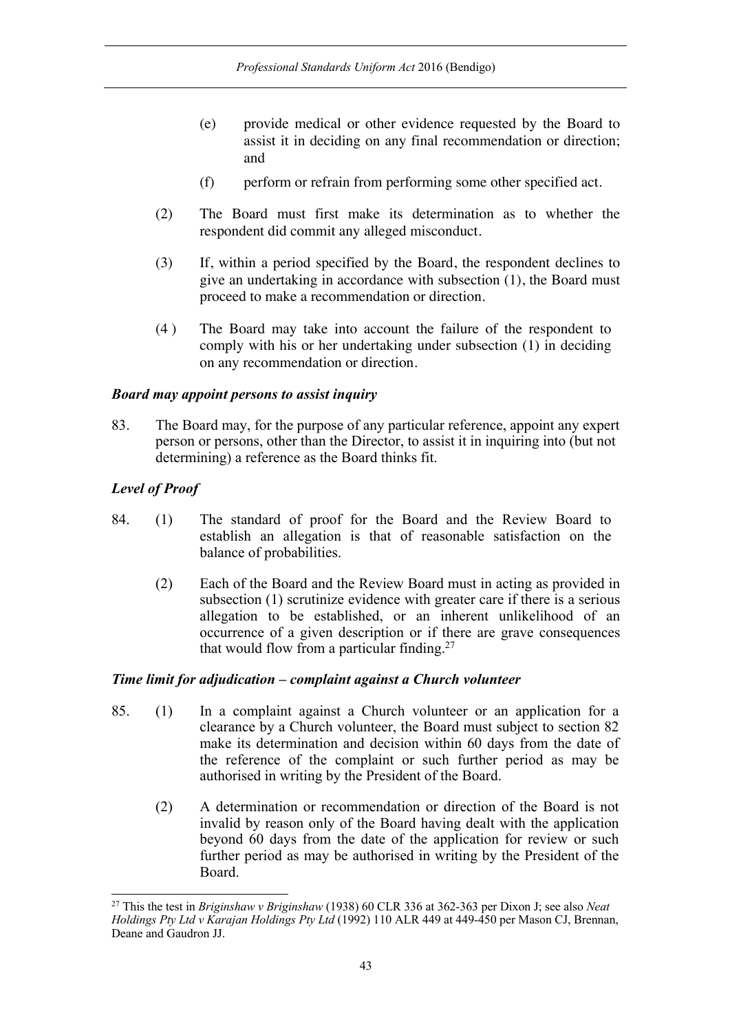(e) provide medical or other evidence requested by the Board to assist it in deciding on any final recommendation or direction; and

(f) perform or refrain from performing some other specified act.

(2) The Board must first make its determination as to whether the respondent did commit any alleged misconduct.

(3) If, within a period specified by the Board, the respondent declines to give an undertaking in accordance with subsection (1), the Board must proceed to make a recommendation or direction.

(4 ) The Board may take into account the failure of the respondent to comply with his or her undertaking under subsection (1) in deciding on any recommendation or direction.

***Board may appoint persons to assist inquiry***

83. The Board may, for the purpose of any particular reference, appoint any expert person or persons, other than the Director, to assist it in inquiring into (but not determining) a reference as the Board thinks fit.

***Level of Proof***

84. (1) The standard of proof for the Board and the Review Board to establish an allegation is that of reasonable satisfaction on the balance of probabilities.

(2) Each of the Board and the Review Board must in acting as provided in subsection (1) scrutinize evidence with greater care if there is a serious allegation to be established, or an inherent unlikelihood of an occurrence of a given description or if there are grave consequences that would flow from a particular finding.[27]

***Time limit for adjudication – complaint against a Church volunteer***

85. (1) In a complaint against a Church volunteer or an application for a clearance by a Church volunteer, the Board must subject to section 82 make its determination and decision within 60 days from the date of the reference of the complaint or such further period as may be authorised in writing by the President of the Board.

(2) A determination or recommendation or direction of the Board is not invalid by reason only of the Board having dealt with the application beyond 60 days from the date of the application for review or such further period as may be authorised in writing by the President of the Board.

---

[27] This the test in *Briginshaw v Briginshaw* (1938) 60 CLR 336 at 362-363 per Dixon J; see also *Neat Holdings Pty Ltd v Karajan Holdings Pty Ltd* (1992) 110 ALR 449 at 449-450 per Mason CJ, Brennan, Deane and Gaudron JJ.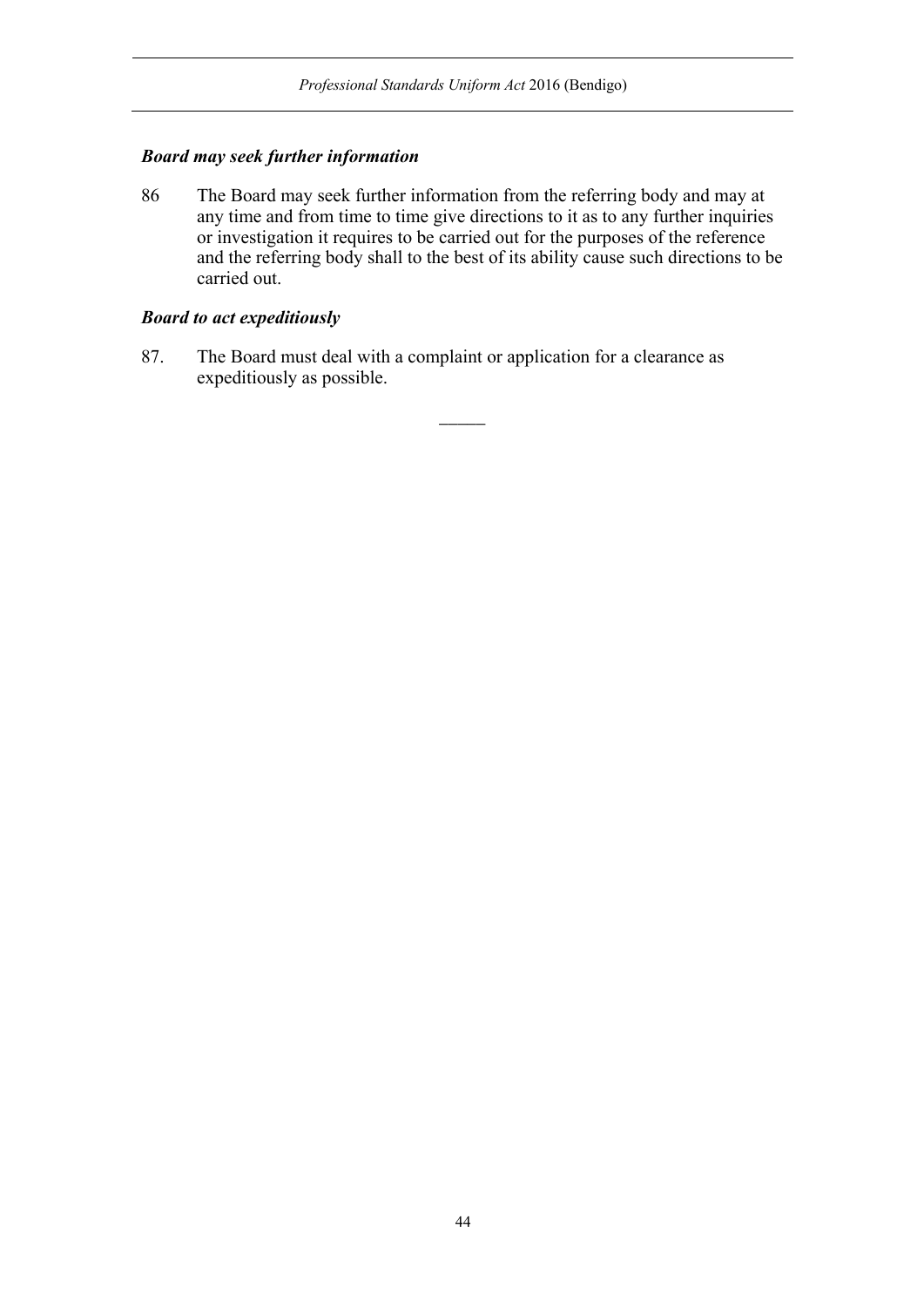***Board may seek further information***

86 The Board may seek further information from the referring body and may at any time and from time to time give directions to it as to any further inquiries or investigation it requires to be carried out for the purposes of the reference and the referring body shall to the best of its ability cause such directions to be carried out.

***Board to act expeditiously***

87. The Board must deal with a complaint or application for a clearance as expeditiously as possible.

\_\_\_\_\_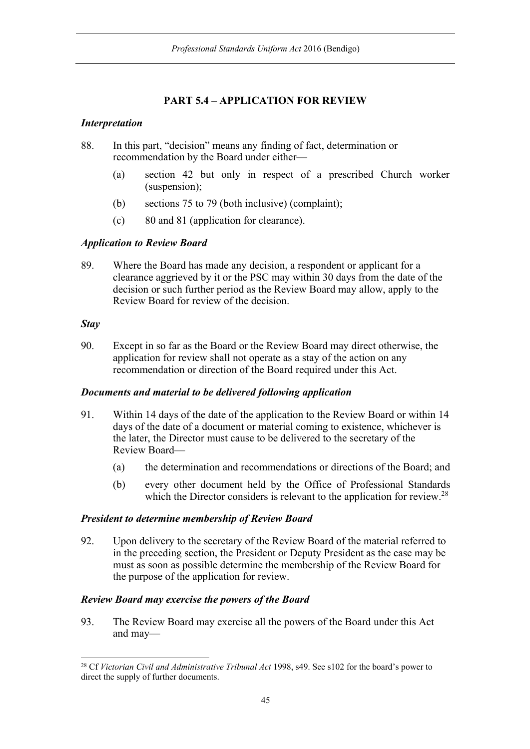## PART 5.4 – APPLICATION FOR REVIEW

***Interpretation***

88. In this part, "decision" means any finding of fact, determination or recommendation by the Board under either—

    (a) section 42 but only in respect of a prescribed Church worker (suspension);

    (b) sections 75 to 79 (both inclusive) (complaint);

    (c) 80 and 81 (application for clearance).

***Application to Review Board***

89. Where the Board has made any decision, a respondent or applicant for a clearance aggrieved by it or the PSC may within 30 days from the date of the decision or such further period as the Review Board may allow, apply to the Review Board for review of the decision.

***Stay***

90. Except in so far as the Board or the Review Board may direct otherwise, the application for review shall not operate as a stay of the action on any recommendation or direction of the Board required under this Act.

***Documents and material to be delivered following application***

91. Within 14 days of the date of the application to the Review Board or within 14 days of the date of a document or material coming to existence, whichever is the later, the Director must cause to be delivered to the secretary of the Review Board—

    (a) the determination and recommendations or directions of the Board; and

    (b) every other document held by the Office of Professional Standards which the Director considers is relevant to the application for review.[28]

***President to determine membership of Review Board***

92. Upon delivery to the secretary of the Review Board of the material referred to in the preceding section, the President or Deputy President as the case may be must as soon as possible determine the membership of the Review Board for the purpose of the application for review.

***Review Board may exercise the powers of the Board***

93. The Review Board may exercise all the powers of the Board under this Act and may—

---

[28] Cf *Victorian Civil and Administrative Tribunal Act* 1998, s49. See s102 for the board's power to direct the supply of further documents.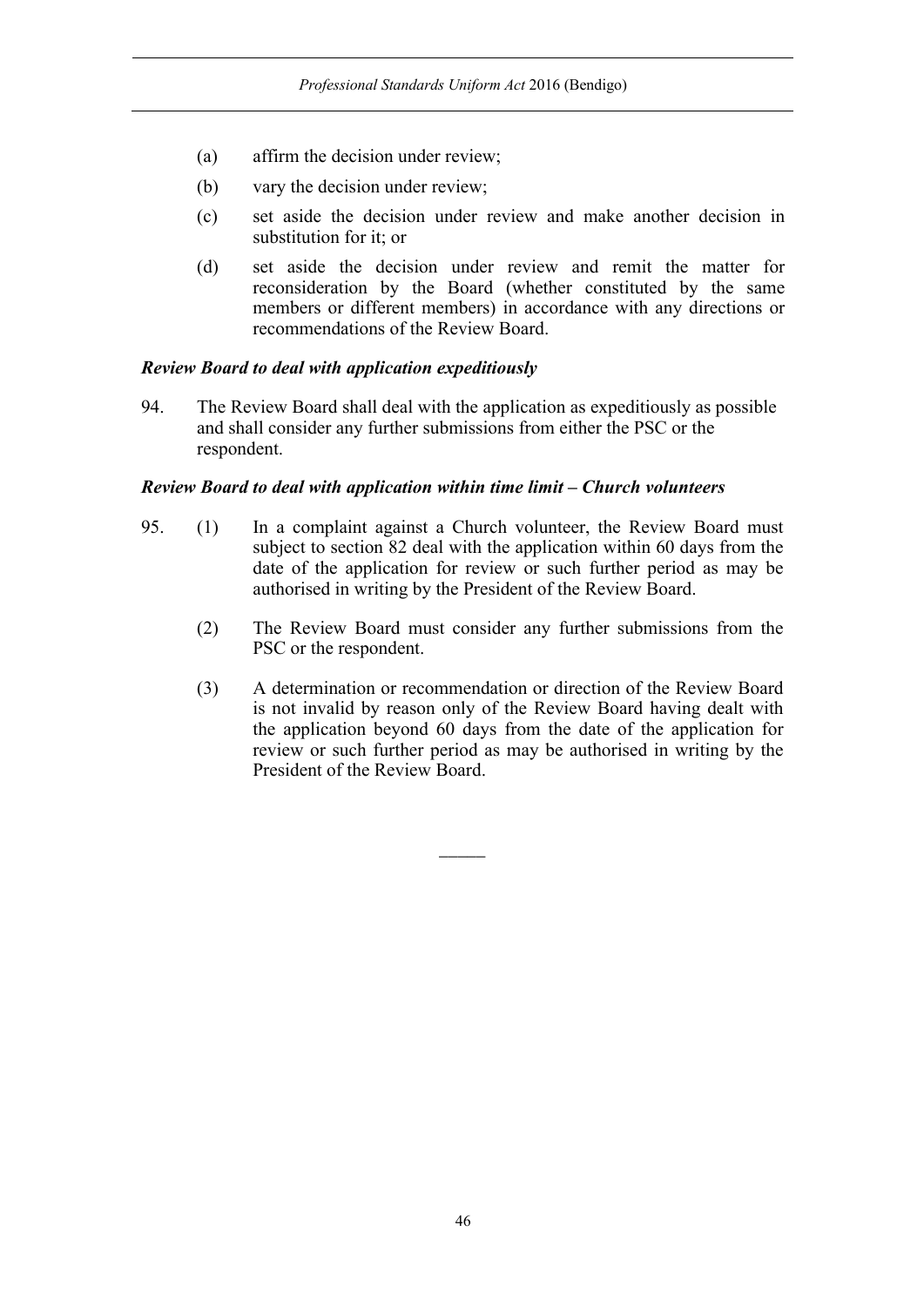(a) affirm the decision under review;

(b) vary the decision under review;

(c) set aside the decision under review and make another decision in substitution for it; or

(d) set aside the decision under review and remit the matter for reconsideration by the Board (whether constituted by the same members or different members) in accordance with any directions or recommendations of the Review Board.

***Review Board to deal with application expeditiously***

94. The Review Board shall deal with the application as expeditiously as possible and shall consider any further submissions from either the PSC or the respondent.

***Review Board to deal with application within time limit – Church volunteers***

95. (1) In a complaint against a Church volunteer, the Review Board must subject to section 82 deal with the application within 60 days from the date of the application for review or such further period as may be authorised in writing by the President of the Review Board.

(2) The Review Board must consider any further submissions from the PSC or the respondent.

(3) A determination or recommendation or direction of the Review Board is not invalid by reason only of the Review Board having dealt with the application beyond 60 days from the date of the application for review or such further period as may be authorised in writing by the President of the Review Board.

———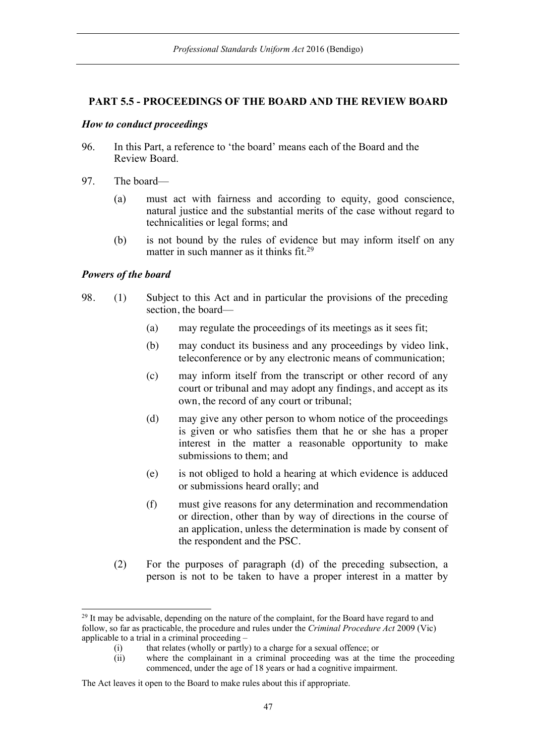## PART 5.5 - PROCEEDINGS OF THE BOARD AND THE REVIEW BOARD

### *How to conduct proceedings*

96. In this Part, a reference to 'the board' means each of the Board and the Review Board.

97. The board—

    (a) must act with fairness and according to equity, good conscience, natural justice and the substantial merits of the case without regard to technicalities or legal forms; and

    (b) is not bound by the rules of evidence but may inform itself on any matter in such manner as it thinks fit.[29]

### *Powers of the board*

98. (1) Subject to this Act and in particular the provisions of the preceding section, the board—

    (a) may regulate the proceedings of its meetings as it sees fit;

    (b) may conduct its business and any proceedings by video link, teleconference or by any electronic means of communication;

    (c) may inform itself from the transcript or other record of any court or tribunal and may adopt any findings, and accept as its own, the record of any court or tribunal;

    (d) may give any other person to whom notice of the proceedings is given or who satisfies them that he or she has a proper interest in the matter a reasonable opportunity to make submissions to them; and

    (e) is not obliged to hold a hearing at which evidence is adduced or submissions heard orally; and

    (f) must give reasons for any determination and recommendation or direction, other than by way of directions in the course of an application, unless the determination is made by consent of the respondent and the PSC.

    (2) For the purposes of paragraph (d) of the preceding subsection, a person is not to be taken to have a proper interest in a matter by

---

[29] It may be advisable, depending on the nature of the complaint, for the Board have regard to and follow, so far as practicable, the procedure and rules under the *Criminal Procedure Act* 2009 (Vic) applicable to a trial in a criminal proceeding –

(i) that relates (wholly or partly) to a charge for a sexual offence; or

(ii) where the complainant in a criminal proceeding was at the time the proceeding commenced, under the age of 18 years or had a cognitive impairment.

The Act leaves it open to the Board to make rules about this if appropriate.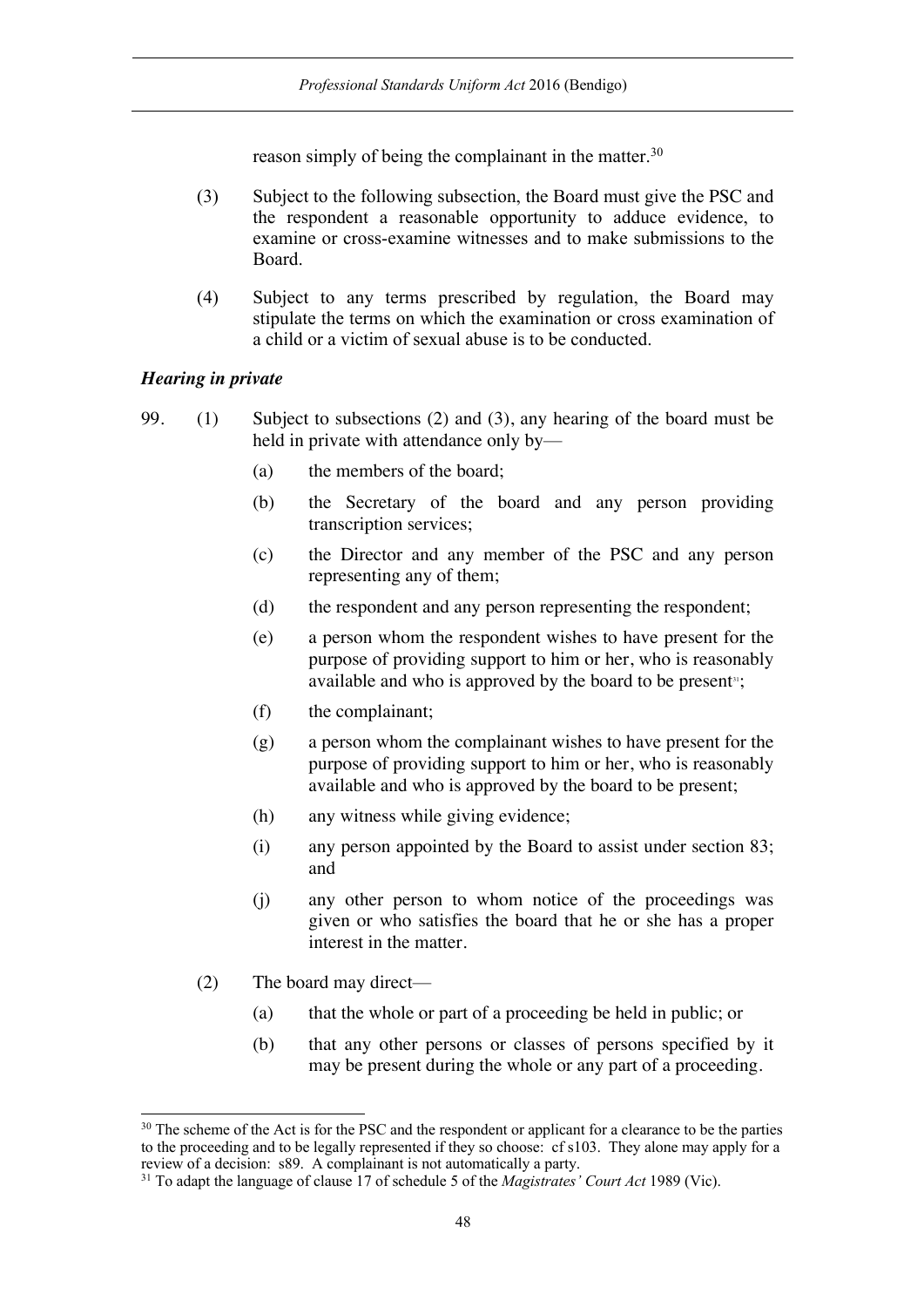reason simply of being the complainant in the matter.[30]

(3) Subject to the following subsection, the Board must give the PSC and the respondent a reasonable opportunity to adduce evidence, to examine or cross-examine witnesses and to make submissions to the Board.

(4) Subject to any terms prescribed by regulation, the Board may stipulate the terms on which the examination or cross examination of a child or a victim of sexual abuse is to be conducted.

***Hearing in private***

99. (1) Subject to subsections (2) and (3), any hearing of the board must be held in private with attendance only by—

(a) the members of the board;

(b) the Secretary of the board and any person providing transcription services;

(c) the Director and any member of the PSC and any person representing any of them;

(d) the respondent and any person representing the respondent;

(e) a person whom the respondent wishes to have present for the purpose of providing support to him or her, who is reasonably available and who is approved by the board to be present[31];

(f) the complainant;

(g) a person whom the complainant wishes to have present for the purpose of providing support to him or her, who is reasonably available and who is approved by the board to be present;

(h) any witness while giving evidence;

(i) any person appointed by the Board to assist under section 83; and

(j) any other person to whom notice of the proceedings was given or who satisfies the board that he or she has a proper interest in the matter.

(2) The board may direct—

(a) that the whole or part of a proceeding be held in public; or

(b) that any other persons or classes of persons specified by it may be present during the whole or any part of a proceeding.

---

[30] The scheme of the Act is for the PSC and the respondent or applicant for a clearance to be the parties to the proceeding and to be legally represented if they so choose: cf s103. They alone may apply for a review of a decision: s89. A complainant is not automatically a party.

[31] To adapt the language of clause 17 of schedule 5 of the *Magistrates' Court Act* 1989 (Vic).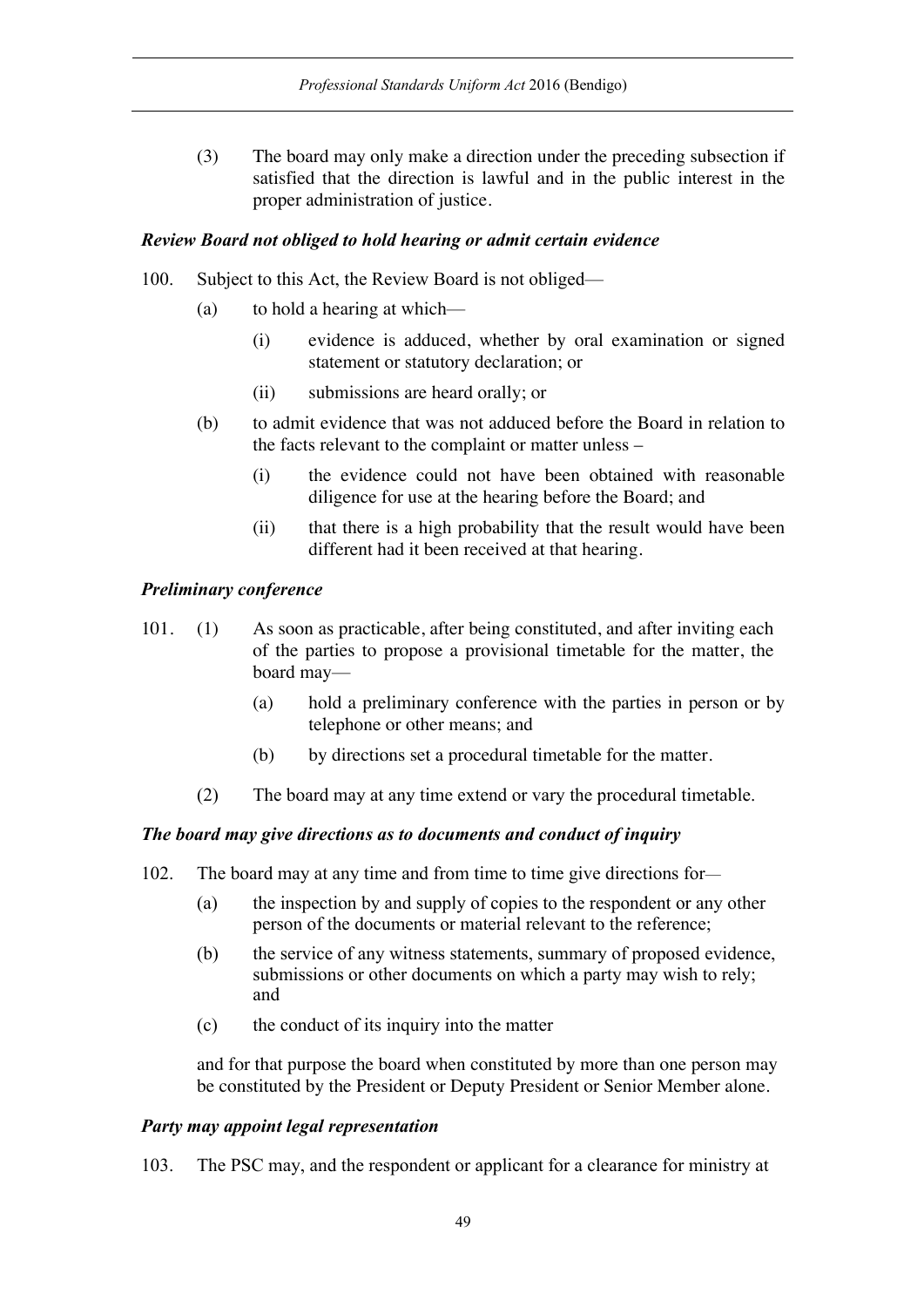(3) The board may only make a direction under the preceding subsection if satisfied that the direction is lawful and in the public interest in the proper administration of justice.

***Review Board not obliged to hold hearing or admit certain evidence***

100. Subject to this Act, the Review Board is not obliged—

(a) to hold a hearing at which—

(i) evidence is adduced, whether by oral examination or signed statement or statutory declaration; or

(ii) submissions are heard orally; or

(b) to admit evidence that was not adduced before the Board in relation to the facts relevant to the complaint or matter unless –

(i) the evidence could not have been obtained with reasonable diligence for use at the hearing before the Board; and

(ii) that there is a high probability that the result would have been different had it been received at that hearing.

***Preliminary conference***

101. (1) As soon as practicable, after being constituted, and after inviting each of the parties to propose a provisional timetable for the matter, the board may—

(a) hold a preliminary conference with the parties in person or by telephone or other means; and

(b) by directions set a procedural timetable for the matter.

(2) The board may at any time extend or vary the procedural timetable.

***The board may give directions as to documents and conduct of inquiry***

102. The board may at any time and from time to time give directions for—

(a) the inspection by and supply of copies to the respondent or any other person of the documents or material relevant to the reference;

(b) the service of any witness statements, summary of proposed evidence, submissions or other documents on which a party may wish to rely; and

(c) the conduct of its inquiry into the matter

and for that purpose the board when constituted by more than one person may be constituted by the President or Deputy President or Senior Member alone.

***Party may appoint legal representation***

103. The PSC may, and the respondent or applicant for a clearance for ministry at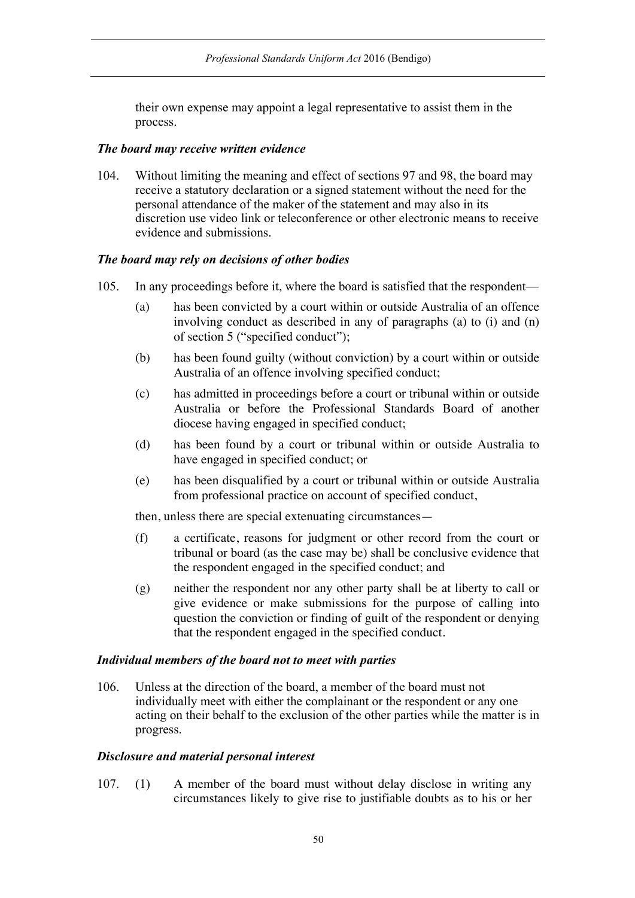their own expense may appoint a legal representative to assist them in the process.

### *The board may receive written evidence*

104. Without limiting the meaning and effect of sections 97 and 98, the board may receive a statutory declaration or a signed statement without the need for the personal attendance of the maker of the statement and may also in its discretion use video link or teleconference or other electronic means to receive evidence and submissions.

### *The board may rely on decisions of other bodies*

105. In any proceedings before it, where the board is satisfied that the respondent—

   (a) has been convicted by a court within or outside Australia of an offence involving conduct as described in any of paragraphs (a) to (i) and (n) of section 5 ("specified conduct");

   (b) has been found guilty (without conviction) by a court within or outside Australia of an offence involving specified conduct;

   (c) has admitted in proceedings before a court or tribunal within or outside Australia or before the Professional Standards Board of another diocese having engaged in specified conduct;

   (d) has been found by a court or tribunal within or outside Australia to have engaged in specified conduct; or

   (e) has been disqualified by a court or tribunal within or outside Australia from professional practice on account of specified conduct,

   then, unless there are special extenuating circumstances—

   (f) a certificate, reasons for judgment or other record from the court or tribunal or board (as the case may be) shall be conclusive evidence that the respondent engaged in the specified conduct; and

   (g) neither the respondent nor any other party shall be at liberty to call or give evidence or make submissions for the purpose of calling into question the conviction or finding of guilt of the respondent or denying that the respondent engaged in the specified conduct.

### *Individual members of the board not to meet with parties*

106. Unless at the direction of the board, a member of the board must not individually meet with either the complainant or the respondent or any one acting on their behalf to the exclusion of the other parties while the matter is in progress.

### *Disclosure and material personal interest*

107. (1) A member of the board must without delay disclose in writing any circumstances likely to give rise to justifiable doubts as to his or her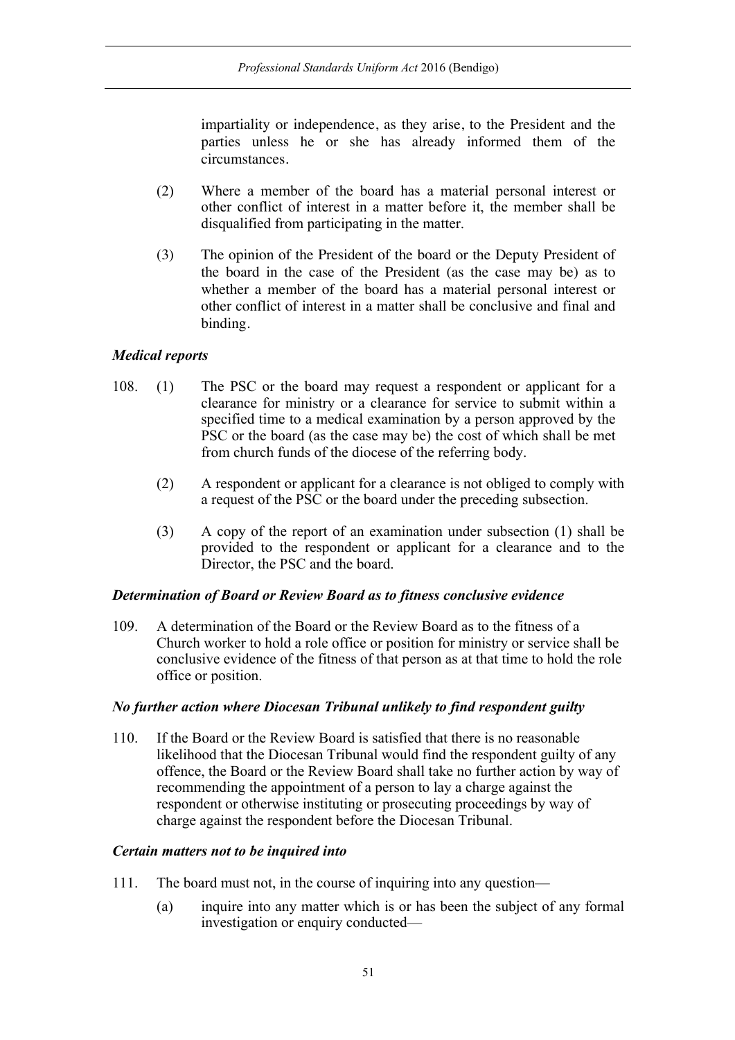impartiality or independence, as they arise, to the President and the parties unless he or she has already informed them of the circumstances.

(2) Where a member of the board has a material personal interest or other conflict of interest in a matter before it, the member shall be disqualified from participating in the matter.

(3) The opinion of the President of the board or the Deputy President of the board in the case of the President (as the case may be) as to whether a member of the board has a material personal interest or other conflict of interest in a matter shall be conclusive and final and binding.

***Medical reports***

108. (1) The PSC or the board may request a respondent or applicant for a clearance for ministry or a clearance for service to submit within a specified time to a medical examination by a person approved by the PSC or the board (as the case may be) the cost of which shall be met from church funds of the diocese of the referring body.

(2) A respondent or applicant for a clearance is not obliged to comply with a request of the PSC or the board under the preceding subsection.

(3) A copy of the report of an examination under subsection (1) shall be provided to the respondent or applicant for a clearance and to the Director, the PSC and the board.

***Determination of Board or Review Board as to fitness conclusive evidence***

109. A determination of the Board or the Review Board as to the fitness of a Church worker to hold a role office or position for ministry or service shall be conclusive evidence of the fitness of that person as at that time to hold the role office or position.

***No further action where Diocesan Tribunal unlikely to find respondent guilty***

110. If the Board or the Review Board is satisfied that there is no reasonable likelihood that the Diocesan Tribunal would find the respondent guilty of any offence, the Board or the Review Board shall take no further action by way of recommending the appointment of a person to lay a charge against the respondent or otherwise instituting or prosecuting proceedings by way of charge against the respondent before the Diocesan Tribunal.

***Certain matters not to be inquired into***

111. The board must not, in the course of inquiring into any question—

(a) inquire into any matter which is or has been the subject of any formal investigation or enquiry conducted—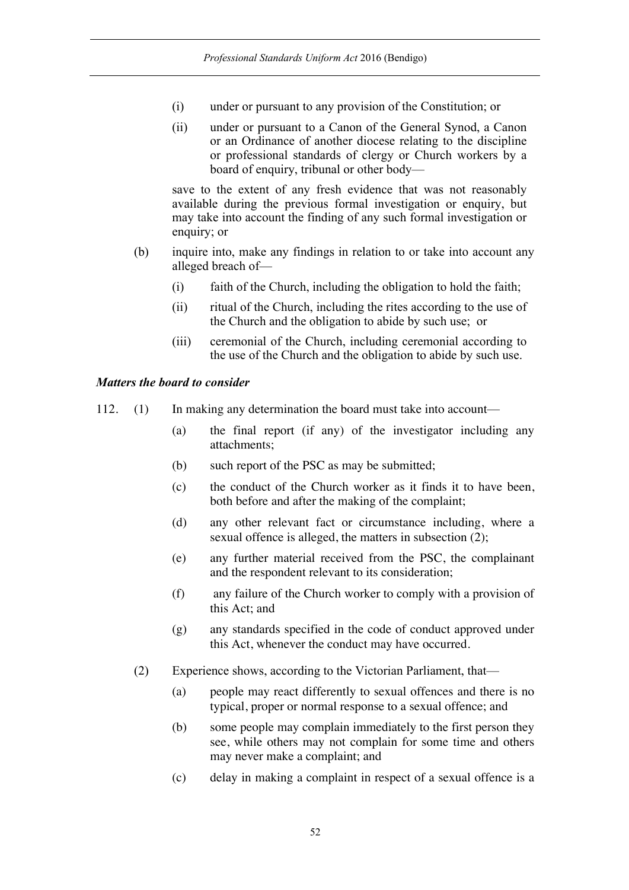(i) under or pursuant to any provision of the Constitution; or

(ii) under or pursuant to a Canon of the General Synod, a Canon or an Ordinance of another diocese relating to the discipline or professional standards of clergy or Church workers by a board of enquiry, tribunal or other body—

save to the extent of any fresh evidence that was not reasonably available during the previous formal investigation or enquiry, but may take into account the finding of any such formal investigation or enquiry; or

(b) inquire into, make any findings in relation to or take into account any alleged breach of—

(i) faith of the Church, including the obligation to hold the faith;

(ii) ritual of the Church, including the rites according to the use of the Church and the obligation to abide by such use; or

(iii) ceremonial of the Church, including ceremonial according to the use of the Church and the obligation to abide by such use.

### *Matters the board to consider*

112. (1) In making any determination the board must take into account—

(a) the final report (if any) of the investigator including any attachments;

(b) such report of the PSC as may be submitted;

(c) the conduct of the Church worker as it finds it to have been, both before and after the making of the complaint;

(d) any other relevant fact or circumstance including, where a sexual offence is alleged, the matters in subsection (2);

(e) any further material received from the PSC, the complainant and the respondent relevant to its consideration;

(f) any failure of the Church worker to comply with a provision of this Act; and

(g) any standards specified in the code of conduct approved under this Act, whenever the conduct may have occurred.

(2) Experience shows, according to the Victorian Parliament, that—

(a) people may react differently to sexual offences and there is no typical, proper or normal response to a sexual offence; and

(b) some people may complain immediately to the first person they see, while others may not complain for some time and others may never make a complaint; and

(c) delay in making a complaint in respect of a sexual offence is a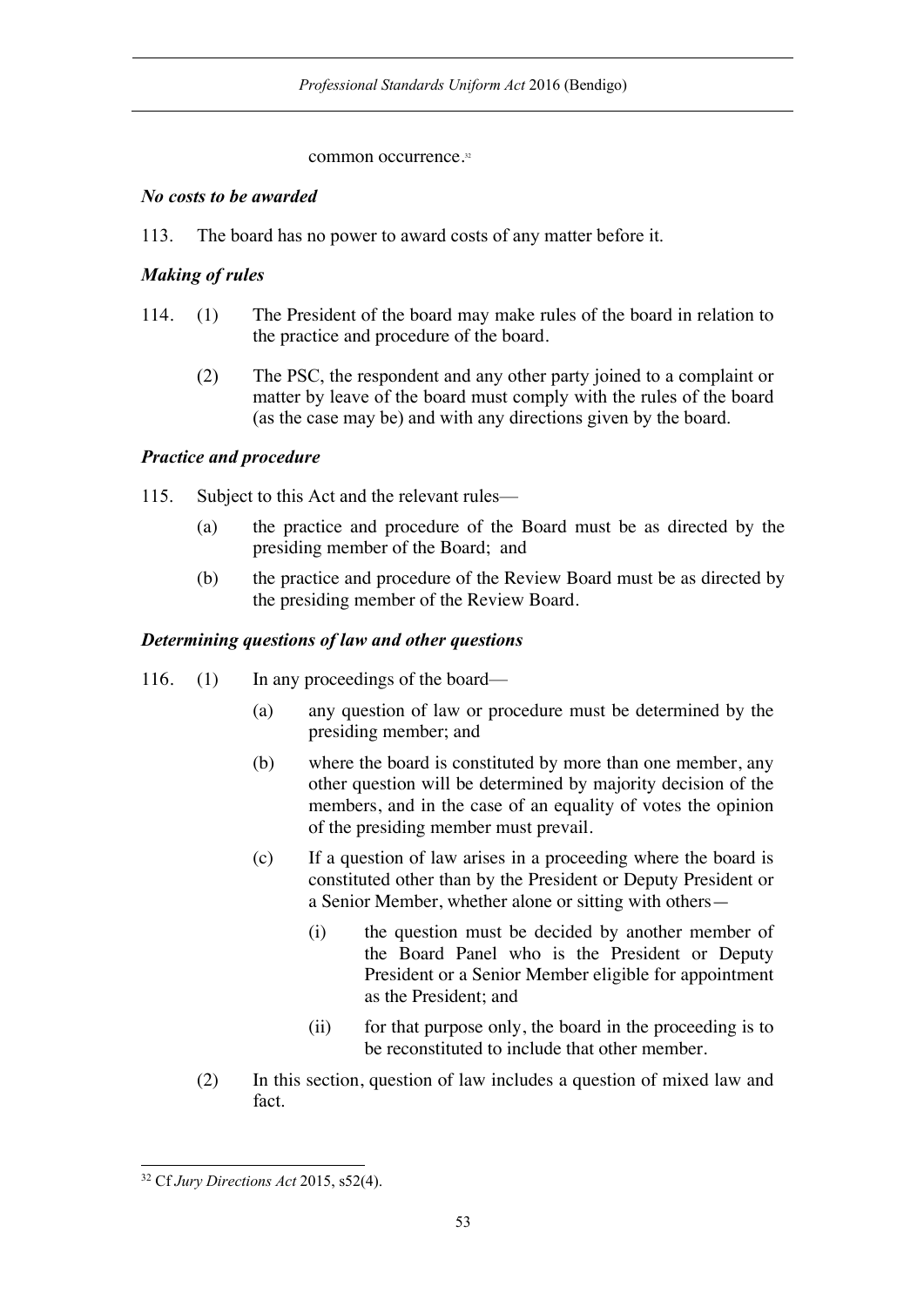common occurrence.[32]

*No costs to be awarded*

113. The board has no power to award costs of any matter before it.

*Making of rules*

114. (1) The President of the board may make rules of the board in relation to the practice and procedure of the board.

(2) The PSC, the respondent and any other party joined to a complaint or matter by leave of the board must comply with the rules of the board (as the case may be) and with any directions given by the board.

*Practice and procedure*

115. Subject to this Act and the relevant rules—

(a) the practice and procedure of the Board must be as directed by the presiding member of the Board; and

(b) the practice and procedure of the Review Board must be as directed by the presiding member of the Review Board.

*Determining questions of law and other questions*

116. (1) In any proceedings of the board—

(a) any question of law or procedure must be determined by the presiding member; and

(b) where the board is constituted by more than one member, any other question will be determined by majority decision of the members, and in the case of an equality of votes the opinion of the presiding member must prevail.

(c) If a question of law arises in a proceeding where the board is constituted other than by the President or Deputy President or a Senior Member, whether alone or sitting with others—

(i) the question must be decided by another member of the Board Panel who is the President or Deputy President or a Senior Member eligible for appointment as the President; and

(ii) for that purpose only, the board in the proceeding is to be reconstituted to include that other member.

(2) In this section, question of law includes a question of mixed law and fact.

[32] Cf *Jury Directions Act* 2015, s52(4).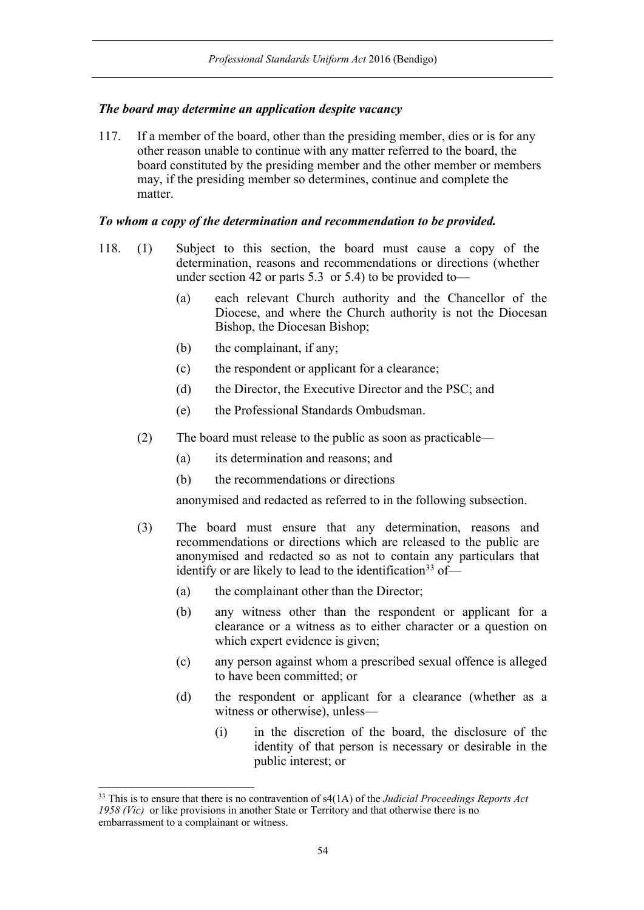***The board may determine an application despite vacancy***

117. If a member of the board, other than the presiding member, dies or is for any other reason unable to continue with any matter referred to the board, the board constituted by the presiding member and the other member or members may, if the presiding member so determines, continue and complete the matter.

***To whom a copy of the determination and recommendation to be provided.***

118. (1) Subject to this section, the board must cause a copy of the determination, reasons and recommendations or directions (whether under section 42 or parts 5.3 or 5.4) to be provided to—

(a) each relevant Church authority and the Chancellor of the Diocese, and where the Church authority is not the Diocesan Bishop, the Diocesan Bishop;

(b) the complainant, if any;

(c) the respondent or applicant for a clearance;

(d) the Director, the Executive Director and the PSC; and

(e) the Professional Standards Ombudsman.

(2) The board must release to the public as soon as practicable—

(a) its determination and reasons; and

(b) the recommendations or directions

anonymised and redacted as referred to in the following subsection.

(3) The board must ensure that any determination, reasons and recommendations or directions which are released to the public are anonymised and redacted so as not to contain any particulars that identify or are likely to lead to the identification[33] of—

(a) the complainant other than the Director;

(b) any witness other than the respondent or applicant for a clearance or a witness as to either character or a question on which expert evidence is given;

(c) any person against whom a prescribed sexual offence is alleged to have been committed; or

(d) the respondent or applicant for a clearance (whether as a witness or otherwise), unless—

(i) in the discretion of the board, the disclosure of the identity of that person is necessary or desirable in the public interest; or

[33] This is to ensure that there is no contravention of s4(1A) of the *Judicial Proceedings Reports Act 1958 (Vic)* or like provisions in another State or Territory and that otherwise there is no embarrassment to a complainant or witness.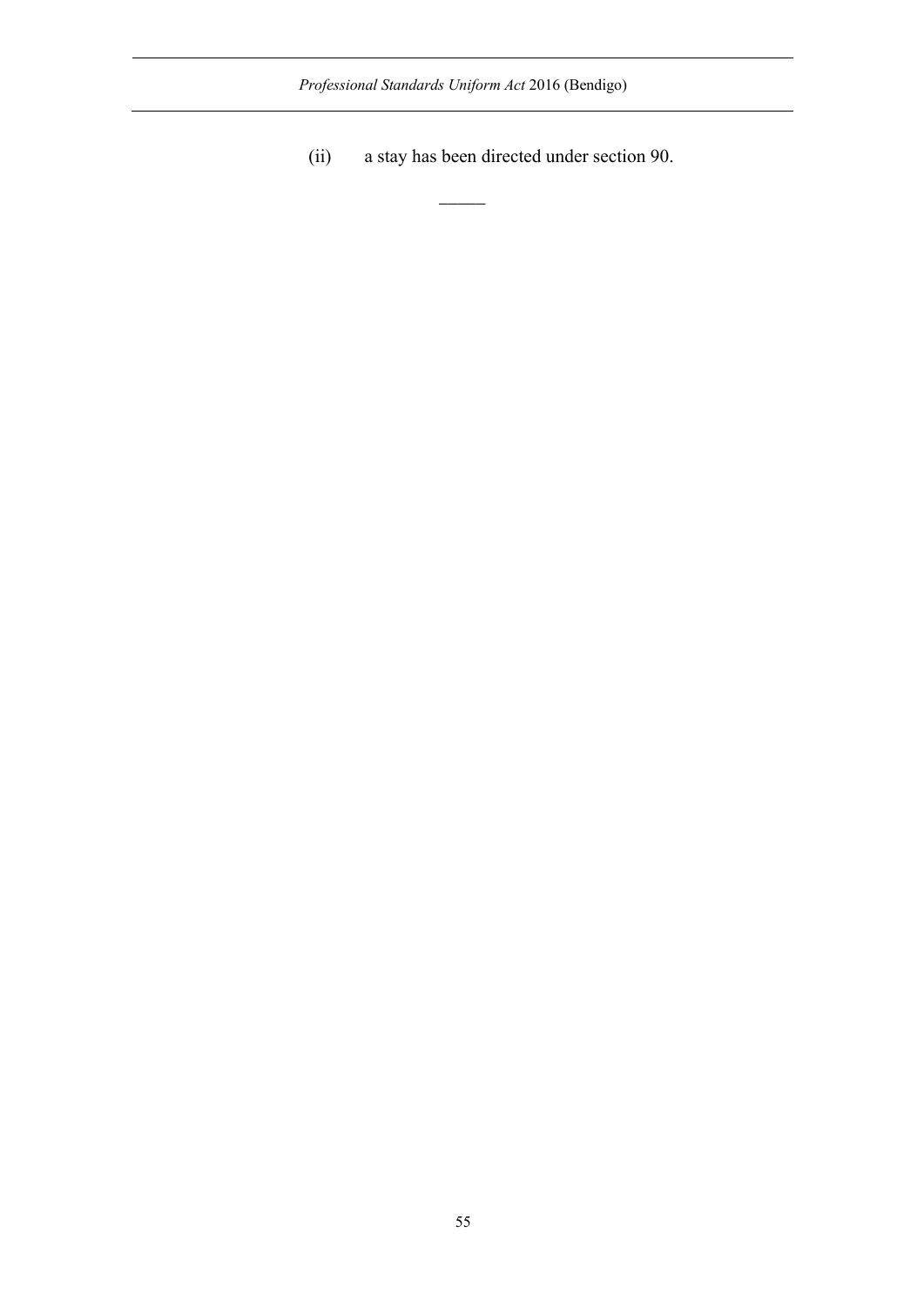(ii) a stay has been directed under section 90.

―――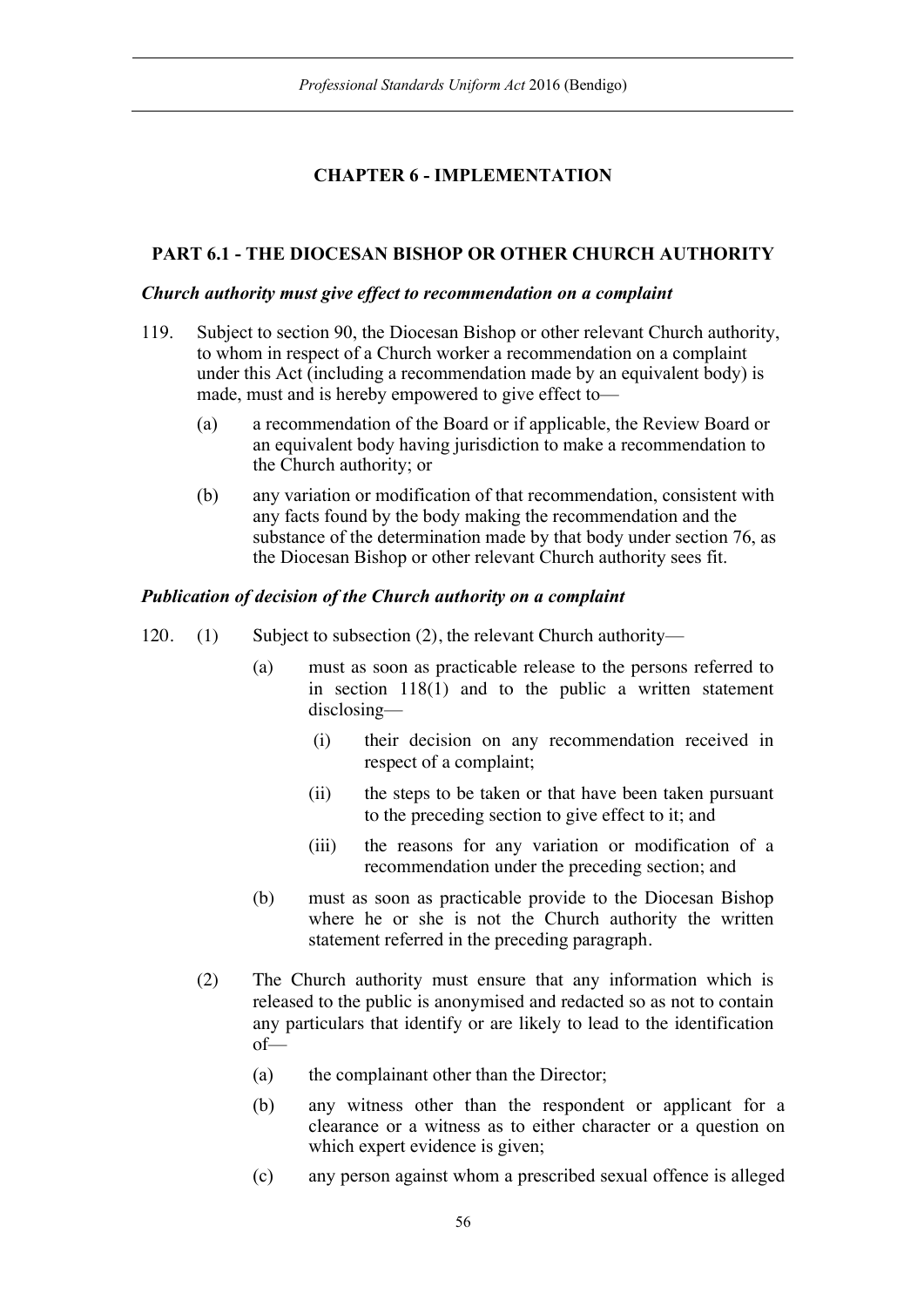## CHAPTER 6 - IMPLEMENTATION

### PART 6.1 - THE DIOCESAN BISHOP OR OTHER CHURCH AUTHORITY

***Church authority must give effect to recommendation on a complaint***

119. Subject to section 90, the Diocesan Bishop or other relevant Church authority, to whom in respect of a Church worker a recommendation on a complaint under this Act (including a recommendation made by an equivalent body) is made, must and is hereby empowered to give effect to—

   (a) a recommendation of the Board or if applicable, the Review Board or an equivalent body having jurisdiction to make a recommendation to the Church authority; or

   (b) any variation or modification of that recommendation, consistent with any facts found by the body making the recommendation and the substance of the determination made by that body under section 76, as the Diocesan Bishop or other relevant Church authority sees fit.

***Publication of decision of the Church authority on a complaint***

120. (1) Subject to subsection (2), the relevant Church authority—

   (a) must as soon as practicable release to the persons referred to in section 118(1) and to the public a written statement disclosing—

      (i) their decision on any recommendation received in respect of a complaint;

      (ii) the steps to be taken or that have been taken pursuant to the preceding section to give effect to it; and

      (iii) the reasons for any variation or modification of a recommendation under the preceding section; and

   (b) must as soon as practicable provide to the Diocesan Bishop where he or she is not the Church authority the written statement referred in the preceding paragraph.

(2) The Church authority must ensure that any information which is released to the public is anonymised and redacted so as not to contain any particulars that identify or are likely to lead to the identification of—

   (a) the complainant other than the Director;

   (b) any witness other than the respondent or applicant for a clearance or a witness as to either character or a question on which expert evidence is given;

   (c) any person against whom a prescribed sexual offence is alleged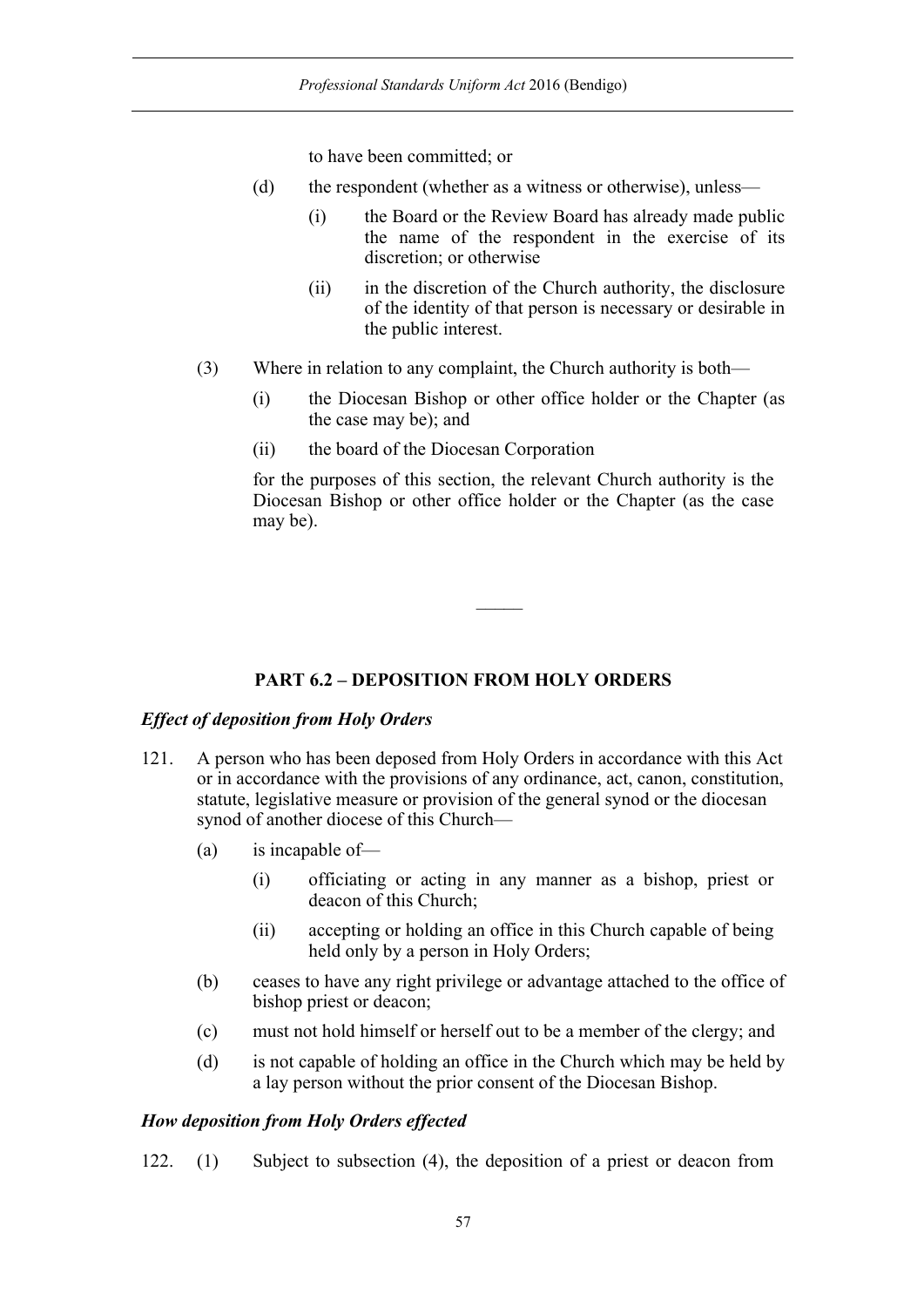to have been committed; or

(d) the respondent (whether as a witness or otherwise), unless—

(i) the Board or the Review Board has already made public the name of the respondent in the exercise of its discretion; or otherwise

(ii) in the discretion of the Church authority, the disclosure of the identity of that person is necessary or desirable in the public interest.

(3) Where in relation to any complaint, the Church authority is both—

(i) the Diocesan Bishop or other office holder or the Chapter (as the case may be); and

(ii) the board of the Diocesan Corporation

for the purposes of this section, the relevant Church authority is the Diocesan Bishop or other office holder or the Chapter (as the case may be).

———

## PART 6.2 – DEPOSITION FROM HOLY ORDERS

### *Effect of deposition from Holy Orders*

121. A person who has been deposed from Holy Orders in accordance with this Act or in accordance with the provisions of any ordinance, act, canon, constitution, statute, legislative measure or provision of the general synod or the diocesan synod of another diocese of this Church—

(a) is incapable of—

(i) officiating or acting in any manner as a bishop, priest or deacon of this Church;

(ii) accepting or holding an office in this Church capable of being held only by a person in Holy Orders;

(b) ceases to have any right privilege or advantage attached to the office of bishop priest or deacon;

(c) must not hold himself or herself out to be a member of the clergy; and

(d) is not capable of holding an office in the Church which may be held by a lay person without the prior consent of the Diocesan Bishop.

### *How deposition from Holy Orders effected*

122. (1) Subject to subsection (4), the deposition of a priest or deacon from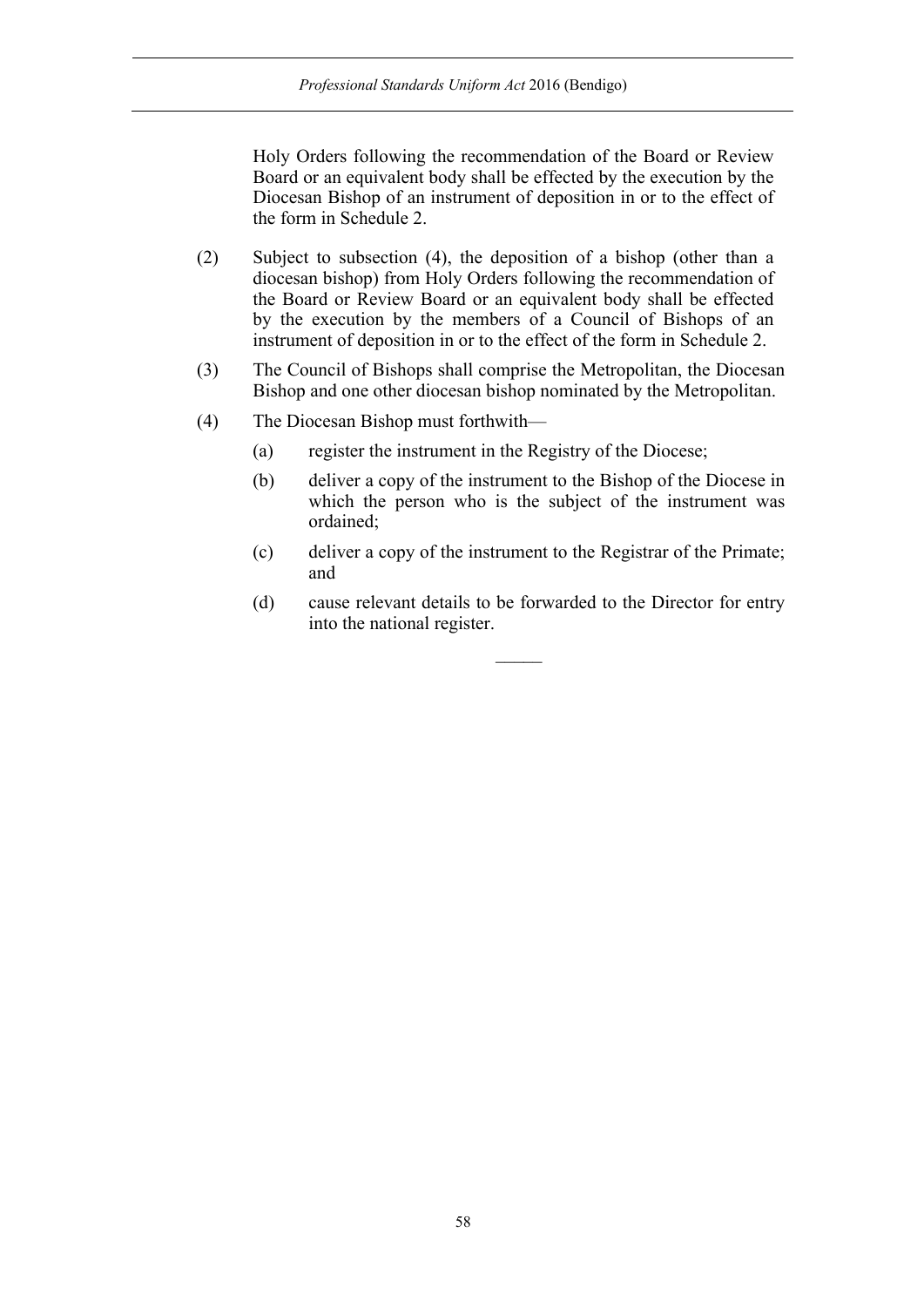Holy Orders following the recommendation of the Board or Review Board or an equivalent body shall be effected by the execution by the Diocesan Bishop of an instrument of deposition in or to the effect of the form in Schedule 2.

(2) Subject to subsection (4), the deposition of a bishop (other than a diocesan bishop) from Holy Orders following the recommendation of the Board or Review Board or an equivalent body shall be effected by the execution by the members of a Council of Bishops of an instrument of deposition in or to the effect of the form in Schedule 2.

(3) The Council of Bishops shall comprise the Metropolitan, the Diocesan Bishop and one other diocesan bishop nominated by the Metropolitan.

(4) The Diocesan Bishop must forthwith—

(a) register the instrument in the Registry of the Diocese;

(b) deliver a copy of the instrument to the Bishop of the Diocese in which the person who is the subject of the instrument was ordained;

(c) deliver a copy of the instrument to the Registrar of the Primate; and

(d) cause relevant details to be forwarded to the Director for entry into the national register.

———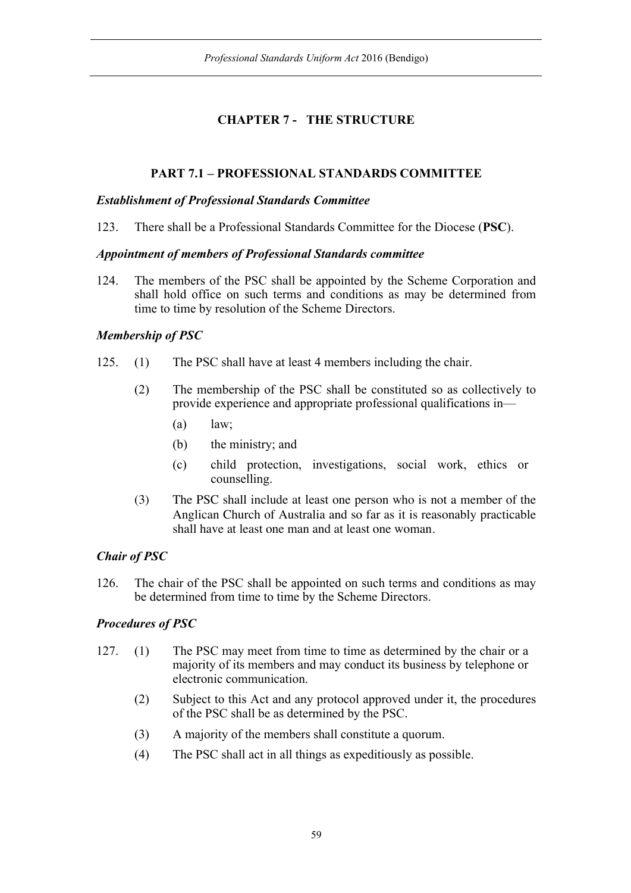# CHAPTER 7 - THE STRUCTURE

## PART 7.1 – PROFESSIONAL STANDARDS COMMITTEE

### *Establishment of Professional Standards Committee*

123. There shall be a Professional Standards Committee for the Diocese (**PSC**).

### *Appointment of members of Professional Standards committee*

124. The members of the PSC shall be appointed by the Scheme Corporation and shall hold office on such terms and conditions as may be determined from time to time by resolution of the Scheme Directors.

### *Membership of PSC*

125. (1) The PSC shall have at least 4 members including the chair.

(2) The membership of the PSC shall be constituted so as collectively to provide experience and appropriate professional qualifications in—

(a) law;

(b) the ministry; and

(c) child protection, investigations, social work, ethics or counselling.

(3) The PSC shall include at least one person who is not a member of the Anglican Church of Australia and so far as it is reasonably practicable shall have at least one man and at least one woman.

### *Chair of PSC*

126. The chair of the PSC shall be appointed on such terms and conditions as may be determined from time to time by the Scheme Directors.

### *Procedures of PSC*

127. (1) The PSC may meet from time to time as determined by the chair or a majority of its members and may conduct its business by telephone or electronic communication.

(2) Subject to this Act and any protocol approved under it, the procedures of the PSC shall be as determined by the PSC.

(3) A majority of the members shall constitute a quorum.

(4) The PSC shall act in all things as expeditiously as possible.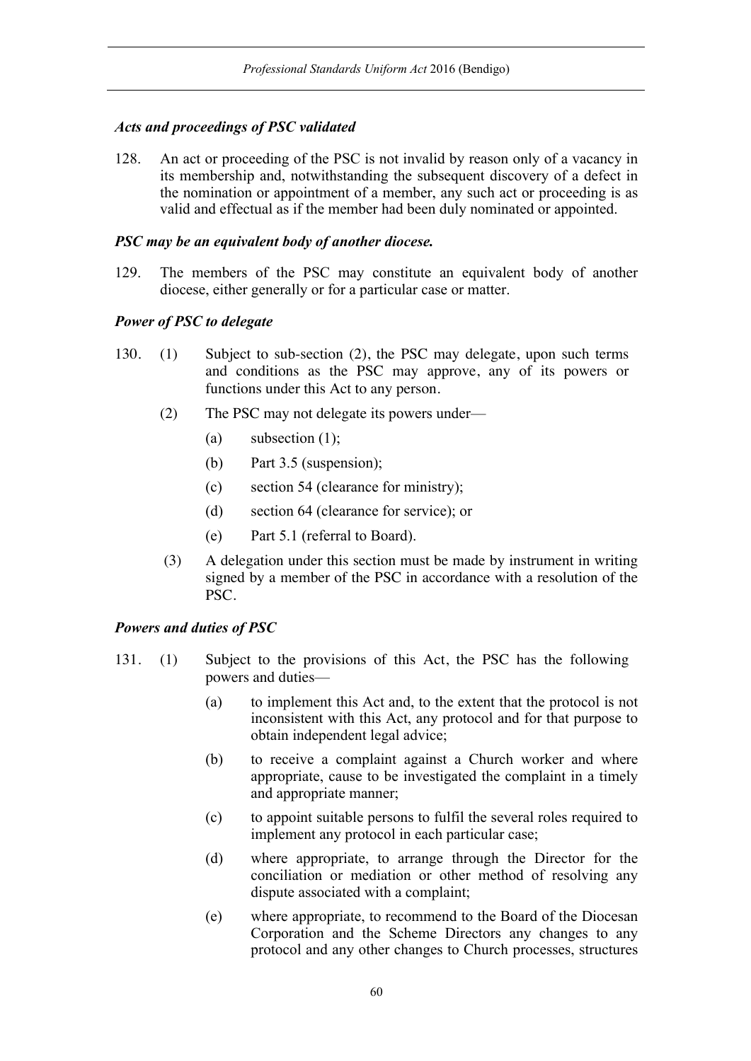### *Acts and proceedings of PSC validated*

128. An act or proceeding of the PSC is not invalid by reason only of a vacancy in its membership and, notwithstanding the subsequent discovery of a defect in the nomination or appointment of a member, any such act or proceeding is as valid and effectual as if the member had been duly nominated or appointed.

### *PSC may be an equivalent body of another diocese.*

129. The members of the PSC may constitute an equivalent body of another diocese, either generally or for a particular case or matter.

### *Power of PSC to delegate*

130. (1) Subject to sub-section (2), the PSC may delegate, upon such terms and conditions as the PSC may approve, any of its powers or functions under this Act to any person.

(2) The PSC may not delegate its powers under—

- (a) subsection (1);
- (b) Part 3.5 (suspension);
- (c) section 54 (clearance for ministry);
- (d) section 64 (clearance for service); or
- (e) Part 5.1 (referral to Board).

(3) A delegation under this section must be made by instrument in writing signed by a member of the PSC in accordance with a resolution of the PSC.

### *Powers and duties of PSC*

131. (1) Subject to the provisions of this Act, the PSC has the following powers and duties—

- (a) to implement this Act and, to the extent that the protocol is not inconsistent with this Act, any protocol and for that purpose to obtain independent legal advice;
- (b) to receive a complaint against a Church worker and where appropriate, cause to be investigated the complaint in a timely and appropriate manner;
- (c) to appoint suitable persons to fulfil the several roles required to implement any protocol in each particular case;
- (d) where appropriate, to arrange through the Director for the conciliation or mediation or other method of resolving any dispute associated with a complaint;
- (e) where appropriate, to recommend to the Board of the Diocesan Corporation and the Scheme Directors any changes to any protocol and any other changes to Church processes, structures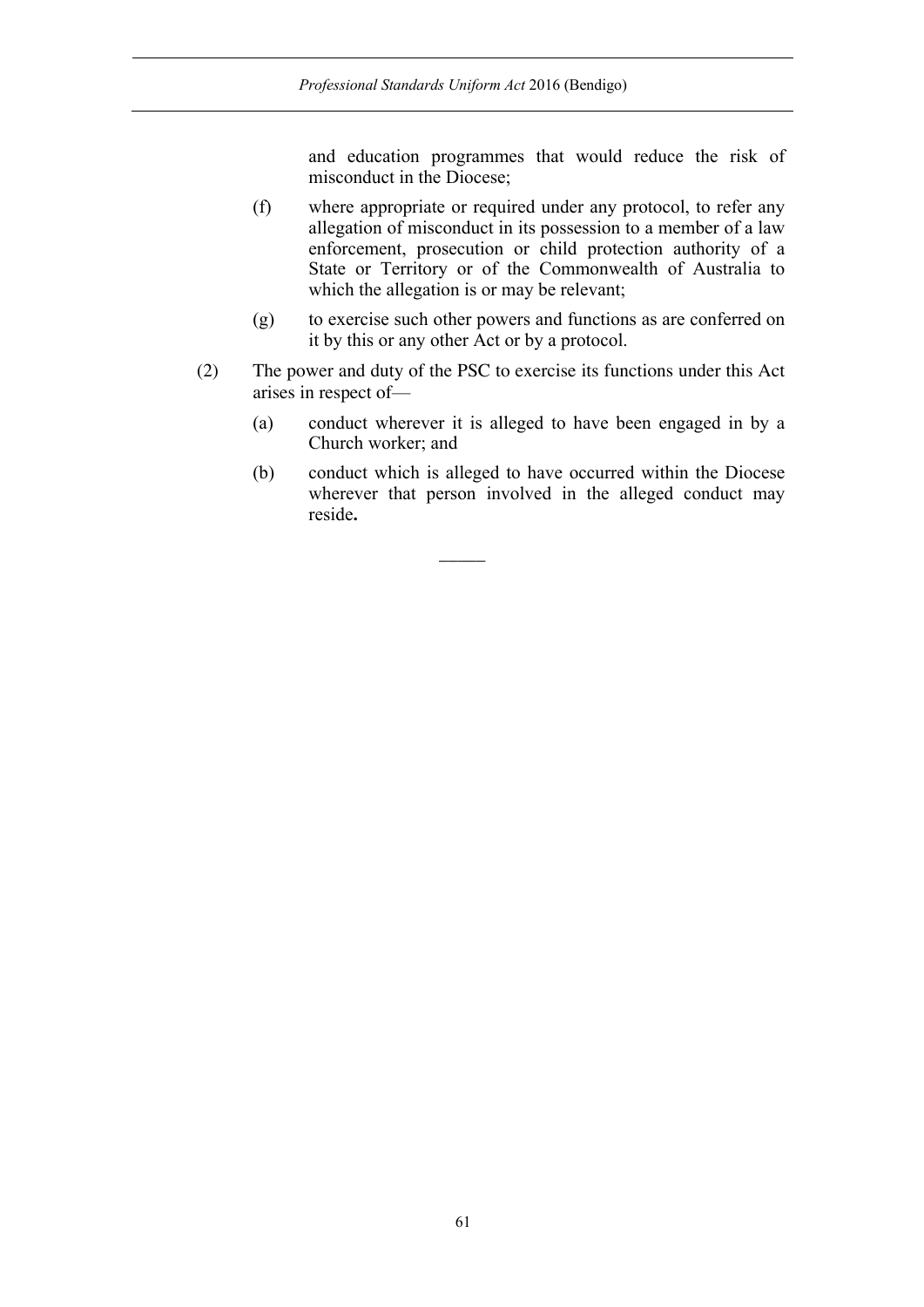and education programmes that would reduce the risk of misconduct in the Diocese;

(f) where appropriate or required under any protocol, to refer any allegation of misconduct in its possession to a member of a law enforcement, prosecution or child protection authority of a State or Territory or of the Commonwealth of Australia to which the allegation is or may be relevant;

(g) to exercise such other powers and functions as are conferred on it by this or any other Act or by a protocol.

(2) The power and duty of the PSC to exercise its functions under this Act arises in respect of—

(a) conduct wherever it is alleged to have been engaged in by a Church worker; and

(b) conduct which is alleged to have occurred within the Diocese wherever that person involved in the alleged conduct may reside**.**

———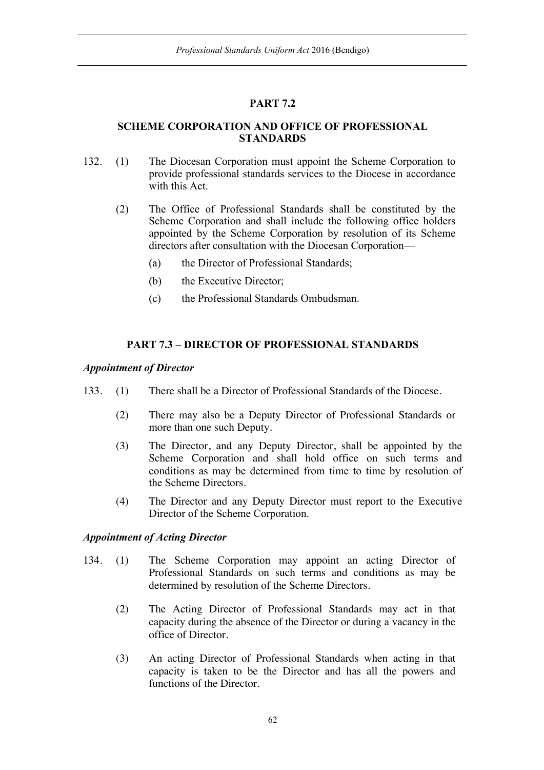## PART 7.2

## SCHEME CORPORATION AND OFFICE OF PROFESSIONAL STANDARDS

132. (1) The Diocesan Corporation must appoint the Scheme Corporation to provide professional standards services to the Diocese in accordance with this Act.

(2) The Office of Professional Standards shall be constituted by the Scheme Corporation and shall include the following office holders appointed by the Scheme Corporation by resolution of its Scheme directors after consultation with the Diocesan Corporation—

(a) the Director of Professional Standards;

(b) the Executive Director;

(c) the Professional Standards Ombudsman.

## PART 7.3 – DIRECTOR OF PROFESSIONAL STANDARDS

### *Appointment of Director*

133. (1) There shall be a Director of Professional Standards of the Diocese.

(2) There may also be a Deputy Director of Professional Standards or more than one such Deputy.

(3) The Director, and any Deputy Director, shall be appointed by the Scheme Corporation and shall hold office on such terms and conditions as may be determined from time to time by resolution of the Scheme Directors.

(4) The Director and any Deputy Director must report to the Executive Director of the Scheme Corporation.

### *Appointment of Acting Director*

134. (1) The Scheme Corporation may appoint an acting Director of Professional Standards on such terms and conditions as may be determined by resolution of the Scheme Directors.

(2) The Acting Director of Professional Standards may act in that capacity during the absence of the Director or during a vacancy in the office of Director.

(3) An acting Director of Professional Standards when acting in that capacity is taken to be the Director and has all the powers and functions of the Director.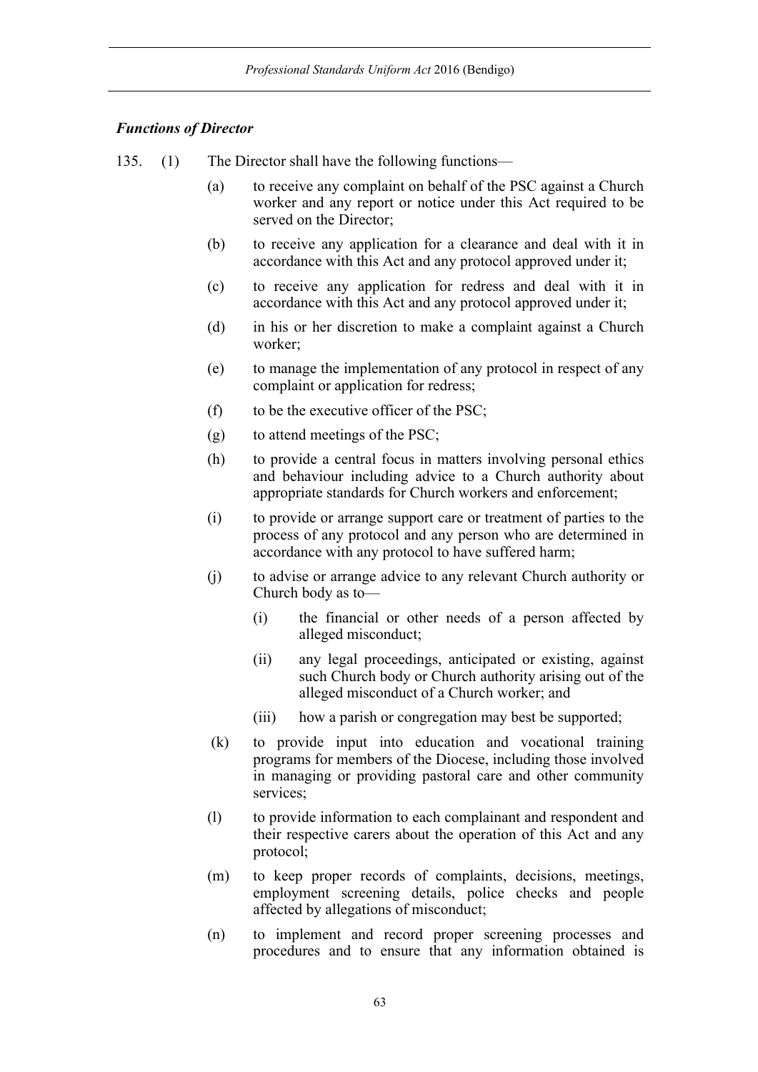### *Functions of Director*

135. (1) The Director shall have the following functions—

(a) to receive any complaint on behalf of the PSC against a Church worker and any report or notice under this Act required to be served on the Director;

(b) to receive any application for a clearance and deal with it in accordance with this Act and any protocol approved under it;

(c) to receive any application for redress and deal with it in accordance with this Act and any protocol approved under it;

(d) in his or her discretion to make a complaint against a Church worker;

(e) to manage the implementation of any protocol in respect of any complaint or application for redress;

(f) to be the executive officer of the PSC;

(g) to attend meetings of the PSC;

(h) to provide a central focus in matters involving personal ethics and behaviour including advice to a Church authority about appropriate standards for Church workers and enforcement;

(i) to provide or arrange support care or treatment of parties to the process of any protocol and any person who are determined in accordance with any protocol to have suffered harm;

(j) to advise or arrange advice to any relevant Church authority or Church body as to—

(i) the financial or other needs of a person affected by alleged misconduct;

(ii) any legal proceedings, anticipated or existing, against such Church body or Church authority arising out of the alleged misconduct of a Church worker; and

(iii) how a parish or congregation may best be supported;

(k) to provide input into education and vocational training programs for members of the Diocese, including those involved in managing or providing pastoral care and other community services;

(l) to provide information to each complainant and respondent and their respective carers about the operation of this Act and any protocol;

(m) to keep proper records of complaints, decisions, meetings, employment screening details, police checks and people affected by allegations of misconduct;

(n) to implement and record proper screening processes and procedures and to ensure that any information obtained is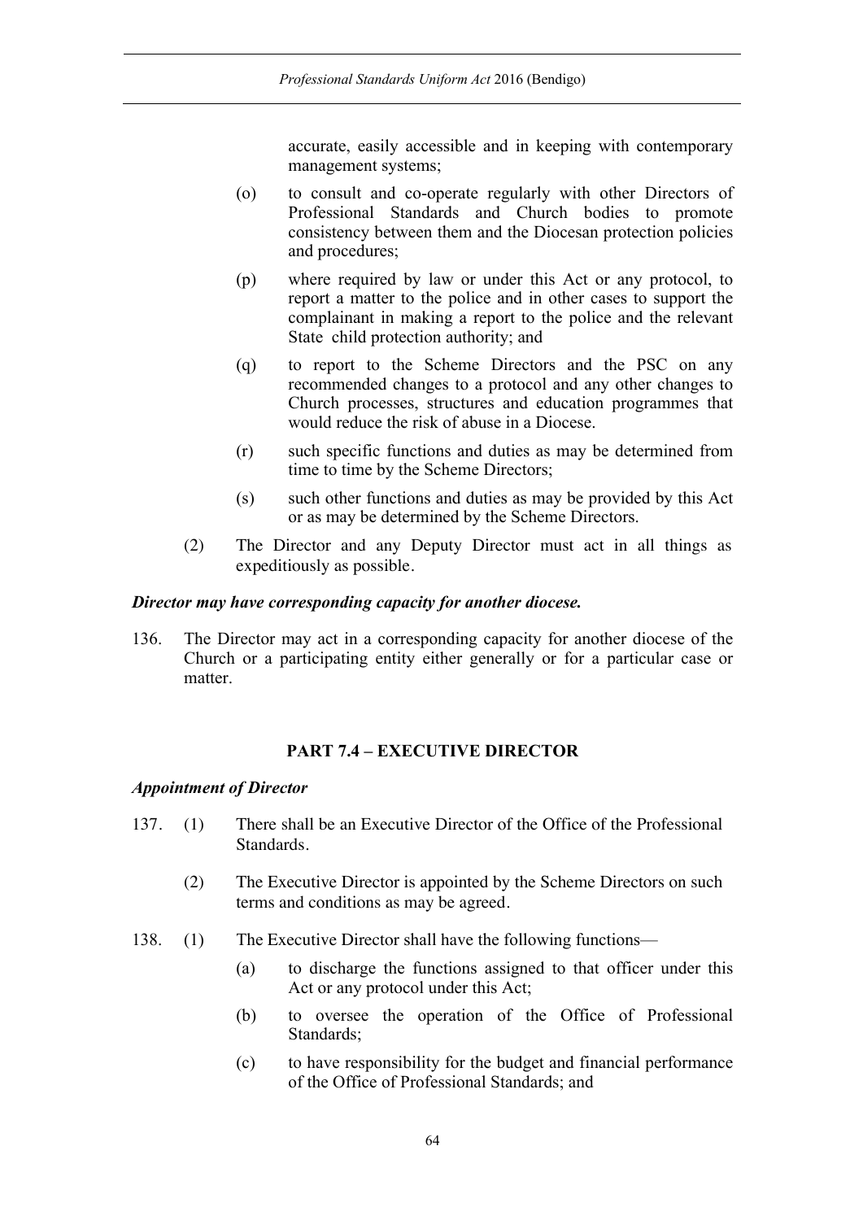accurate, easily accessible and in keeping with contemporary management systems;

(o) to consult and co-operate regularly with other Directors of Professional Standards and Church bodies to promote consistency between them and the Diocesan protection policies and procedures;

(p) where required by law or under this Act or any protocol, to report a matter to the police and in other cases to support the complainant in making a report to the police and the relevant State child protection authority; and

(q) to report to the Scheme Directors and the PSC on any recommended changes to a protocol and any other changes to Church processes, structures and education programmes that would reduce the risk of abuse in a Diocese.

(r) such specific functions and duties as may be determined from time to time by the Scheme Directors;

(s) such other functions and duties as may be provided by this Act or as may be determined by the Scheme Directors.

(2) The Director and any Deputy Director must act in all things as expeditiously as possible.

***Director may have corresponding capacity for another diocese.***

136. The Director may act in a corresponding capacity for another diocese of the Church or a participating entity either generally or for a particular case or matter.

## PART 7.4 – EXECUTIVE DIRECTOR

***Appointment of Director***

137. (1) There shall be an Executive Director of the Office of the Professional Standards.

(2) The Executive Director is appointed by the Scheme Directors on such terms and conditions as may be agreed.

138. (1) The Executive Director shall have the following functions—

(a) to discharge the functions assigned to that officer under this Act or any protocol under this Act;

(b) to oversee the operation of the Office of Professional Standards;

(c) to have responsibility for the budget and financial performance of the Office of Professional Standards; and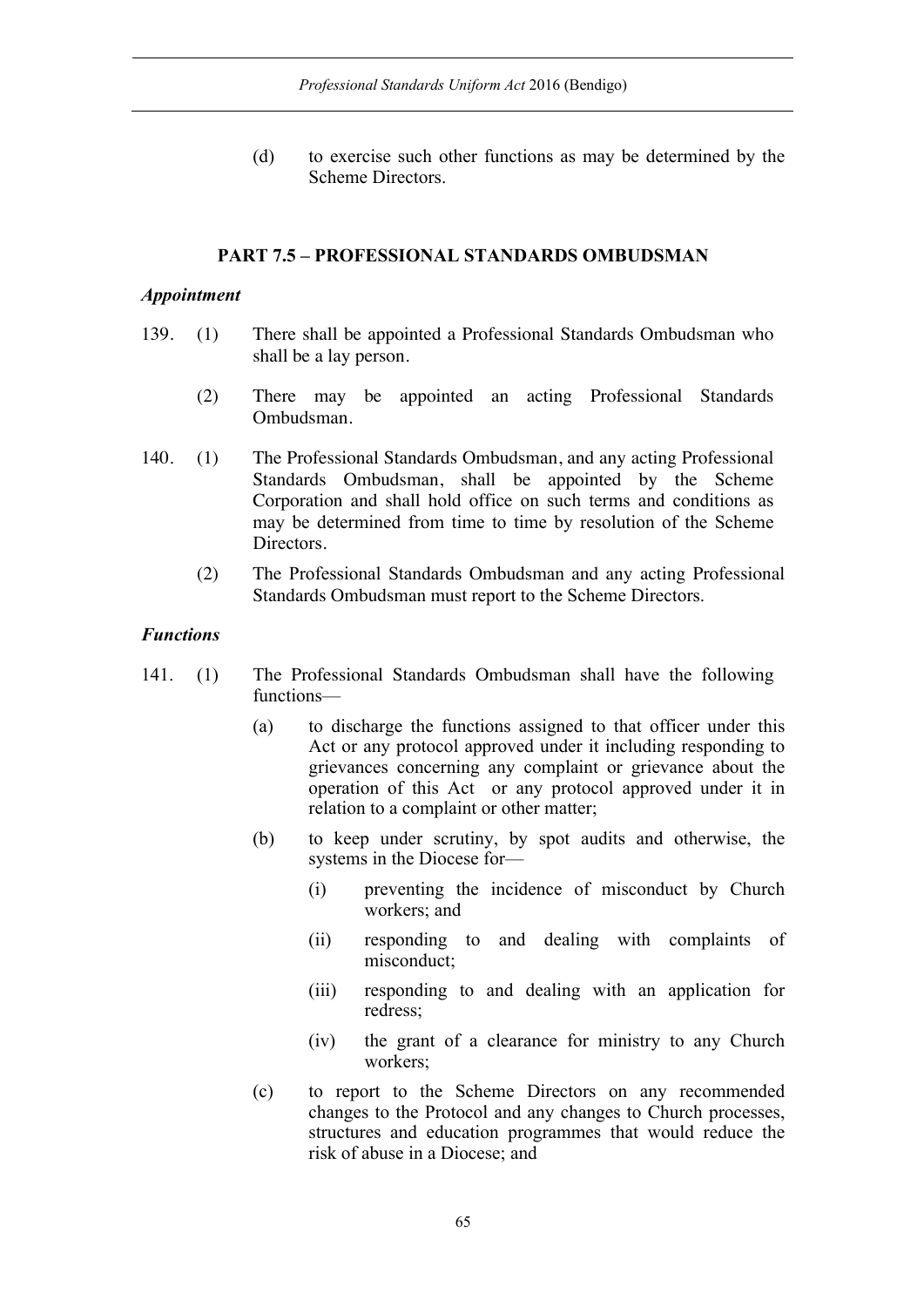(d) to exercise such other functions as may be determined by the Scheme Directors.

## PART 7.5 – PROFESSIONAL STANDARDS OMBUDSMAN

### *Appointment*

139. (1) There shall be appointed a Professional Standards Ombudsman who shall be a lay person.

(2) There may be appointed an acting Professional Standards Ombudsman.

140. (1) The Professional Standards Ombudsman, and any acting Professional Standards Ombudsman, shall be appointed by the Scheme Corporation and shall hold office on such terms and conditions as may be determined from time to time by resolution of the Scheme Directors.

(2) The Professional Standards Ombudsman and any acting Professional Standards Ombudsman must report to the Scheme Directors.

### *Functions*

141. (1) The Professional Standards Ombudsman shall have the following functions—

(a) to discharge the functions assigned to that officer under this Act or any protocol approved under it including responding to grievances concerning any complaint or grievance about the operation of this Act or any protocol approved under it in relation to a complaint or other matter;

(b) to keep under scrutiny, by spot audits and otherwise, the systems in the Diocese for—

(i) preventing the incidence of misconduct by Church workers; and

(ii) responding to and dealing with complaints of misconduct;

(iii) responding to and dealing with an application for redress;

(iv) the grant of a clearance for ministry to any Church workers;

(c) to report to the Scheme Directors on any recommended changes to the Protocol and any changes to Church processes, structures and education programmes that would reduce the risk of abuse in a Diocese; and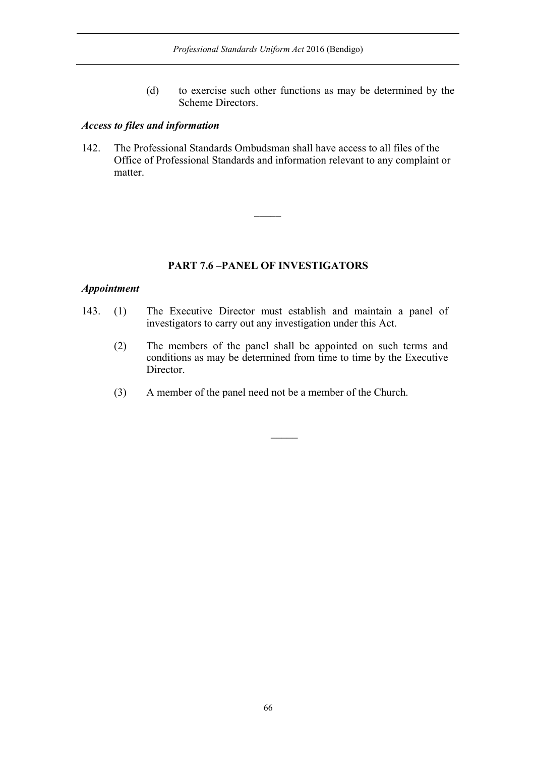(d) to exercise such other functions as may be determined by the Scheme Directors.

### *Access to files and information*

142. The Professional Standards Ombudsman shall have access to all files of the Office of Professional Standards and information relevant to any complaint or matter.

---

## PART 7.6 –PANEL OF INVESTIGATORS

### *Appointment*

143. (1) The Executive Director must establish and maintain a panel of investigators to carry out any investigation under this Act.

(2) The members of the panel shall be appointed on such terms and conditions as may be determined from time to time by the Executive Director.

(3) A member of the panel need not be a member of the Church.

---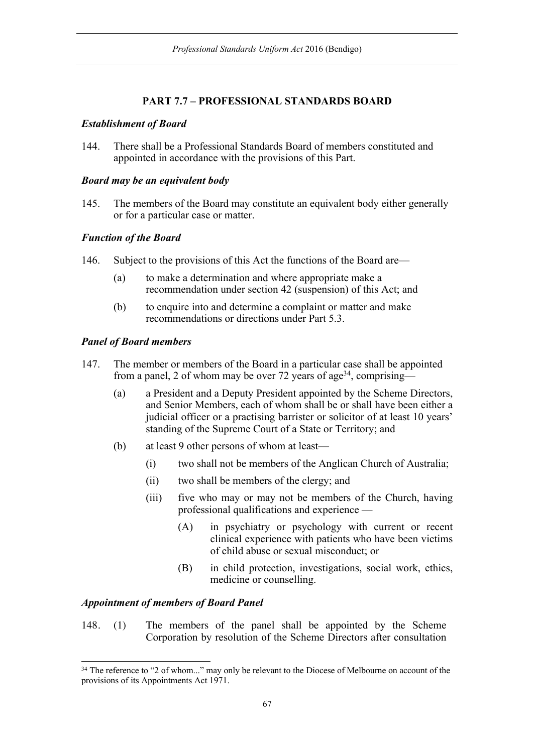## PART 7.7 – PROFESSIONAL STANDARDS BOARD

### *Establishment of Board*

144. There shall be a Professional Standards Board of members constituted and appointed in accordance with the provisions of this Part.

### *Board may be an equivalent body*

145. The members of the Board may constitute an equivalent body either generally or for a particular case or matter.

### *Function of the Board*

146. Subject to the provisions of this Act the functions of the Board are—

   (a) to make a determination and where appropriate make a recommendation under section 42 (suspension) of this Act; and

   (b) to enquire into and determine a complaint or matter and make recommendations or directions under Part 5.3.

### *Panel of Board members*

147. The member or members of the Board in a particular case shall be appointed from a panel, 2 of whom may be over 72 years of age[34], comprising—

   (a) a President and a Deputy President appointed by the Scheme Directors, and Senior Members, each of whom shall be or shall have been either a judicial officer or a practising barrister or solicitor of at least 10 years' standing of the Supreme Court of a State or Territory; and

   (b) at least 9 other persons of whom at least—

      (i) two shall not be members of the Anglican Church of Australia;

      (ii) two shall be members of the clergy; and

      (iii) five who may or may not be members of the Church, having professional qualifications and experience —

         (A) in psychiatry or psychology with current or recent clinical experience with patients who have been victims of child abuse or sexual misconduct; or

         (B) in child protection, investigations, social work, ethics, medicine or counselling.

### *Appointment of members of Board Panel*

148. (1) The members of the panel shall be appointed by the Scheme Corporation by resolution of the Scheme Directors after consultation

---

[34] The reference to "2 of whom..." may only be relevant to the Diocese of Melbourne on account of the provisions of its Appointments Act 1971.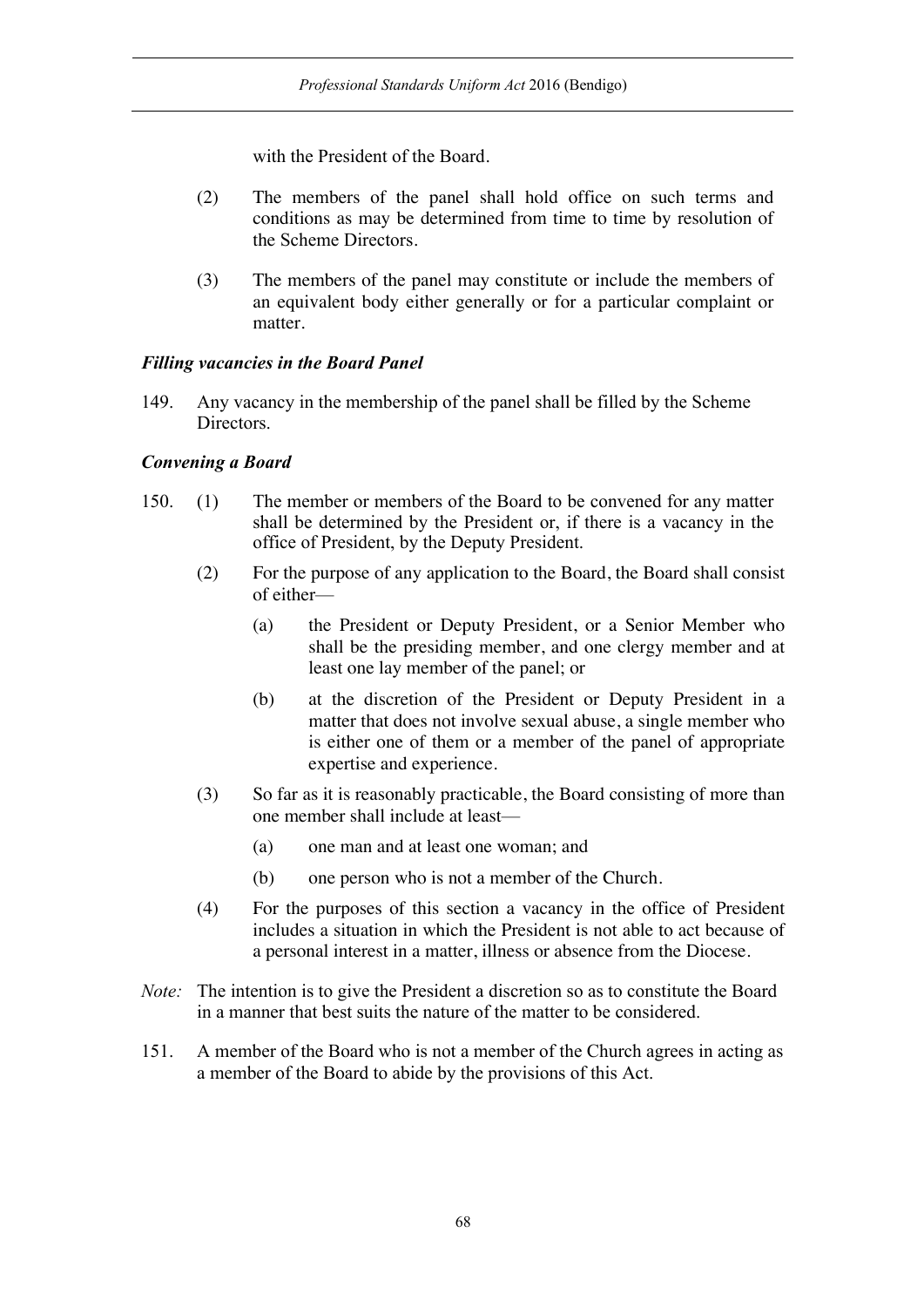with the President of the Board.

(2) The members of the panel shall hold office on such terms and conditions as may be determined from time to time by resolution of the Scheme Directors.

(3) The members of the panel may constitute or include the members of an equivalent body either generally or for a particular complaint or matter.

### *Filling vacancies in the Board Panel*

149. Any vacancy in the membership of the panel shall be filled by the Scheme Directors.

### *Convening a Board*

150. (1) The member or members of the Board to be convened for any matter shall be determined by the President or, if there is a vacancy in the office of President, by the Deputy President.

(2) For the purpose of any application to the Board, the Board shall consist of either—

(a) the President or Deputy President, or a Senior Member who shall be the presiding member, and one clergy member and at least one lay member of the panel; or

(b) at the discretion of the President or Deputy President in a matter that does not involve sexual abuse, a single member who is either one of them or a member of the panel of appropriate expertise and experience.

(3) So far as it is reasonably practicable, the Board consisting of more than one member shall include at least—

(a) one man and at least one woman; and

(b) one person who is not a member of the Church.

(4) For the purposes of this section a vacancy in the office of President includes a situation in which the President is not able to act because of a personal interest in a matter, illness or absence from the Diocese.

*Note:* The intention is to give the President a discretion so as to constitute the Board in a manner that best suits the nature of the matter to be considered.

151. A member of the Board who is not a member of the Church agrees in acting as a member of the Board to abide by the provisions of this Act.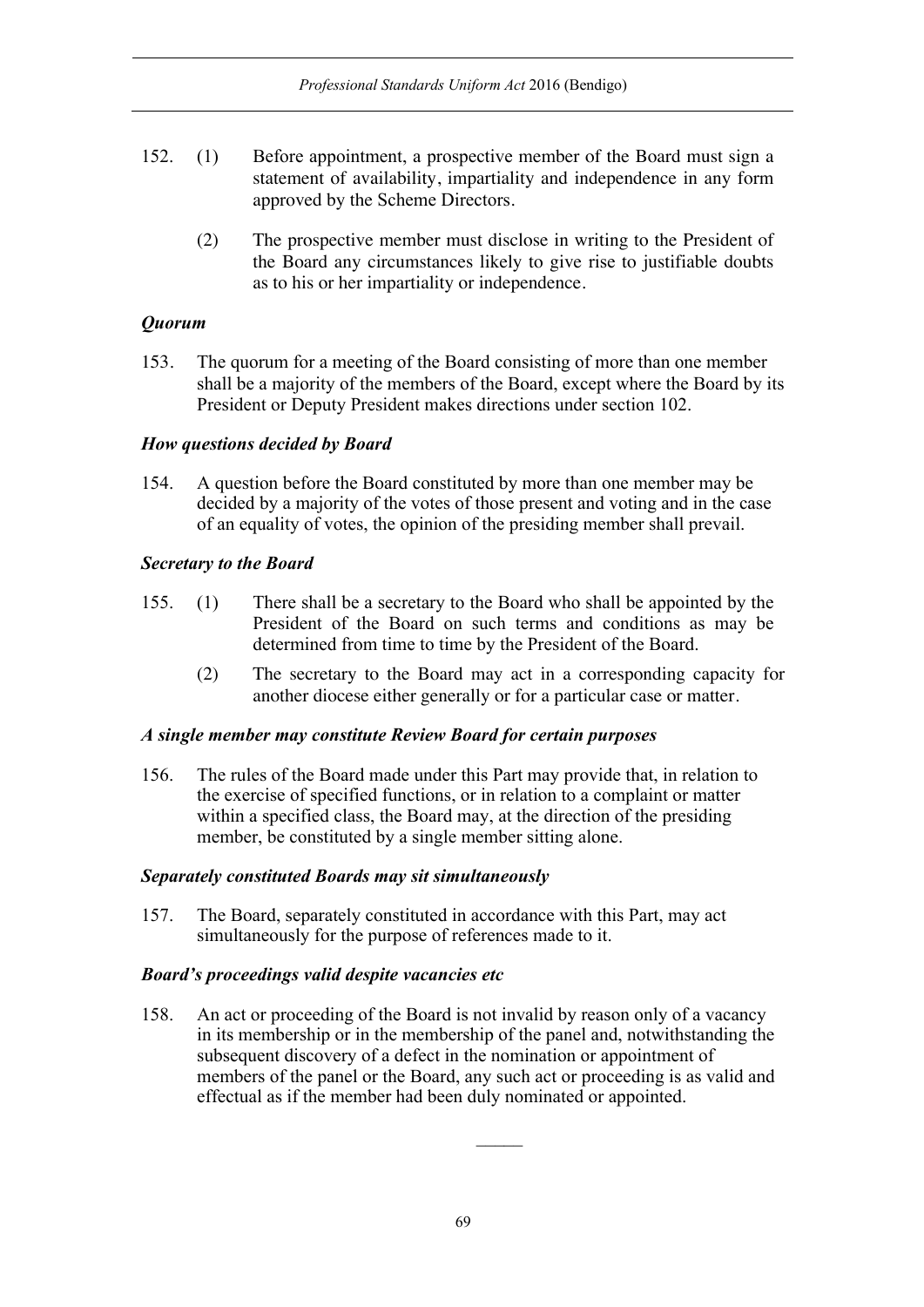152. (1) Before appointment, a prospective member of the Board must sign a statement of availability, impartiality and independence in any form approved by the Scheme Directors.

(2) The prospective member must disclose in writing to the President of the Board any circumstances likely to give rise to justifiable doubts as to his or her impartiality or independence.

### *Quorum*

153. The quorum for a meeting of the Board consisting of more than one member shall be a majority of the members of the Board, except where the Board by its President or Deputy President makes directions under section 102.

### *How questions decided by Board*

154. A question before the Board constituted by more than one member may be decided by a majority of the votes of those present and voting and in the case of an equality of votes, the opinion of the presiding member shall prevail.

### *Secretary to the Board*

155. (1) There shall be a secretary to the Board who shall be appointed by the President of the Board on such terms and conditions as may be determined from time to time by the President of the Board.

(2) The secretary to the Board may act in a corresponding capacity for another diocese either generally or for a particular case or matter.

### *A single member may constitute Review Board for certain purposes*

156. The rules of the Board made under this Part may provide that, in relation to the exercise of specified functions, or in relation to a complaint or matter within a specified class, the Board may, at the direction of the presiding member, be constituted by a single member sitting alone.

### *Separately constituted Boards may sit simultaneously*

157. The Board, separately constituted in accordance with this Part, may act simultaneously for the purpose of references made to it.

### *Board's proceedings valid despite vacancies etc*

158. An act or proceeding of the Board is not invalid by reason only of a vacancy in its membership or in the membership of the panel and, notwithstanding the subsequent discovery of a defect in the nomination or appointment of members of the panel or the Board, any such act or proceeding is as valid and effectual as if the member had been duly nominated or appointed.

———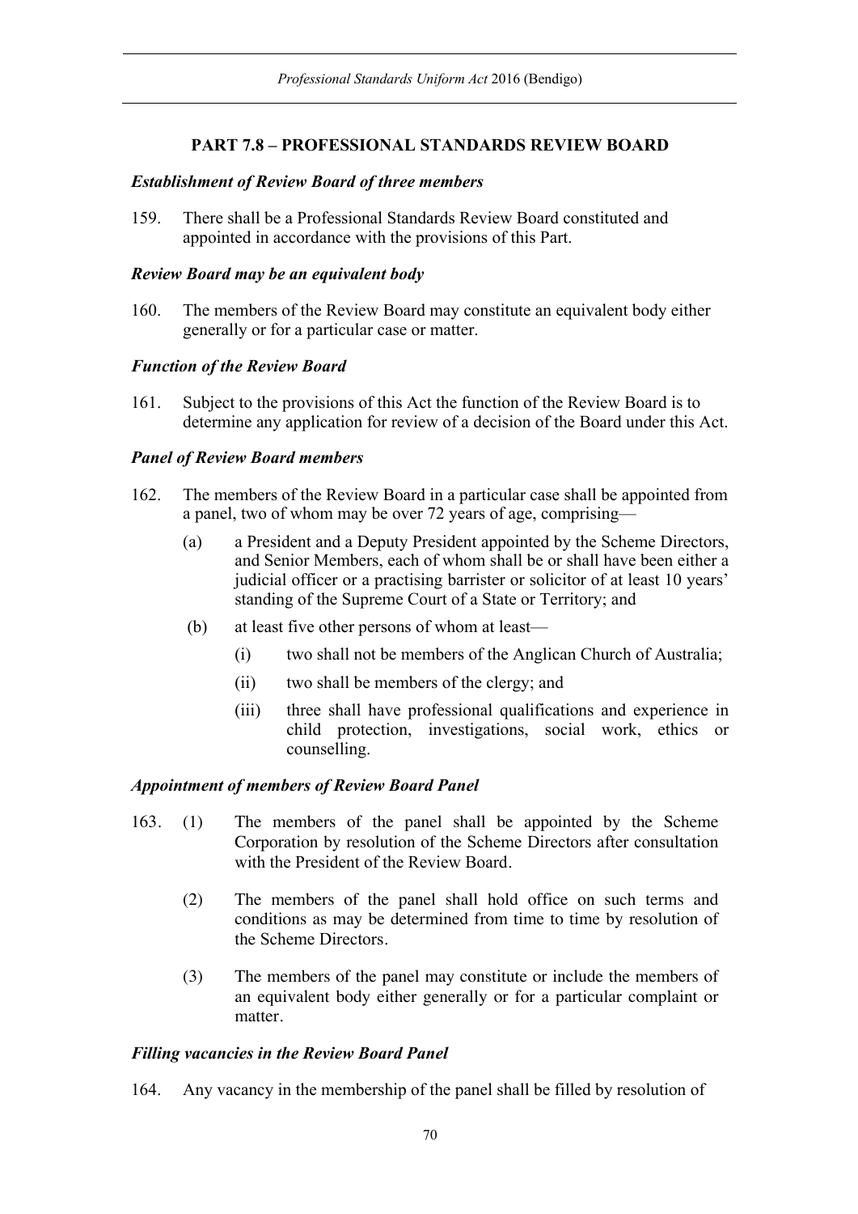## PART 7.8 – PROFESSIONAL STANDARDS REVIEW BOARD

### *Establishment of Review Board of three members*

159. There shall be a Professional Standards Review Board constituted and appointed in accordance with the provisions of this Part.

### *Review Board may be an equivalent body*

160. The members of the Review Board may constitute an equivalent body either generally or for a particular case or matter.

### *Function of the Review Board*

161. Subject to the provisions of this Act the function of the Review Board is to determine any application for review of a decision of the Board under this Act.

### *Panel of Review Board members*

162. The members of the Review Board in a particular case shall be appointed from a panel, two of whom may be over 72 years of age, comprising—

   (a) a President and a Deputy President appointed by the Scheme Directors, and Senior Members, each of whom shall be or shall have been either a judicial officer or a practising barrister or solicitor of at least 10 years' standing of the Supreme Court of a State or Territory; and

   (b) at least five other persons of whom at least—

      (i) two shall not be members of the Anglican Church of Australia;

      (ii) two shall be members of the clergy; and

      (iii) three shall have professional qualifications and experience in child protection, investigations, social work, ethics or counselling.

### *Appointment of members of Review Board Panel*

163. (1) The members of the panel shall be appointed by the Scheme Corporation by resolution of the Scheme Directors after consultation with the President of the Review Board.

   (2) The members of the panel shall hold office on such terms and conditions as may be determined from time to time by resolution of the Scheme Directors.

   (3) The members of the panel may constitute or include the members of an equivalent body either generally or for a particular complaint or matter.

### *Filling vacancies in the Review Board Panel*

164. Any vacancy in the membership of the panel shall be filled by resolution of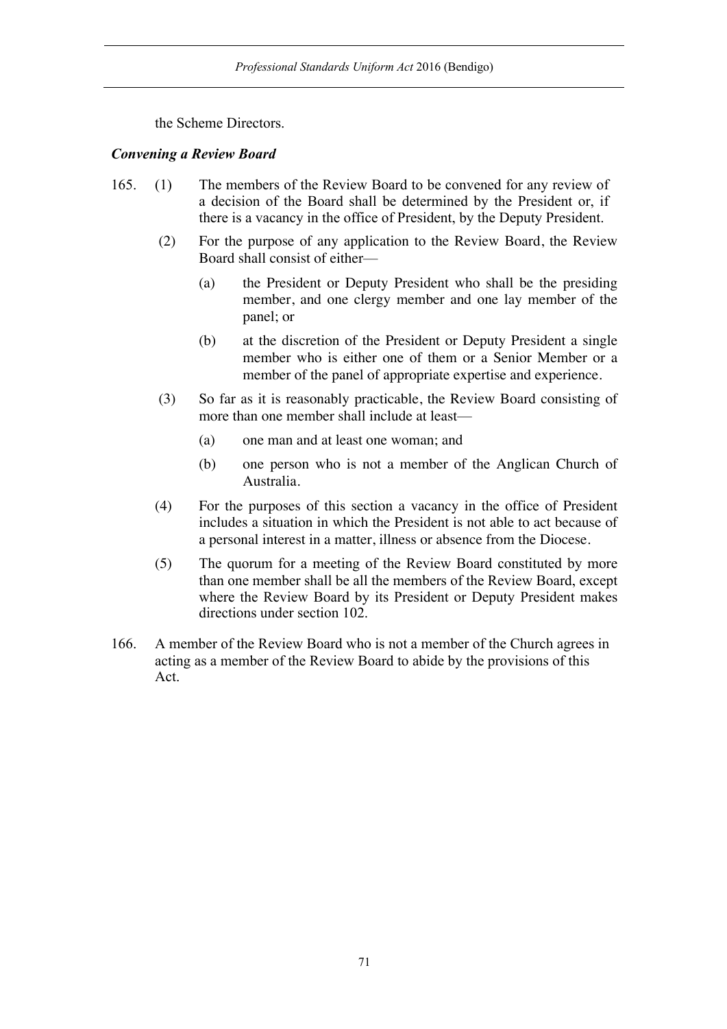the Scheme Directors.

***Convening a Review Board***

165. (1) The members of the Review Board to be convened for any review of a decision of the Board shall be determined by the President or, if there is a vacancy in the office of President, by the Deputy President.

 (2) For the purpose of any application to the Review Board, the Review Board shall consist of either—

 (a) the President or Deputy President who shall be the presiding member, and one clergy member and one lay member of the panel; or

 (b) at the discretion of the President or Deputy President a single member who is either one of them or a Senior Member or a member of the panel of appropriate expertise and experience.

 (3) So far as it is reasonably practicable, the Review Board consisting of more than one member shall include at least—

 (a) one man and at least one woman; and

 (b) one person who is not a member of the Anglican Church of Australia.

 (4) For the purposes of this section a vacancy in the office of President includes a situation in which the President is not able to act because of a personal interest in a matter, illness or absence from the Diocese.

 (5) The quorum for a meeting of the Review Board constituted by more than one member shall be all the members of the Review Board, except where the Review Board by its President or Deputy President makes directions under section 102.

166. A member of the Review Board who is not a member of the Church agrees in acting as a member of the Review Board to abide by the provisions of this Act.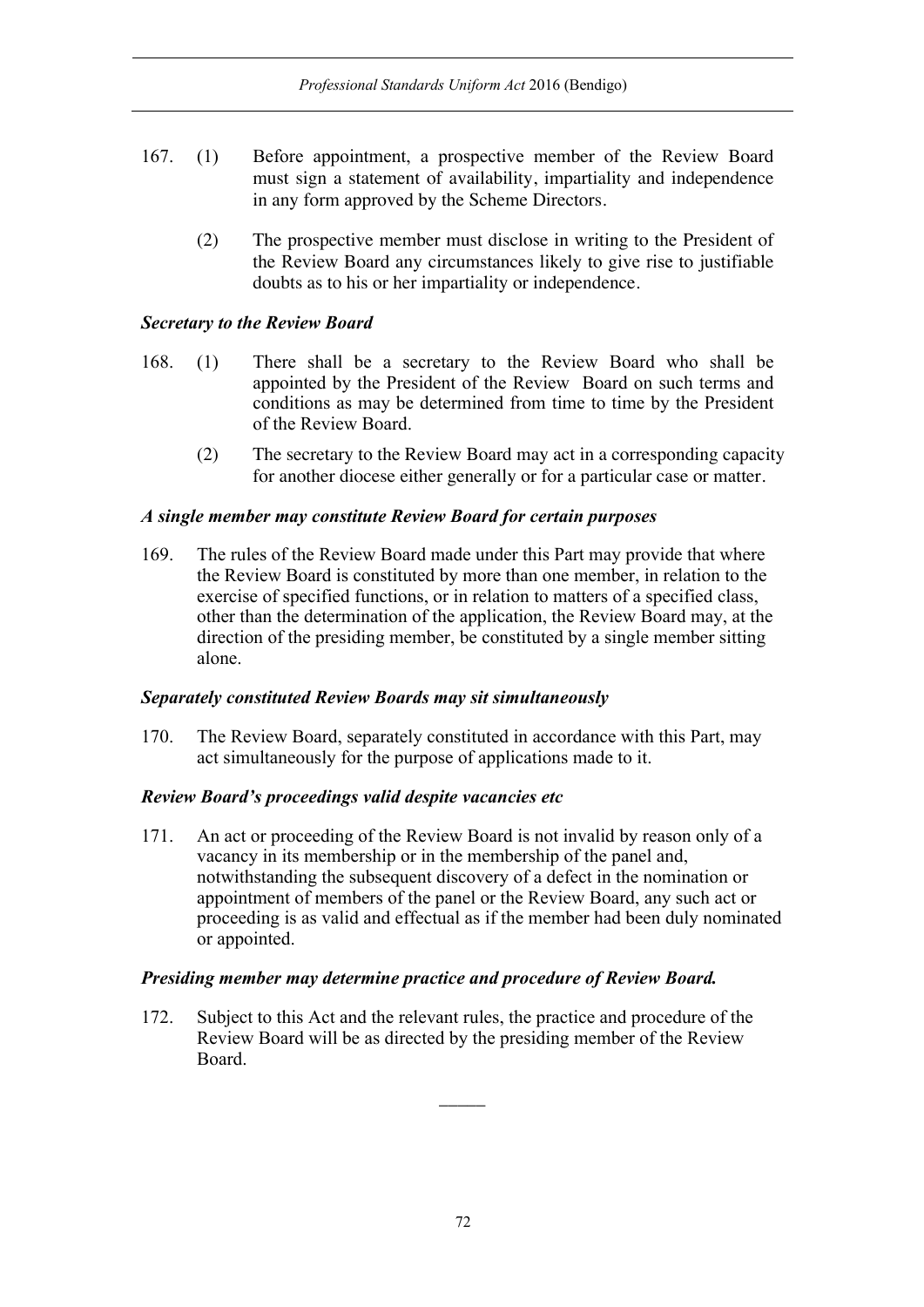167. (1) Before appointment, a prospective member of the Review Board must sign a statement of availability, impartiality and independence in any form approved by the Scheme Directors.

(2) The prospective member must disclose in writing to the President of the Review Board any circumstances likely to give rise to justifiable doubts as to his or her impartiality or independence.

***Secretary to the Review Board***

168. (1) There shall be a secretary to the Review Board who shall be appointed by the President of the Review Board on such terms and conditions as may be determined from time to time by the President of the Review Board.

(2) The secretary to the Review Board may act in a corresponding capacity for another diocese either generally or for a particular case or matter.

***A single member may constitute Review Board for certain purposes***

169. The rules of the Review Board made under this Part may provide that where the Review Board is constituted by more than one member, in relation to the exercise of specified functions, or in relation to matters of a specified class, other than the determination of the application, the Review Board may, at the direction of the presiding member, be constituted by a single member sitting alone.

***Separately constituted Review Boards may sit simultaneously***

170. The Review Board, separately constituted in accordance with this Part, may act simultaneously for the purpose of applications made to it.

***Review Board's proceedings valid despite vacancies etc***

171. An act or proceeding of the Review Board is not invalid by reason only of a vacancy in its membership or in the membership of the panel and, notwithstanding the subsequent discovery of a defect in the nomination or appointment of members of the panel or the Review Board, any such act or proceeding is as valid and effectual as if the member had been duly nominated or appointed.

***Presiding member may determine practice and procedure of Review Board.***

172. Subject to this Act and the relevant rules, the practice and procedure of the Review Board will be as directed by the presiding member of the Review Board.

---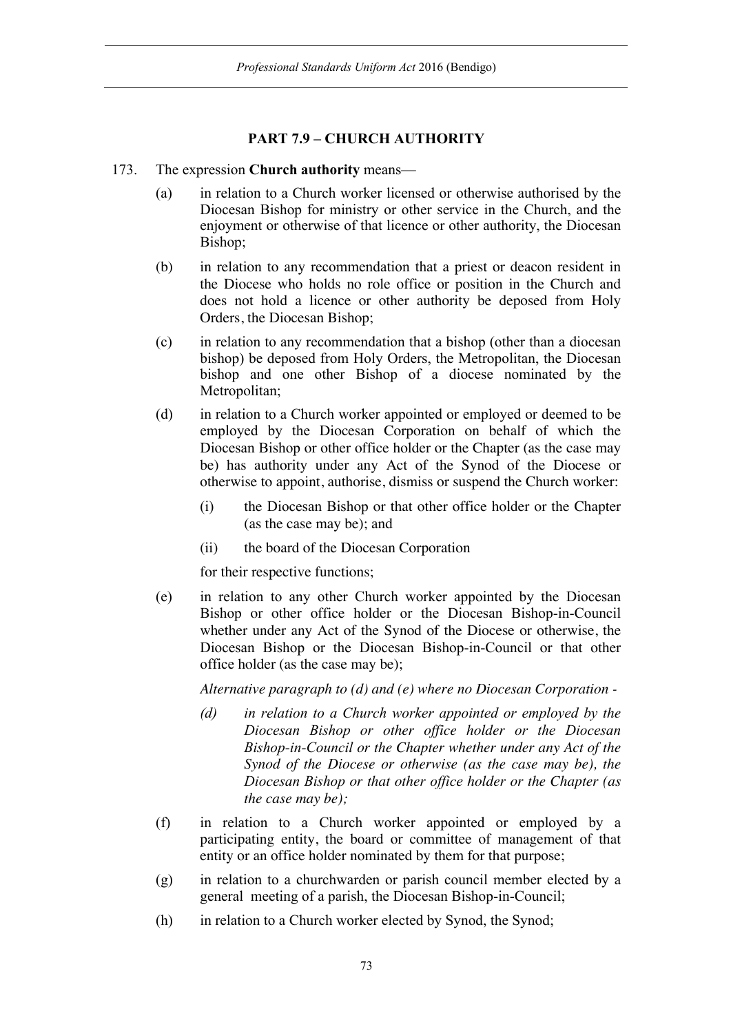## PART 7.9 – CHURCH AUTHORITY

173. The expression **Church authority** means—

   (a) in relation to a Church worker licensed or otherwise authorised by the Diocesan Bishop for ministry or other service in the Church, and the enjoyment or otherwise of that licence or other authority, the Diocesan Bishop;

   (b) in relation to any recommendation that a priest or deacon resident in the Diocese who holds no role office or position in the Church and does not hold a licence or other authority be deposed from Holy Orders, the Diocesan Bishop;

   (c) in relation to any recommendation that a bishop (other than a diocesan bishop) be deposed from Holy Orders, the Metropolitan, the Diocesan bishop and one other Bishop of a diocese nominated by the Metropolitan;

   (d) in relation to a Church worker appointed or employed or deemed to be employed by the Diocesan Corporation on behalf of which the Diocesan Bishop or other office holder or the Chapter (as the case may be) has authority under any Act of the Synod of the Diocese or otherwise to appoint, authorise, dismiss or suspend the Church worker:

      (i) the Diocesan Bishop or that other office holder or the Chapter (as the case may be); and

      (ii) the board of the Diocesan Corporation

      for their respective functions;

   (e) in relation to any other Church worker appointed by the Diocesan Bishop or other office holder or the Diocesan Bishop-in-Council whether under any Act of the Synod of the Diocese or otherwise, the Diocesan Bishop or the Diocesan Bishop-in-Council or that other office holder (as the case may be);

      *Alternative paragraph to (d) and (e) where no Diocesan Corporation -*

      *(d) in relation to a Church worker appointed or employed by the Diocesan Bishop or other office holder or the Diocesan Bishop-in-Council or the Chapter whether under any Act of the Synod of the Diocese or otherwise (as the case may be), the Diocesan Bishop or that other office holder or the Chapter (as the case may be);*

   (f) in relation to a Church worker appointed or employed by a participating entity, the board or committee of management of that entity or an office holder nominated by them for that purpose;

   (g) in relation to a churchwarden or parish council member elected by a general meeting of a parish, the Diocesan Bishop-in-Council;

   (h) in relation to a Church worker elected by Synod, the Synod;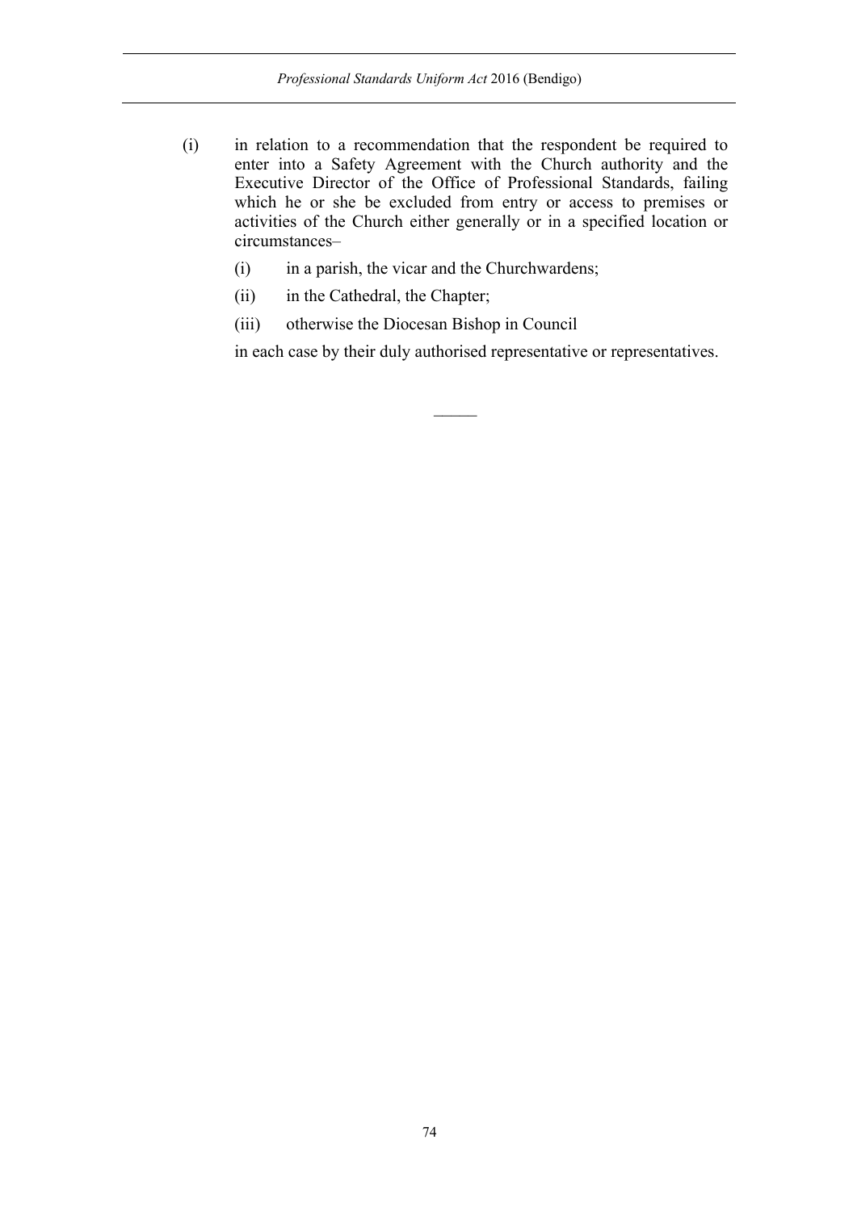(i) in relation to a recommendation that the respondent be required to enter into a Safety Agreement with the Church authority and the Executive Director of the Office of Professional Standards, failing which he or she be excluded from entry or access to premises or activities of the Church either generally or in a specified location or circumstances–

   (i) in a parish, the vicar and the Churchwardens;

   (ii) in the Cathedral, the Chapter;

   (iii) otherwise the Diocesan Bishop in Council

   in each case by their duly authorised representative or representatives.

———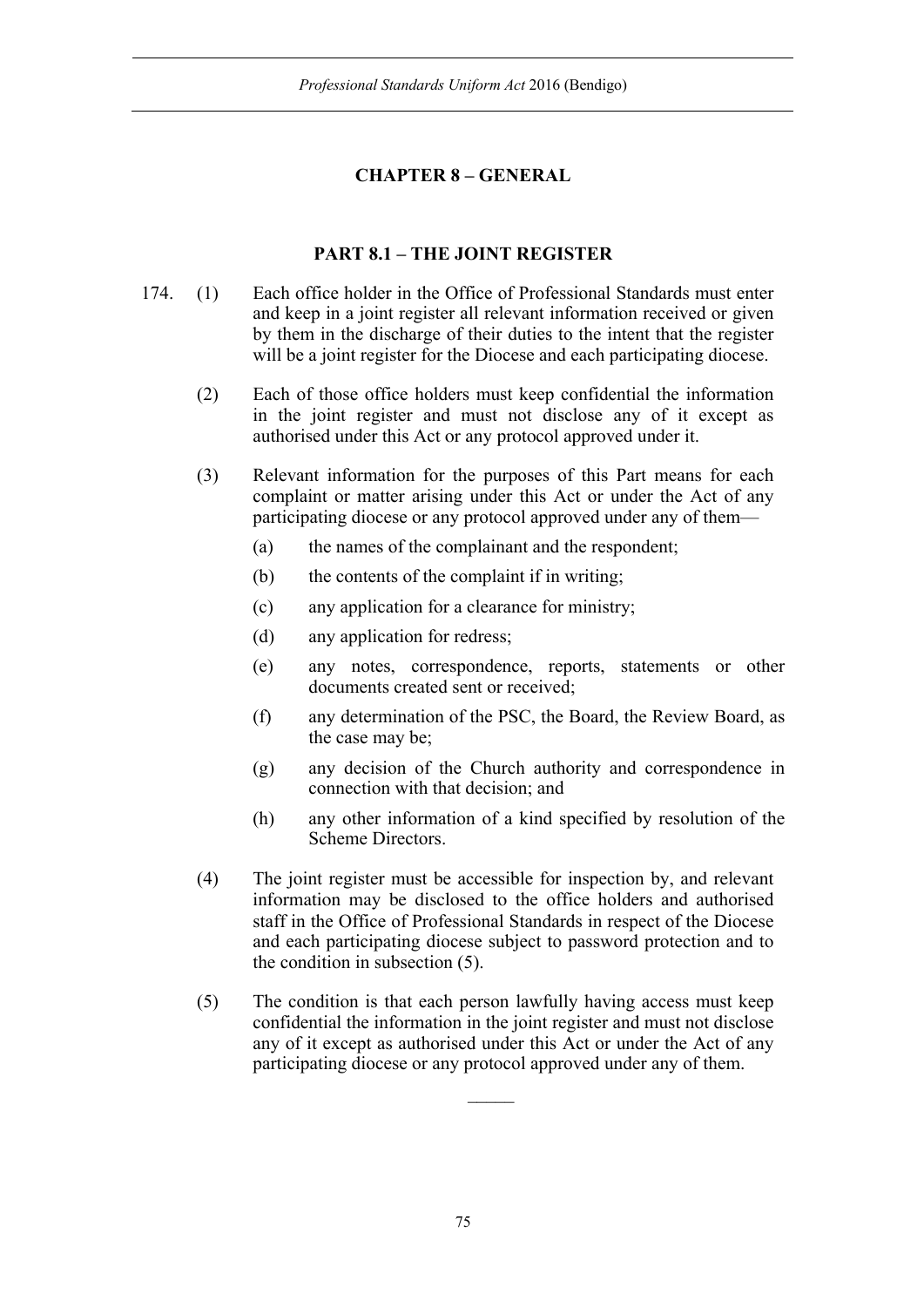## CHAPTER 8 – GENERAL

### PART 8.1 – THE JOINT REGISTER

174. (1) Each office holder in the Office of Professional Standards must enter and keep in a joint register all relevant information received or given by them in the discharge of their duties to the intent that the register will be a joint register for the Diocese and each participating diocese.

(2) Each of those office holders must keep confidential the information in the joint register and must not disclose any of it except as authorised under this Act or any protocol approved under it.

(3) Relevant information for the purposes of this Part means for each complaint or matter arising under this Act or under the Act of any participating diocese or any protocol approved under any of them—

(a) the names of the complainant and the respondent;

(b) the contents of the complaint if in writing;

(c) any application for a clearance for ministry;

(d) any application for redress;

(e) any notes, correspondence, reports, statements or other documents created sent or received;

(f) any determination of the PSC, the Board, the Review Board, as the case may be;

(g) any decision of the Church authority and correspondence in connection with that decision; and

(h) any other information of a kind specified by resolution of the Scheme Directors.

(4) The joint register must be accessible for inspection by, and relevant information may be disclosed to the office holders and authorised staff in the Office of Professional Standards in respect of the Diocese and each participating diocese subject to password protection and to the condition in subsection (5).

(5) The condition is that each person lawfully having access must keep confidential the information in the joint register and must not disclose any of it except as authorised under this Act or under the Act of any participating diocese or any protocol approved under any of them.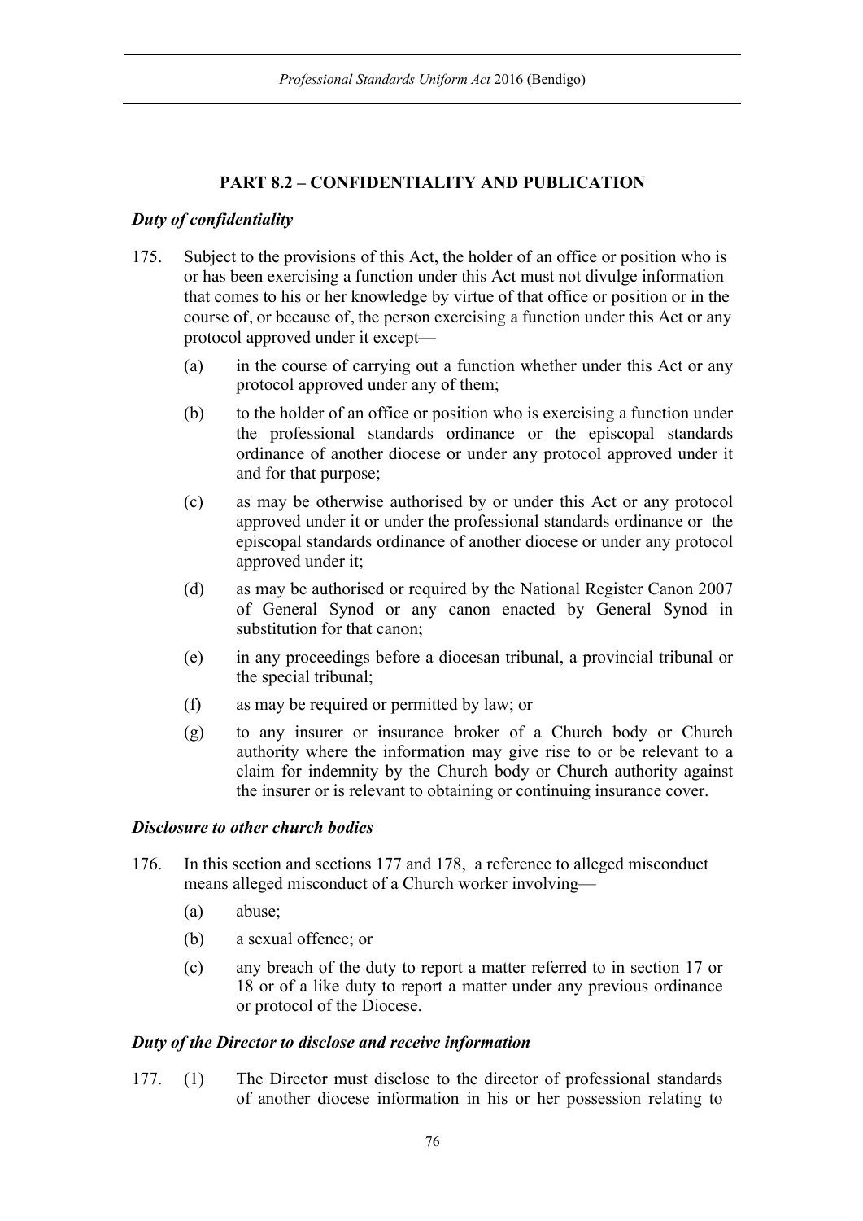## PART 8.2 – CONFIDENTIALITY AND PUBLICATION

***Duty of confidentiality***

175. Subject to the provisions of this Act, the holder of an office or position who is or has been exercising a function under this Act must not divulge information that comes to his or her knowledge by virtue of that office or position or in the course of, or because of, the person exercising a function under this Act or any protocol approved under it except—

   (a) in the course of carrying out a function whether under this Act or any protocol approved under any of them;

   (b) to the holder of an office or position who is exercising a function under the professional standards ordinance or the episcopal standards ordinance of another diocese or under any protocol approved under it and for that purpose;

   (c) as may be otherwise authorised by or under this Act or any protocol approved under it or under the professional standards ordinance or the episcopal standards ordinance of another diocese or under any protocol approved under it;

   (d) as may be authorised or required by the National Register Canon 2007 of General Synod or any canon enacted by General Synod in substitution for that canon;

   (e) in any proceedings before a diocesan tribunal, a provincial tribunal or the special tribunal;

   (f) as may be required or permitted by law; or

   (g) to any insurer or insurance broker of a Church body or Church authority where the information may give rise to or be relevant to a claim for indemnity by the Church body or Church authority against the insurer or is relevant to obtaining or continuing insurance cover.

***Disclosure to other church bodies***

176. In this section and sections 177 and 178, a reference to alleged misconduct means alleged misconduct of a Church worker involving—

   (a) abuse;

   (b) a sexual offence; or

   (c) any breach of the duty to report a matter referred to in section 17 or 18 or of a like duty to report a matter under any previous ordinance or protocol of the Diocese.

***Duty of the Director to disclose and receive information***

177. (1) The Director must disclose to the director of professional standards of another diocese information in his or her possession relating to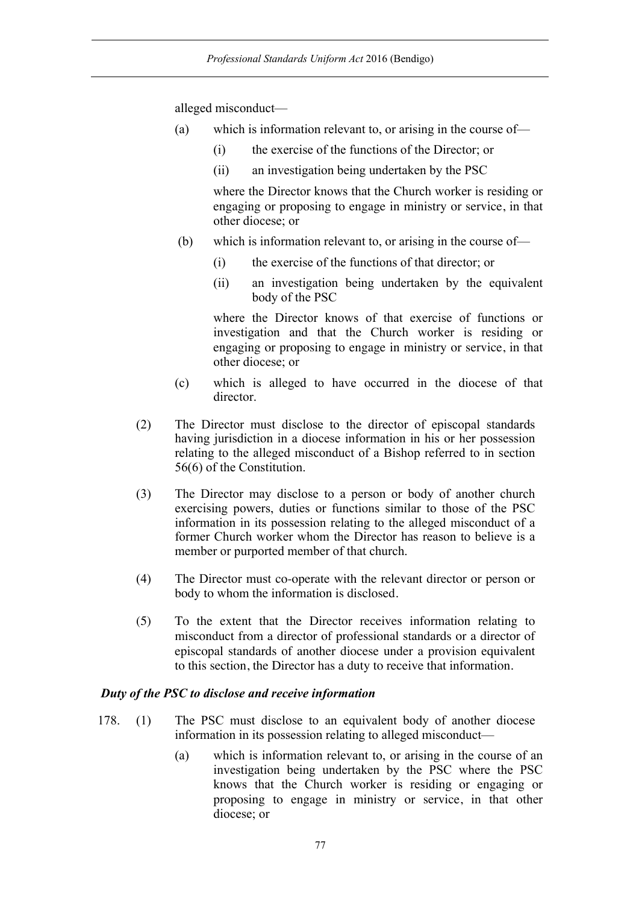alleged misconduct—

(a) which is information relevant to, or arising in the course of—

(i) the exercise of the functions of the Director; or

(ii) an investigation being undertaken by the PSC

where the Director knows that the Church worker is residing or engaging or proposing to engage in ministry or service, in that other diocese; or

(b) which is information relevant to, or arising in the course of—

(i) the exercise of the functions of that director; or

(ii) an investigation being undertaken by the equivalent body of the PSC

where the Director knows of that exercise of functions or investigation and that the Church worker is residing or engaging or proposing to engage in ministry or service, in that other diocese; or

(c) which is alleged to have occurred in the diocese of that director.

(2) The Director must disclose to the director of episcopal standards having jurisdiction in a diocese information in his or her possession relating to the alleged misconduct of a Bishop referred to in section 56(6) of the Constitution.

(3) The Director may disclose to a person or body of another church exercising powers, duties or functions similar to those of the PSC information in its possession relating to the alleged misconduct of a former Church worker whom the Director has reason to believe is a member or purported member of that church.

(4) The Director must co-operate with the relevant director or person or body to whom the information is disclosed.

(5) To the extent that the Director receives information relating to misconduct from a director of professional standards or a director of episcopal standards of another diocese under a provision equivalent to this section, the Director has a duty to receive that information.

***Duty of the PSC to disclose and receive information***

178. (1) The PSC must disclose to an equivalent body of another diocese information in its possession relating to alleged misconduct—

(a) which is information relevant to, or arising in the course of an investigation being undertaken by the PSC where the PSC knows that the Church worker is residing or engaging or proposing to engage in ministry or service, in that other diocese; or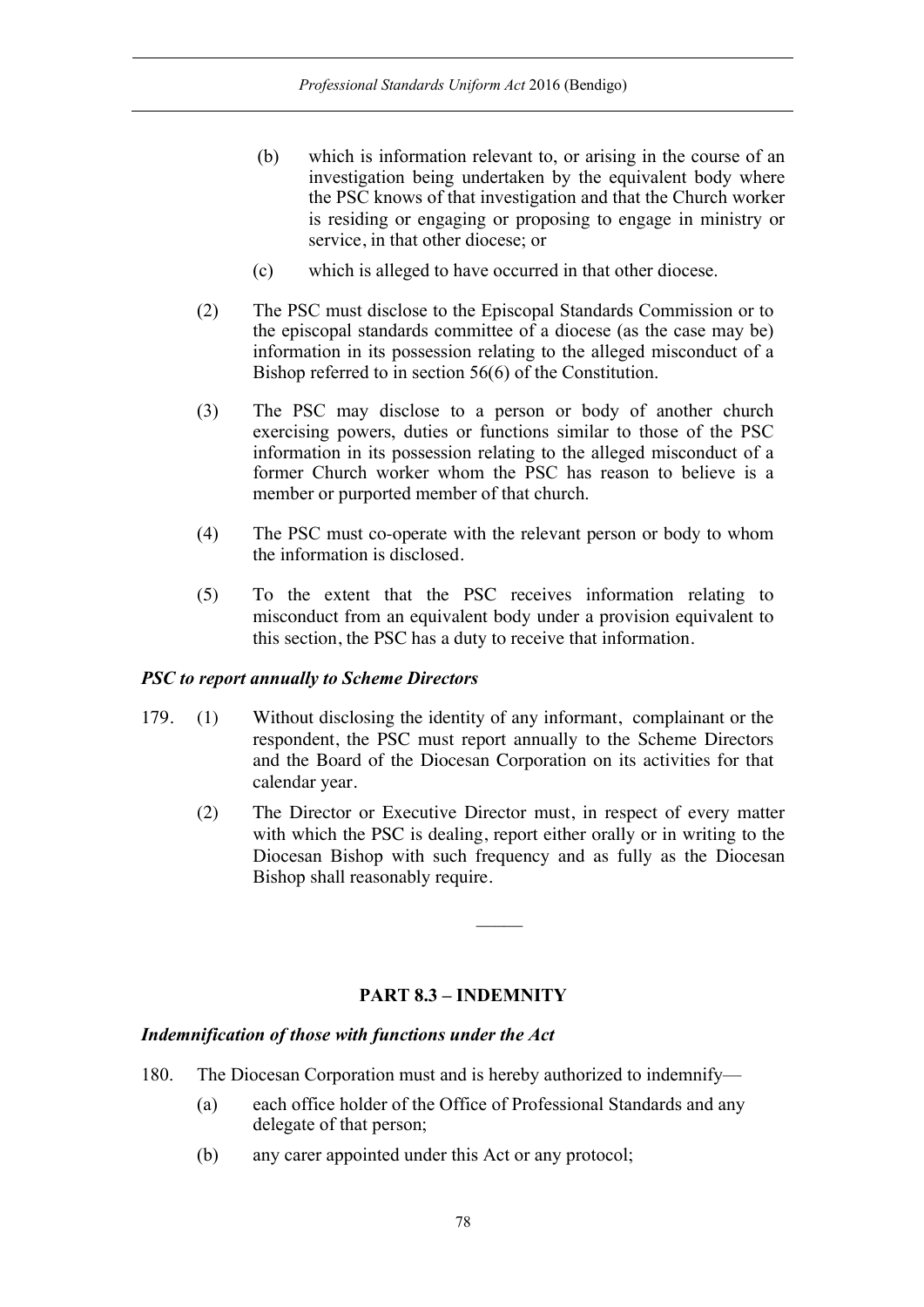(b) which is information relevant to, or arising in the course of an investigation being undertaken by the equivalent body where the PSC knows of that investigation and that the Church worker is residing or engaging or proposing to engage in ministry or service, in that other diocese; or

(c) which is alleged to have occurred in that other diocese.

(2) The PSC must disclose to the Episcopal Standards Commission or to the episcopal standards committee of a diocese (as the case may be) information in its possession relating to the alleged misconduct of a Bishop referred to in section 56(6) of the Constitution.

(3) The PSC may disclose to a person or body of another church exercising powers, duties or functions similar to those of the PSC information in its possession relating to the alleged misconduct of a former Church worker whom the PSC has reason to believe is a member or purported member of that church.

(4) The PSC must co-operate with the relevant person or body to whom the information is disclosed.

(5) To the extent that the PSC receives information relating to misconduct from an equivalent body under a provision equivalent to this section, the PSC has a duty to receive that information.

***PSC to report annually to Scheme Directors***

179. (1) Without disclosing the identity of any informant, complainant or the respondent, the PSC must report annually to the Scheme Directors and the Board of the Diocesan Corporation on its activities for that calendar year.

(2) The Director or Executive Director must, in respect of every matter with which the PSC is dealing, report either orally or in writing to the Diocesan Bishop with such frequency and as fully as the Diocesan Bishop shall reasonably require.

———

## PART 8.3 – INDEMNITY

***Indemnification of those with functions under the Act***

180. The Diocesan Corporation must and is hereby authorized to indemnify—

(a) each office holder of the Office of Professional Standards and any delegate of that person;

(b) any carer appointed under this Act or any protocol;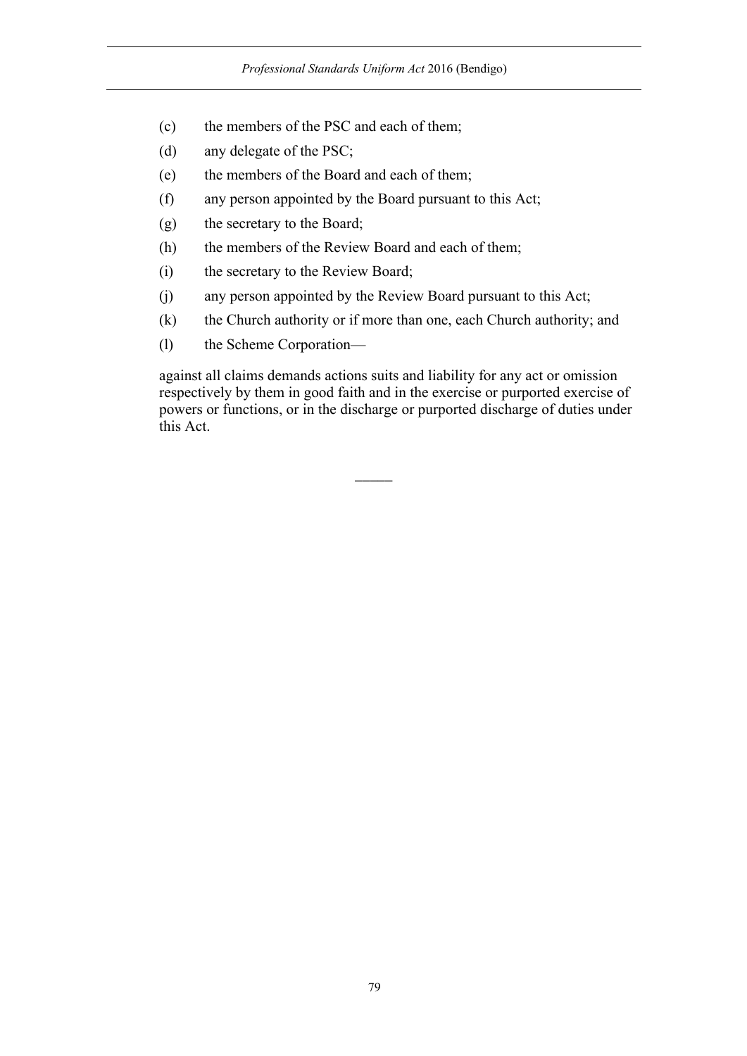(c) the members of the PSC and each of them;

(d) any delegate of the PSC;

(e) the members of the Board and each of them;

(f) any person appointed by the Board pursuant to this Act;

(g) the secretary to the Board;

(h) the members of the Review Board and each of them;

(i) the secretary to the Review Board;

(j) any person appointed by the Review Board pursuant to this Act;

(k) the Church authority or if more than one, each Church authority; and

(l) the Scheme Corporation—

against all claims demands actions suits and liability for any act or omission respectively by them in good faith and in the exercise or purported exercise of powers or functions, or in the discharge or purported discharge of duties under this Act.

———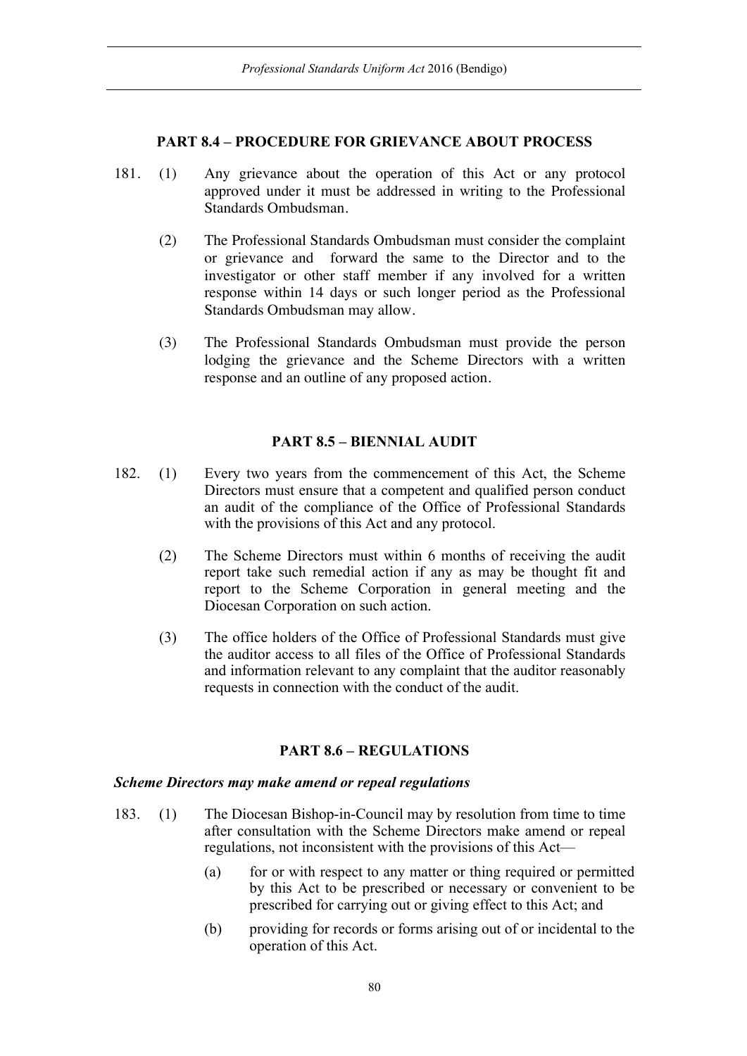## PART 8.4 – PROCEDURE FOR GRIEVANCE ABOUT PROCESS

181. (1) Any grievance about the operation of this Act or any protocol approved under it must be addressed in writing to the Professional Standards Ombudsman.

(2) The Professional Standards Ombudsman must consider the complaint or grievance and forward the same to the Director and to the investigator or other staff member if any involved for a written response within 14 days or such longer period as the Professional Standards Ombudsman may allow.

(3) The Professional Standards Ombudsman must provide the person lodging the grievance and the Scheme Directors with a written response and an outline of any proposed action.

## PART 8.5 – BIENNIAL AUDIT

182. (1) Every two years from the commencement of this Act, the Scheme Directors must ensure that a competent and qualified person conduct an audit of the compliance of the Office of Professional Standards with the provisions of this Act and any protocol.

(2) The Scheme Directors must within 6 months of receiving the audit report take such remedial action if any as may be thought fit and report to the Scheme Corporation in general meeting and the Diocesan Corporation on such action.

(3) The office holders of the Office of Professional Standards must give the auditor access to all files of the Office of Professional Standards and information relevant to any complaint that the auditor reasonably requests in connection with the conduct of the audit.

## PART 8.6 – REGULATIONS

***Scheme Directors may make amend or repeal regulations***

183. (1) The Diocesan Bishop-in-Council may by resolution from time to time after consultation with the Scheme Directors make amend or repeal regulations, not inconsistent with the provisions of this Act—

(a) for or with respect to any matter or thing required or permitted by this Act to be prescribed or necessary or convenient to be prescribed for carrying out or giving effect to this Act; and

(b) providing for records or forms arising out of or incidental to the operation of this Act.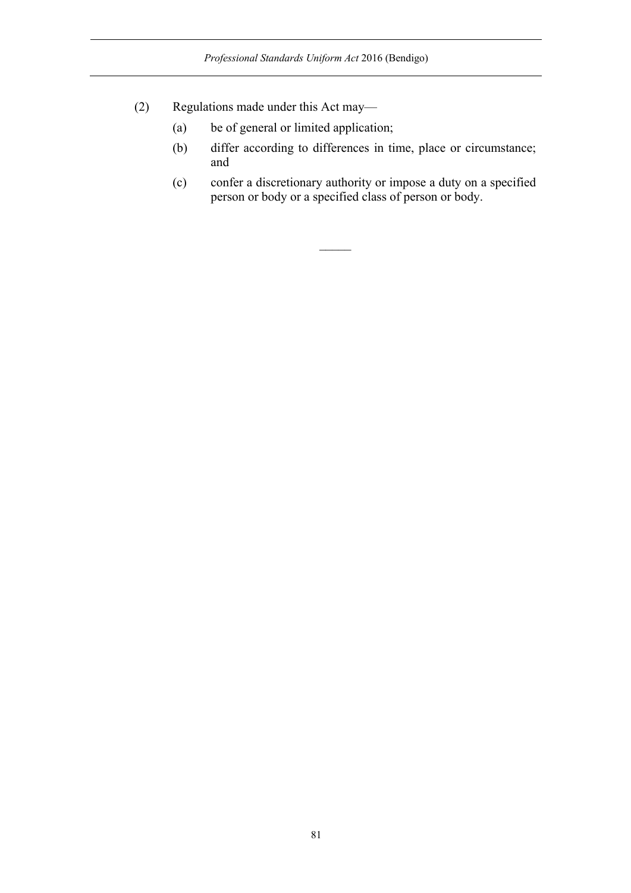(2) Regulations made under this Act may—

(a) be of general or limited application;

(b) differ according to differences in time, place or circumstance; and

(c) confer a discretionary authority or impose a duty on a specified person or body or a specified class of person or body.

―――――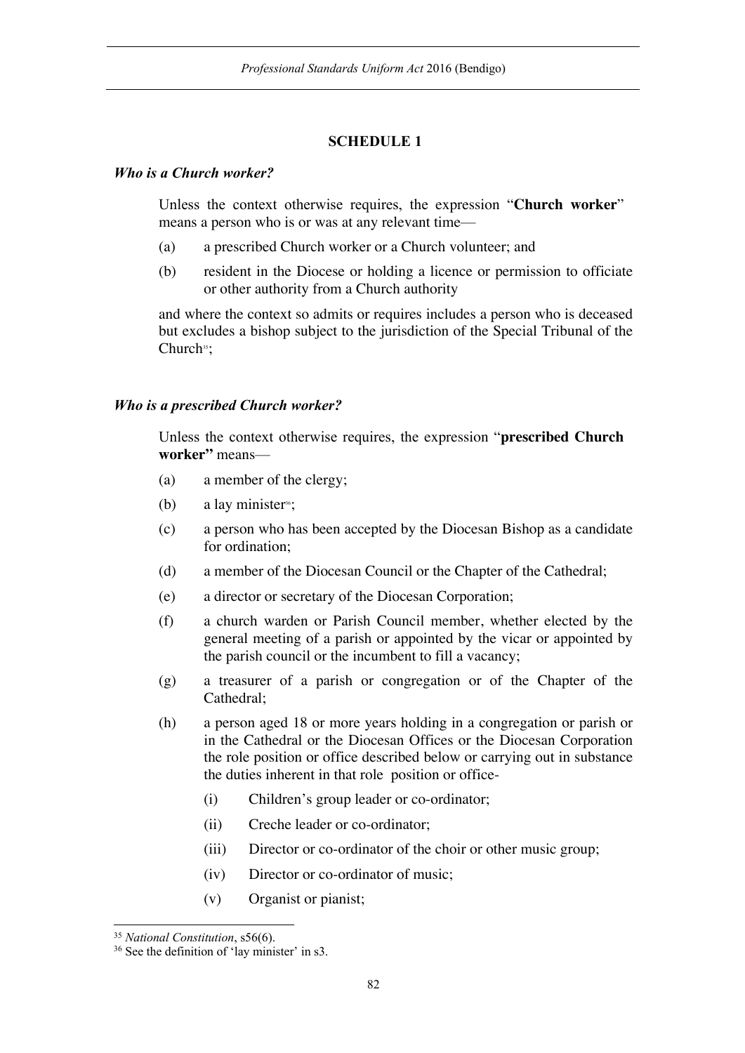## SCHEDULE 1

### *Who is a Church worker?*

Unless the context otherwise requires, the expression "**Church worker**" means a person who is or was at any relevant time—

(a) a prescribed Church worker or a Church volunteer; and

(b) resident in the Diocese or holding a licence or permission to officiate or other authority from a Church authority

and where the context so admits or requires includes a person who is deceased but excludes a bishop subject to the jurisdiction of the Special Tribunal of the Church[35];

### *Who is a prescribed Church worker?*

Unless the context otherwise requires, the expression "**prescribed Church worker"** means—

(a) a member of the clergy;

(b) a lay minister[36];

(c) a person who has been accepted by the Diocesan Bishop as a candidate for ordination;

(d) a member of the Diocesan Council or the Chapter of the Cathedral;

(e) a director or secretary of the Diocesan Corporation;

(f) a church warden or Parish Council member, whether elected by the general meeting of a parish or appointed by the vicar or appointed by the parish council or the incumbent to fill a vacancy;

(g) a treasurer of a parish or congregation or of the Chapter of the Cathedral;

(h) a person aged 18 or more years holding in a congregation or parish or in the Cathedral or the Diocesan Offices or the Diocesan Corporation the role position or office described below or carrying out in substance the duties inherent in that role position or office-

  (i) Children's group leader or co-ordinator;

  (ii) Creche leader or co-ordinator;

  (iii) Director or co-ordinator of the choir or other music group;

  (iv) Director or co-ordinator of music;

  (v) Organist or pianist;

---

[35] *National Constitution*, s56(6).

[36] See the definition of 'lay minister' in s3.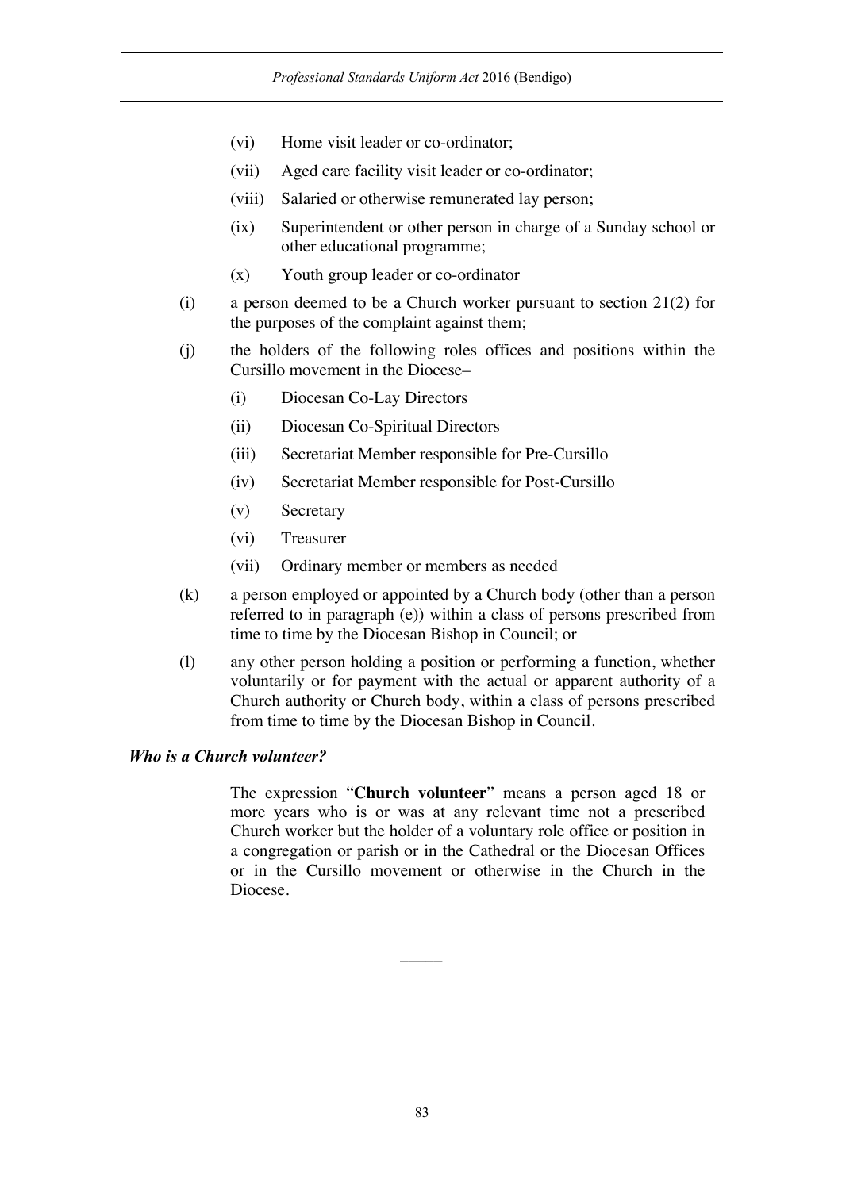- (vi) Home visit leader or co-ordinator;
- (vii) Aged care facility visit leader or co-ordinator;
- (viii) Salaried or otherwise remunerated lay person;
- (ix) Superintendent or other person in charge of a Sunday school or other educational programme;
- (x) Youth group leader or co-ordinator

(i) a person deemed to be a Church worker pursuant to section 21(2) for the purposes of the complaint against them;

(j) the holders of the following roles offices and positions within the Cursillo movement in the Diocese–

- (i) Diocesan Co-Lay Directors
- (ii) Diocesan Co-Spiritual Directors
- (iii) Secretariat Member responsible for Pre-Cursillo
- (iv) Secretariat Member responsible for Post-Cursillo
- (v) Secretary
- (vi) Treasurer
- (vii) Ordinary member or members as needed

(k) a person employed or appointed by a Church body (other than a person referred to in paragraph (e)) within a class of persons prescribed from time to time by the Diocesan Bishop in Council; or

(l) any other person holding a position or performing a function, whether voluntarily or for payment with the actual or apparent authority of a Church authority or Church body, within a class of persons prescribed from time to time by the Diocesan Bishop in Council.

### *Who is a Church volunteer?*

The expression "**Church volunteer**" means a person aged 18 or more years who is or was at any relevant time not a prescribed Church worker but the holder of a voluntary role office or position in a congregation or parish or in the Cathedral or the Diocesan Offices or in the Cursillo movement or otherwise in the Church in the Diocese.

———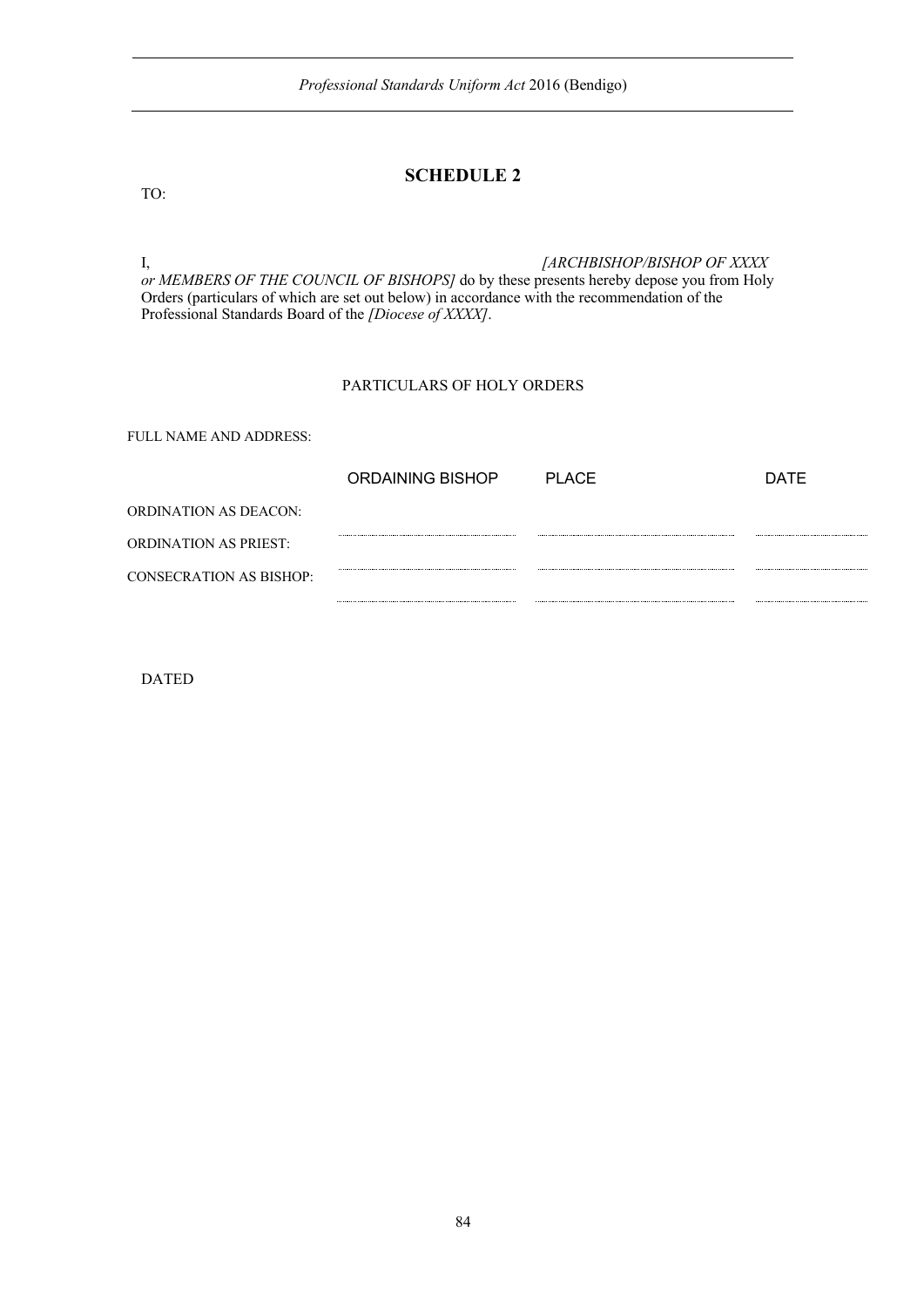# SCHEDULE 2

TO:

I, *[ARCHBISHOP/BISHOP OF XXXX or MEMBERS OF THE COUNCIL OF BISHOPS]* do by these presents hereby depose you from Holy Orders (particulars of which are set out below) in accordance with the recommendation of the Professional Standards Board of the *[Diocese of XXXX]*.

PARTICULARS OF HOLY ORDERS

FULL NAME AND ADDRESS:

| | ORDAINING BISHOP | PLACE | DATE |
|---|---|---|---|
| ORDINATION AS DEACON: | | | |
| ORDINATION AS PRIEST: | | | |
| CONSECRATION AS BISHOP: | | | |

DATED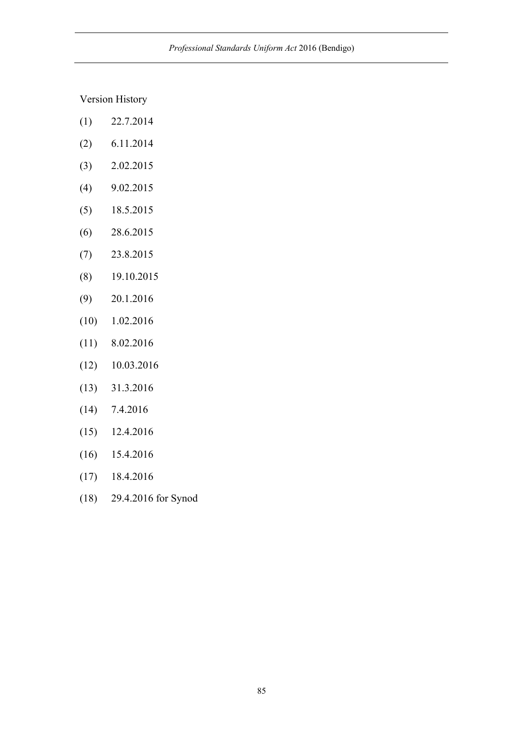Version History

(1) 22.7.2014

(2) 6.11.2014

(3) 2.02.2015

(4) 9.02.2015

(5) 18.5.2015

(6) 28.6.2015

(7) 23.8.2015

(8) 19.10.2015

(9) 20.1.2016

(10) 1.02.2016

(11) 8.02.2016

(12) 10.03.2016

(13) 31.3.2016

(14) 7.4.2016

(15) 12.4.2016

(16) 15.4.2016

(17) 18.4.2016

(18) 29.4.2016 for Synod